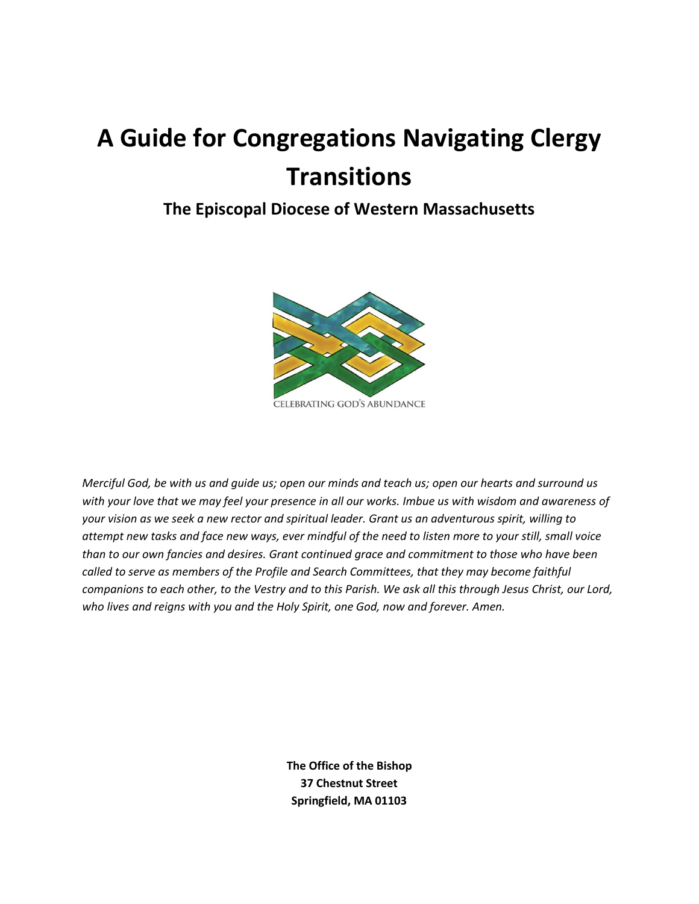# A Guide for Congregations Navigating Clergy Transitions

## The Episcopal Diocese of Western Massachusetts

CELEBRATING GOD'S ABUNDANCE

*Merciful God, be with us and guide us; open our minds and teach us; open our hearts and surround us with your love that we may feel your presence in all our works. Imbue us with wisdom and awareness of your vision as we seek a new rector and spiritual leader. Grant us an adventurous spirit, willing to attempt new tasks and face new ways, ever mindful of the need to listen more to your still, small voice than to our own fancies and desires. Grant continued grace and commitment to those who have been called to serve as members of the Profile and Search Committees, that they may become faithful companions to each other, to the Vestry and to this Parish. We ask all this through Jesus Christ, our Lord, who lives and reigns with you and the Holy Spirit, one God, now and forever. Amen.*

**The Office of the Bishop**
**37 Chestnut Street**
**Springfield, MA 01103**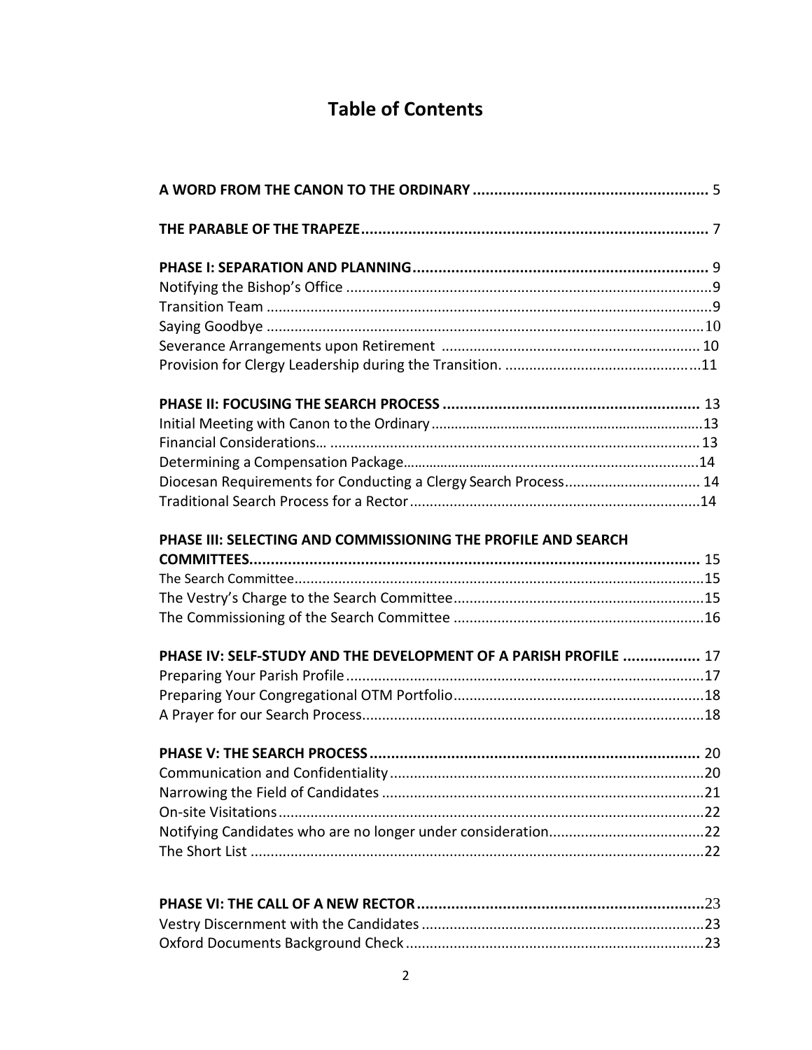# Table of Contents

**A WORD FROM THE CANON TO THE ORDINARY** ........................................................ 5

**THE PARABLE OF THE TRAPEZE** .................................................................................. 7

**PHASE I: SEPARATION AND PLANNING** ...................................................................... 9

Notifying the Bishop's Office ............................................................................................9

Transition Team ................................................................................................................9

Saying Goodbye ..............................................................................................................10

Severance Arrangements upon Retirement ................................................................ 10

Provision for Clergy Leadership during the Transition. ..................................................11

**PHASE II: FOCUSING THE SEARCH PROCESS** ............................................................ 13

Initial Meeting with Canon to the Ordinary .....................................................................13

Financial Considerations… ............................................................................................. 13

Determining a Compensation Package..........................................................................14

Diocesan Requirements for Conducting a Clergy Search Process.................................. 14

Traditional Search Process for a Rector.........................................................................14

**PHASE III: SELECTING AND COMMISSIONING THE PROFILE AND SEARCH COMMITTEES** .......................................................................................................... 15

The Search Committee.......................................................................................................15

The Vestry's Charge to the Search Committee...............................................................15

The Commissioning of the Search Committee ...............................................................16

**PHASE IV: SELF-STUDY AND THE DEVELOPMENT OF A PARISH PROFILE** .................. 17

Preparing Your Parish Profile ..........................................................................................17

Preparing Your Congregational OTM Portfolio...............................................................18

A Prayer for our Search Process......................................................................................18

**PHASE V: THE SEARCH PROCESS** ............................................................................. 20

Communication and Confidentiality ...............................................................................20

Narrowing the Field of Candidates .................................................................................21

On-site Visitations...........................................................................................................22

Notifying Candidates who are no longer under consideration.......................................22

The Short List ..................................................................................................................22

**PHASE VI: THE CALL OF A NEW RECTOR** ....................................................................23

Vestry Discernment with the Candidates .......................................................................23

Oxford Documents Background Check ...........................................................................23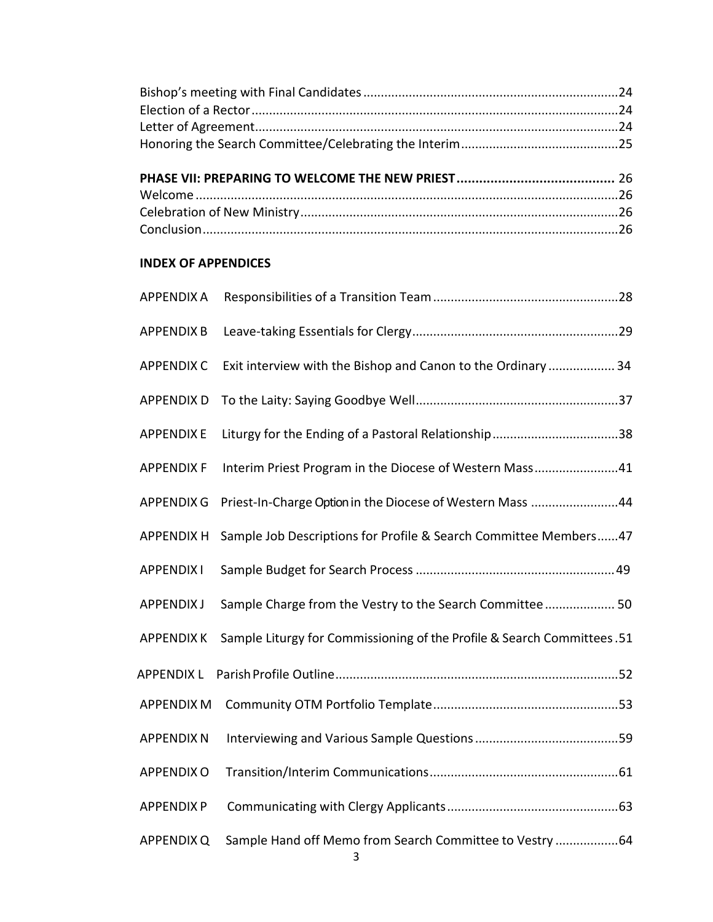Bishop's meeting with Final Candidates ........................................................................24
Election of a Rector ........................................................................................................24
Letter of Agreement ........................................................................................................24
Honoring the Search Committee/Celebrating the Interim ............................................25

**PHASE VII: PREPARING TO WELCOME THE NEW PRIEST ..........................................** 26
Welcome ........................................................................................................................26
Celebration of New Ministry ..........................................................................................26
Conclusion ......................................................................................................................26

**INDEX OF APPENDICES**

APPENDIX A Responsibilities of a Transition Team ....................................................28

APPENDIX B Leave-taking Essentials for Clergy ..........................................................29

APPENDIX C Exit interview with the Bishop and Canon to the Ordinary .................. 34

APPENDIX D To the Laity: Saying Goodbye Well .........................................................37

APPENDIX E Liturgy for the Ending of a Pastoral Relationship ...................................38

APPENDIX F Interim Priest Program in the Diocese of Western Mass ........................41

APPENDIX G Priest-In-Charge Option in the Diocese of Western Mass .........................44

APPENDIX H Sample Job Descriptions for Profile & Search Committee Members ......47

APPENDIX I Sample Budget for Search Process ........................................................49

APPENDIX J Sample Charge from the Vestry to the Search Committee .................... 50

APPENDIX K Sample Liturgy for Commissioning of the Profile & Search Committees .51

APPENDIX L Parish Profile Outline ................................................................................52

APPENDIX M Community OTM Portfolio Template ....................................................53

APPENDIX N Interviewing and Various Sample Questions .........................................59

APPENDIX O Transition/Interim Communications .....................................................61

APPENDIX P Communicating with Clergy Applicants ................................................63

APPENDIX Q Sample Hand off Memo from Search Committee to Vestry .................64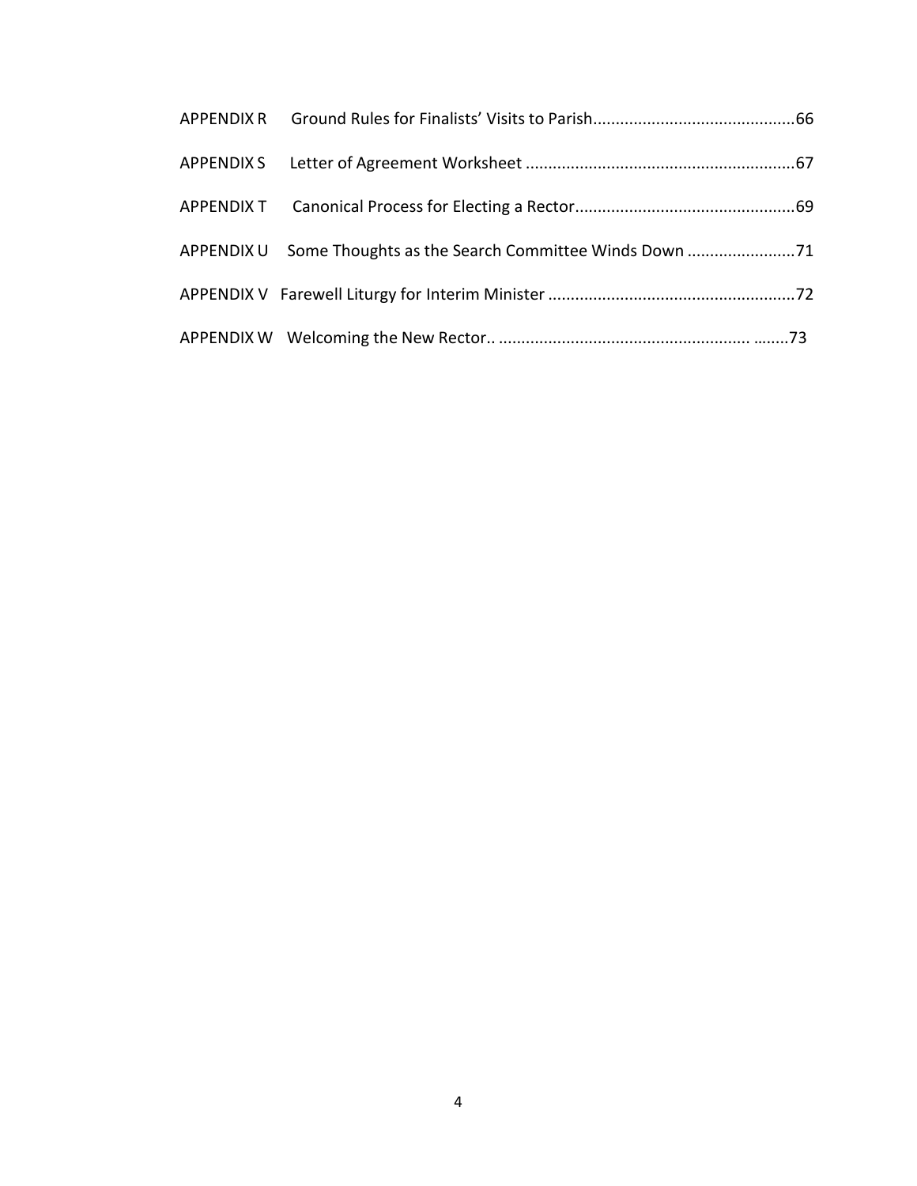APPENDIX R Ground Rules for Finalists' Visits to Parish............................................66

APPENDIX S Letter of Agreement Worksheet ...........................................................67

APPENDIX T Canonical Process for Electing a Rector................................................69

APPENDIX U Some Thoughts as the Search Committee Winds Down ........................71

APPENDIX V Farewell Liturgy for Interim Minister ......................................................72

APPENDIX W Welcoming the New Rector.. ....................................................... ........73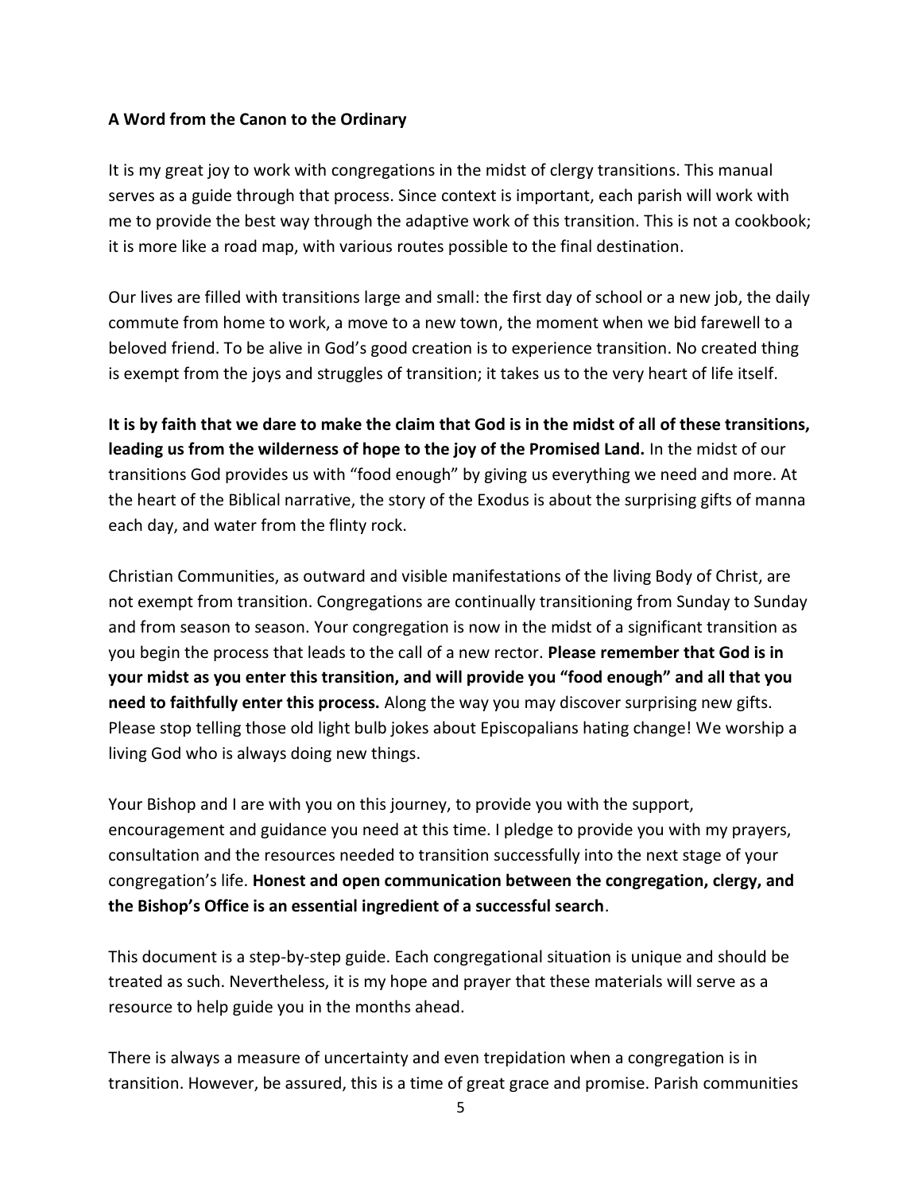**A Word from the Canon to the Ordinary**

It is my great joy to work with congregations in the midst of clergy transitions. This manual serves as a guide through that process. Since context is important, each parish will work with me to provide the best way through the adaptive work of this transition. This is not a cookbook; it is more like a road map, with various routes possible to the final destination.

Our lives are filled with transitions large and small: the first day of school or a new job, the daily commute from home to work, a move to a new town, the moment when we bid farewell to a beloved friend. To be alive in God's good creation is to experience transition. No created thing is exempt from the joys and struggles of transition; it takes us to the very heart of life itself.

**It is by faith that we dare to make the claim that God is in the midst of all of these transitions, leading us from the wilderness of hope to the joy of the Promised Land.** In the midst of our transitions God provides us with "food enough" by giving us everything we need and more. At the heart of the Biblical narrative, the story of the Exodus is about the surprising gifts of manna each day, and water from the flinty rock.

Christian Communities, as outward and visible manifestations of the living Body of Christ, are not exempt from transition. Congregations are continually transitioning from Sunday to Sunday and from season to season. Your congregation is now in the midst of a significant transition as you begin the process that leads to the call of a new rector. **Please remember that God is in your midst as you enter this transition, and will provide you "food enough" and all that you need to faithfully enter this process.** Along the way you may discover surprising new gifts. Please stop telling those old light bulb jokes about Episcopalians hating change! We worship a living God who is always doing new things.

Your Bishop and I are with you on this journey, to provide you with the support, encouragement and guidance you need at this time. I pledge to provide you with my prayers, consultation and the resources needed to transition successfully into the next stage of your congregation's life. **Honest and open communication between the congregation, clergy, and the Bishop's Office is an essential ingredient of a successful search**.

This document is a step-by-step guide. Each congregational situation is unique and should be treated as such. Nevertheless, it is my hope and prayer that these materials will serve as a resource to help guide you in the months ahead.

There is always a measure of uncertainty and even trepidation when a congregation is in transition. However, be assured, this is a time of great grace and promise. Parish communities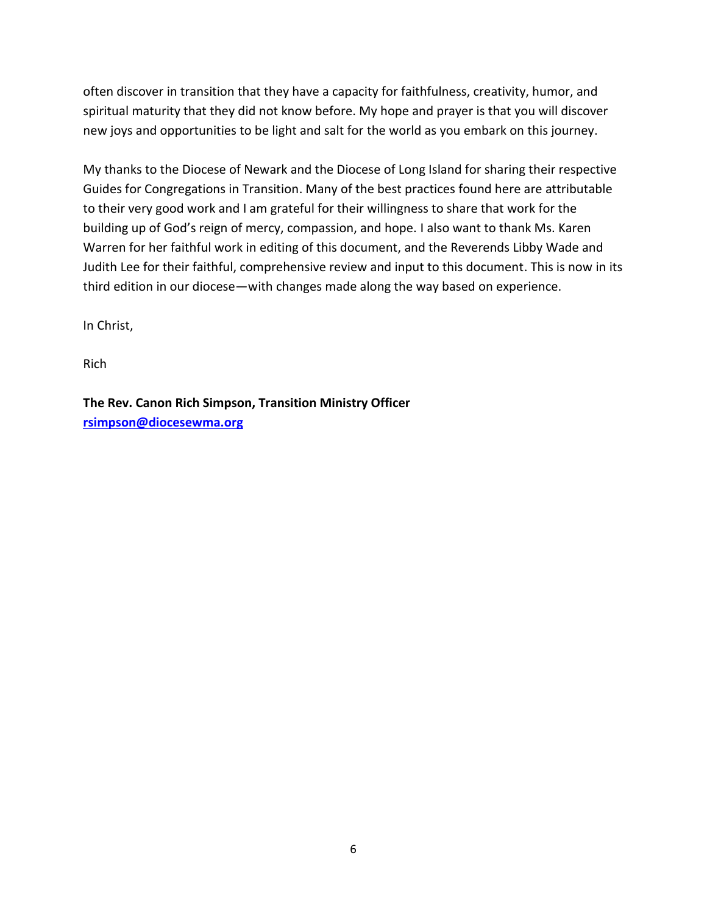often discover in transition that they have a capacity for faithfulness, creativity, humor, and spiritual maturity that they did not know before. My hope and prayer is that you will discover new joys and opportunities to be light and salt for the world as you embark on this journey.

My thanks to the Diocese of Newark and the Diocese of Long Island for sharing their respective Guides for Congregations in Transition. Many of the best practices found here are attributable to their very good work and I am grateful for their willingness to share that work for the building up of God's reign of mercy, compassion, and hope. I also want to thank Ms. Karen Warren for her faithful work in editing of this document, and the Reverends Libby Wade and Judith Lee for their faithful, comprehensive review and input to this document. This is now in its third edition in our diocese—with changes made along the way based on experience.

In Christ,

Rich

**The Rev. Canon Rich Simpson, Transition Ministry Officer**
**rsimpson@diocesewma.org**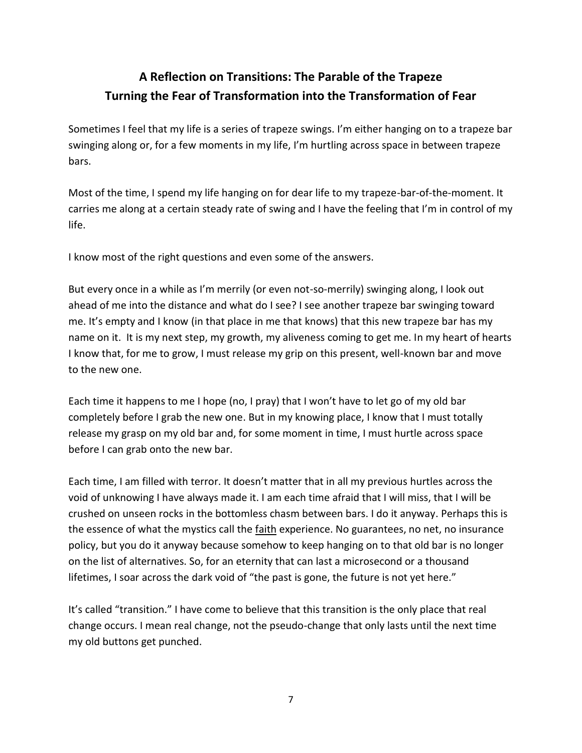## A Reflection on Transitions: The Parable of the Trapeze
## Turning the Fear of Transformation into the Transformation of Fear

Sometimes I feel that my life is a series of trapeze swings. I'm either hanging on to a trapeze bar swinging along or, for a few moments in my life, I'm hurtling across space in between trapeze bars.

Most of the time, I spend my life hanging on for dear life to my trapeze-bar-of-the-moment. It carries me along at a certain steady rate of swing and I have the feeling that I'm in control of my life.

I know most of the right questions and even some of the answers.

But every once in a while as I'm merrily (or even not-so-merrily) swinging along, I look out ahead of me into the distance and what do I see? I see another trapeze bar swinging toward me. It's empty and I know (in that place in me that knows) that this new trapeze bar has my name on it. It is my next step, my growth, my aliveness coming to get me. In my heart of hearts I know that, for me to grow, I must release my grip on this present, well-known bar and move to the new one.

Each time it happens to me I hope (no, I pray) that I won't have to let go of my old bar completely before I grab the new one. But in my knowing place, I know that I must totally release my grasp on my old bar and, for some moment in time, I must hurtle across space before I can grab onto the new bar.

Each time, I am filled with terror. It doesn't matter that in all my previous hurtles across the void of unknowing I have always made it. I am each time afraid that I will miss, that I will be crushed on unseen rocks in the bottomless chasm between bars. I do it anyway. Perhaps this is the essence of what the mystics call the <u>faith</u> experience. No guarantees, no net, no insurance policy, but you do it anyway because somehow to keep hanging on to that old bar is no longer on the list of alternatives. So, for an eternity that can last a microsecond or a thousand lifetimes, I soar across the dark void of "the past is gone, the future is not yet here."

It's called "transition." I have come to believe that this transition is the only place that real change occurs. I mean real change, not the pseudo-change that only lasts until the next time my old buttons get punched.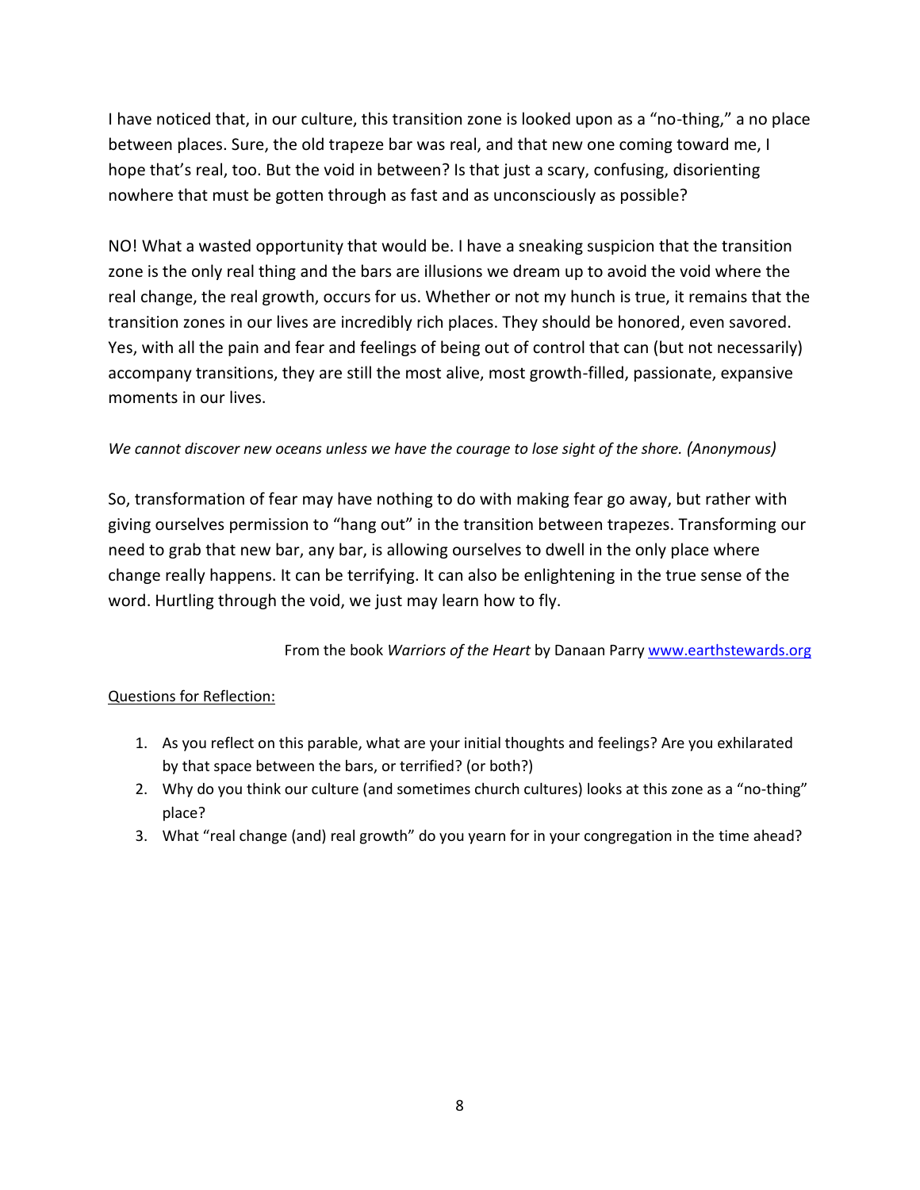I have noticed that, in our culture, this transition zone is looked upon as a "no-thing," a no place between places. Sure, the old trapeze bar was real, and that new one coming toward me, I hope that's real, too. But the void in between? Is that just a scary, confusing, disorienting nowhere that must be gotten through as fast and as unconsciously as possible?

NO! What a wasted opportunity that would be. I have a sneaking suspicion that the transition zone is the only real thing and the bars are illusions we dream up to avoid the void where the real change, the real growth, occurs for us. Whether or not my hunch is true, it remains that the transition zones in our lives are incredibly rich places. They should be honored, even savored. Yes, with all the pain and fear and feelings of being out of control that can (but not necessarily) accompany transitions, they are still the most alive, most growth-filled, passionate, expansive moments in our lives.

*We cannot discover new oceans unless we have the courage to lose sight of the shore. (Anonymous)*

So, transformation of fear may have nothing to do with making fear go away, but rather with giving ourselves permission to "hang out" in the transition between trapezes. Transforming our need to grab that new bar, any bar, is allowing ourselves to dwell in the only place where change really happens. It can be terrifying. It can also be enlightening in the true sense of the word. Hurtling through the void, we just may learn how to fly.

From the book *Warriors of the Heart* by Danaan Parry [www.earthstewards.org](www.earthstewards.org)

Questions for Reflection:

1. As you reflect on this parable, what are your initial thoughts and feelings? Are you exhilarated by that space between the bars, or terrified? (or both?)
2. Why do you think our culture (and sometimes church cultures) looks at this zone as a "no-thing" place?
3. What "real change (and) real growth" do you yearn for in your congregation in the time ahead?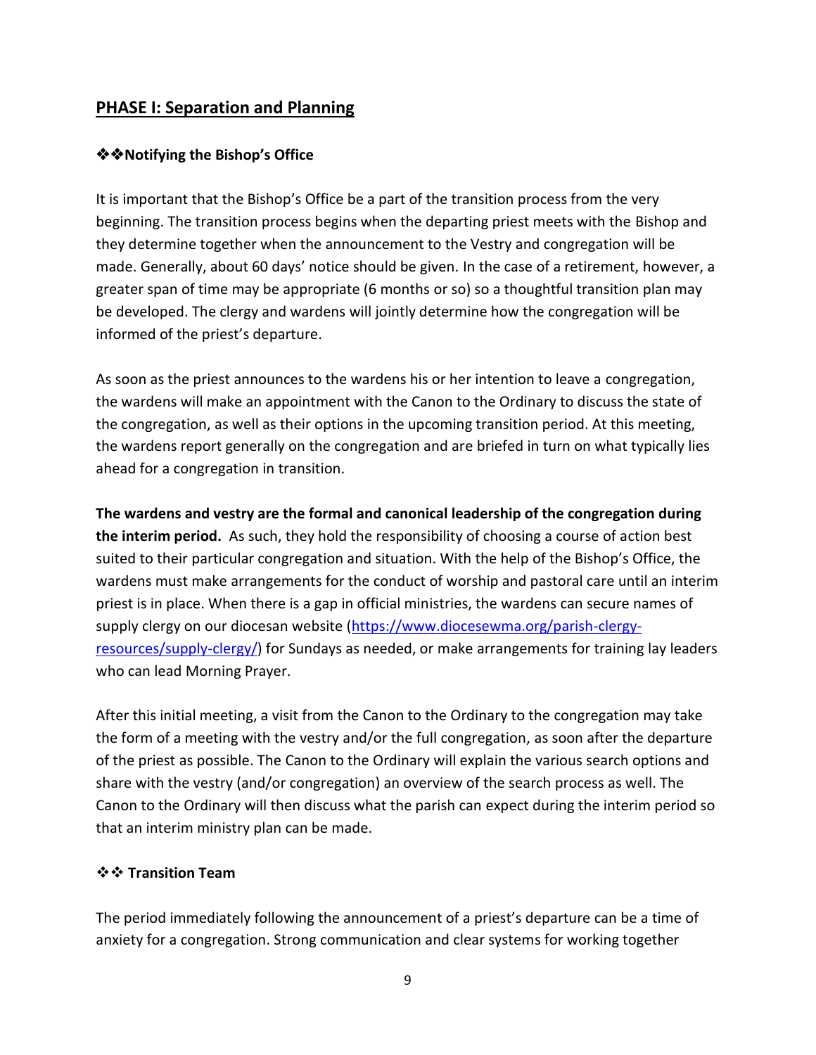## PHASE I: Separation and Planning

### ❖❖Notifying the Bishop's Office

It is important that the Bishop's Office be a part of the transition process from the very beginning. The transition process begins when the departing priest meets with the Bishop and they determine together when the announcement to the Vestry and congregation will be made. Generally, about 60 days' notice should be given. In the case of a retirement, however, a greater span of time may be appropriate (6 months or so) so a thoughtful transition plan may be developed. The clergy and wardens will jointly determine how the congregation will be informed of the priest's departure.

As soon as the priest announces to the wardens his or her intention to leave a congregation, the wardens will make an appointment with the Canon to the Ordinary to discuss the state of the congregation, as well as their options in the upcoming transition period. At this meeting, the wardens report generally on the congregation and are briefed in turn on what typically lies ahead for a congregation in transition.

**The wardens and vestry are the formal and canonical leadership of the congregation during the interim period.** As such, they hold the responsibility of choosing a course of action best suited to their particular congregation and situation. With the help of the Bishop's Office, the wardens must make arrangements for the conduct of worship and pastoral care until an interim priest is in place. When there is a gap in official ministries, the wardens can secure names of supply clergy on our diocesan website (https://www.diocesewma.org/parish-clergy-resources/supply-clergy/) for Sundays as needed, or make arrangements for training lay leaders who can lead Morning Prayer.

After this initial meeting, a visit from the Canon to the Ordinary to the congregation may take the form of a meeting with the vestry and/or the full congregation, as soon after the departure of the priest as possible. The Canon to the Ordinary will explain the various search options and share with the vestry (and/or congregation) an overview of the search process as well. The Canon to the Ordinary will then discuss what the parish can expect during the interim period so that an interim ministry plan can be made.

### ❖❖ Transition Team

The period immediately following the announcement of a priest's departure can be a time of anxiety for a congregation. Strong communication and clear systems for working together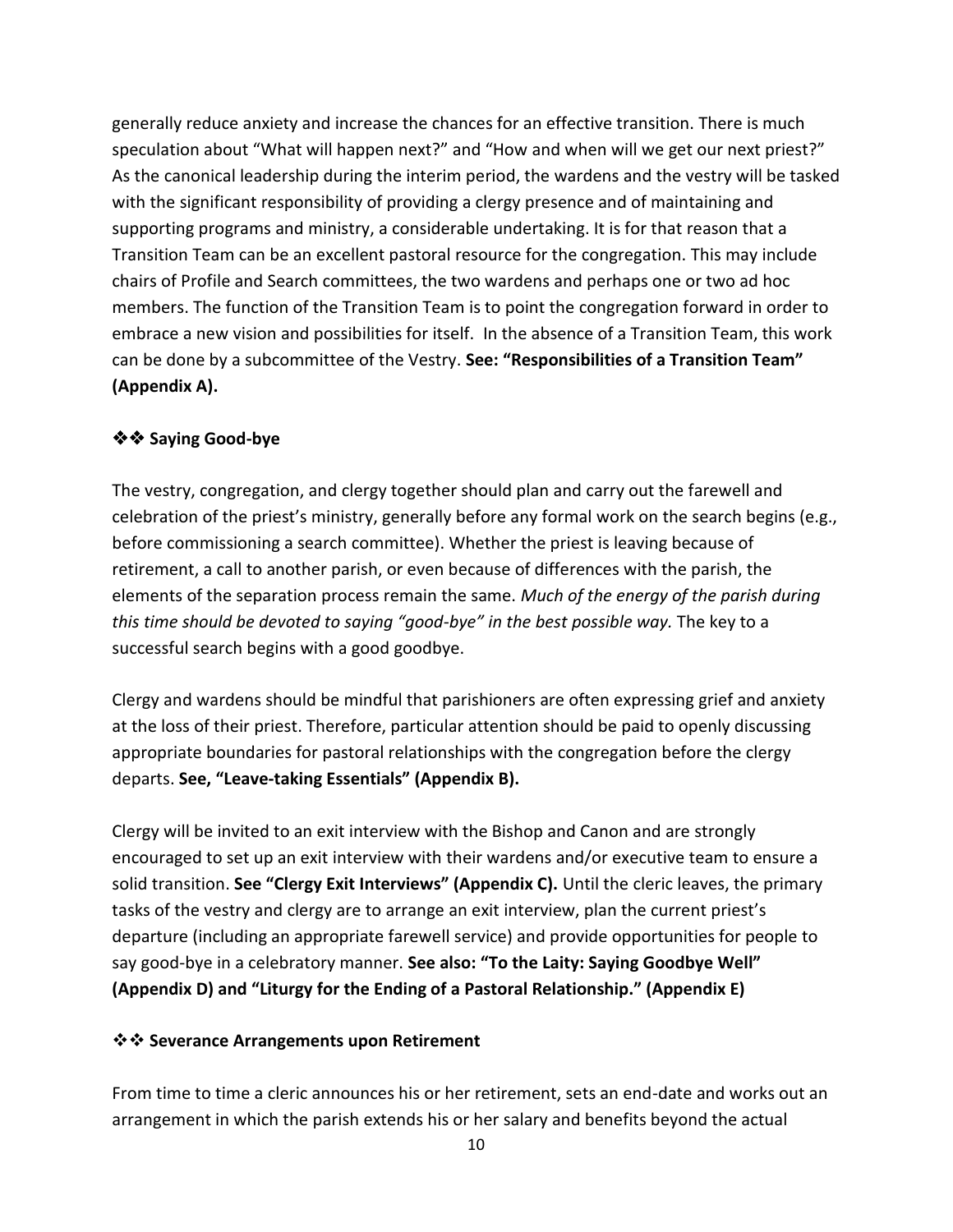generally reduce anxiety and increase the chances for an effective transition. There is much speculation about "What will happen next?" and "How and when will we get our next priest?" As the canonical leadership during the interim period, the wardens and the vestry will be tasked with the significant responsibility of providing a clergy presence and of maintaining and supporting programs and ministry, a considerable undertaking. It is for that reason that a Transition Team can be an excellent pastoral resource for the congregation. This may include chairs of Profile and Search committees, the two wardens and perhaps one or two ad hoc members. The function of the Transition Team is to point the congregation forward in order to embrace a new vision and possibilities for itself. In the absence of a Transition Team, this work can be done by a subcommittee of the Vestry. **See: "Responsibilities of a Transition Team" (Appendix A).**

### ❖❖ Saying Good-bye

The vestry, congregation, and clergy together should plan and carry out the farewell and celebration of the priest's ministry, generally before any formal work on the search begins (e.g., before commissioning a search committee). Whether the priest is leaving because of retirement, a call to another parish, or even because of differences with the parish, the elements of the separation process remain the same. *Much of the energy of the parish during this time should be devoted to saying "good-bye" in the best possible way.* The key to a successful search begins with a good goodbye.

Clergy and wardens should be mindful that parishioners are often expressing grief and anxiety at the loss of their priest. Therefore, particular attention should be paid to openly discussing appropriate boundaries for pastoral relationships with the congregation before the clergy departs. **See, "Leave-taking Essentials" (Appendix B).**

Clergy will be invited to an exit interview with the Bishop and Canon and are strongly encouraged to set up an exit interview with their wardens and/or executive team to ensure a solid transition. **See "Clergy Exit Interviews" (Appendix C).** Until the cleric leaves, the primary tasks of the vestry and clergy are to arrange an exit interview, plan the current priest's departure (including an appropriate farewell service) and provide opportunities for people to say good-bye in a celebratory manner. **See also: "To the Laity: Saying Goodbye Well" (Appendix D) and "Liturgy for the Ending of a Pastoral Relationship." (Appendix E)**

### ❖❖ Severance Arrangements upon Retirement

From time to time a cleric announces his or her retirement, sets an end-date and works out an arrangement in which the parish extends his or her salary and benefits beyond the actual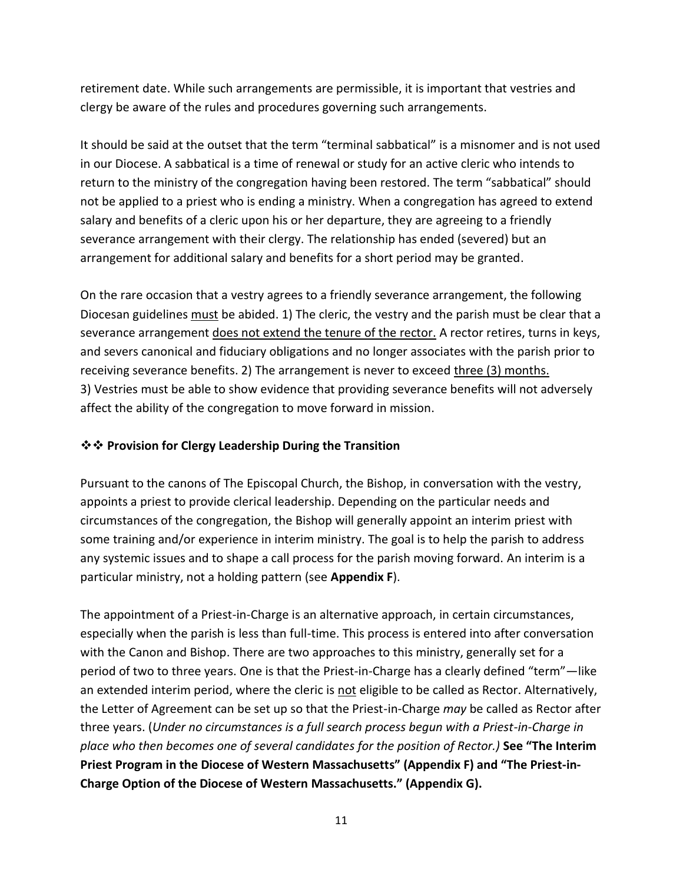retirement date. While such arrangements are permissible, it is important that vestries and clergy be aware of the rules and procedures governing such arrangements.

It should be said at the outset that the term "terminal sabbatical" is a misnomer and is not used in our Diocese. A sabbatical is a time of renewal or study for an active cleric who intends to return to the ministry of the congregation having been restored. The term "sabbatical" should not be applied to a priest who is ending a ministry. When a congregation has agreed to extend salary and benefits of a cleric upon his or her departure, they are agreeing to a friendly severance arrangement with their clergy. The relationship has ended (severed) but an arrangement for additional salary and benefits for a short period may be granted.

On the rare occasion that a vestry agrees to a friendly severance arrangement, the following Diocesan guidelines <u>must</u> be abided. 1) The cleric, the vestry and the parish must be clear that a severance arrangement <u>does not extend the tenure of the rector.</u> A rector retires, turns in keys, and severs canonical and fiduciary obligations and no longer associates with the parish prior to receiving severance benefits. 2) The arrangement is never to exceed <u>three (3) months.</u> 3) Vestries must be able to show evidence that providing severance benefits will not adversely affect the ability of the congregation to move forward in mission.

### ❖❖ Provision for Clergy Leadership During the Transition

Pursuant to the canons of The Episcopal Church, the Bishop, in conversation with the vestry, appoints a priest to provide clerical leadership. Depending on the particular needs and circumstances of the congregation, the Bishop will generally appoint an interim priest with some training and/or experience in interim ministry. The goal is to help the parish to address any systemic issues and to shape a call process for the parish moving forward. An interim is a particular ministry, not a holding pattern (see **Appendix F**).

The appointment of a Priest-in-Charge is an alternative approach, in certain circumstances, especially when the parish is less than full-time. This process is entered into after conversation with the Canon and Bishop. There are two approaches to this ministry, generally set for a period of two to three years. One is that the Priest-in-Charge has a clearly defined "term"—like an extended interim period, where the cleric is <u>not</u> eligible to be called as Rector. Alternatively, the Letter of Agreement can be set up so that the Priest-in-Charge *may* be called as Rector after three years. (*Under no circumstances is a full search process begun with a Priest-in-Charge in place who then becomes one of several candidates for the position of Rector.)* **See "The Interim Priest Program in the Diocese of Western Massachusetts" (Appendix F) and "The Priest-in-Charge Option of the Diocese of Western Massachusetts." (Appendix G).**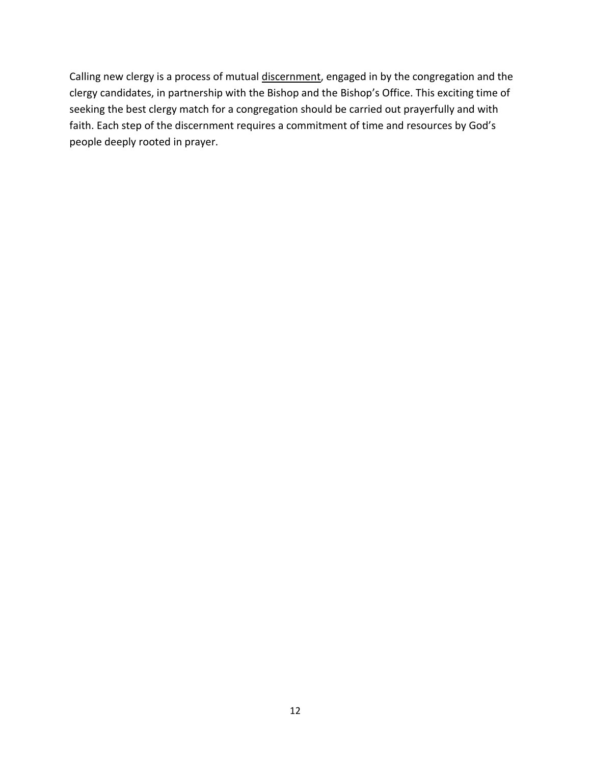Calling new clergy is a process of mutual discernment, engaged in by the congregation and the clergy candidates, in partnership with the Bishop and the Bishop's Office. This exciting time of seeking the best clergy match for a congregation should be carried out prayerfully and with faith. Each step of the discernment requires a commitment of time and resources by God's people deeply rooted in prayer.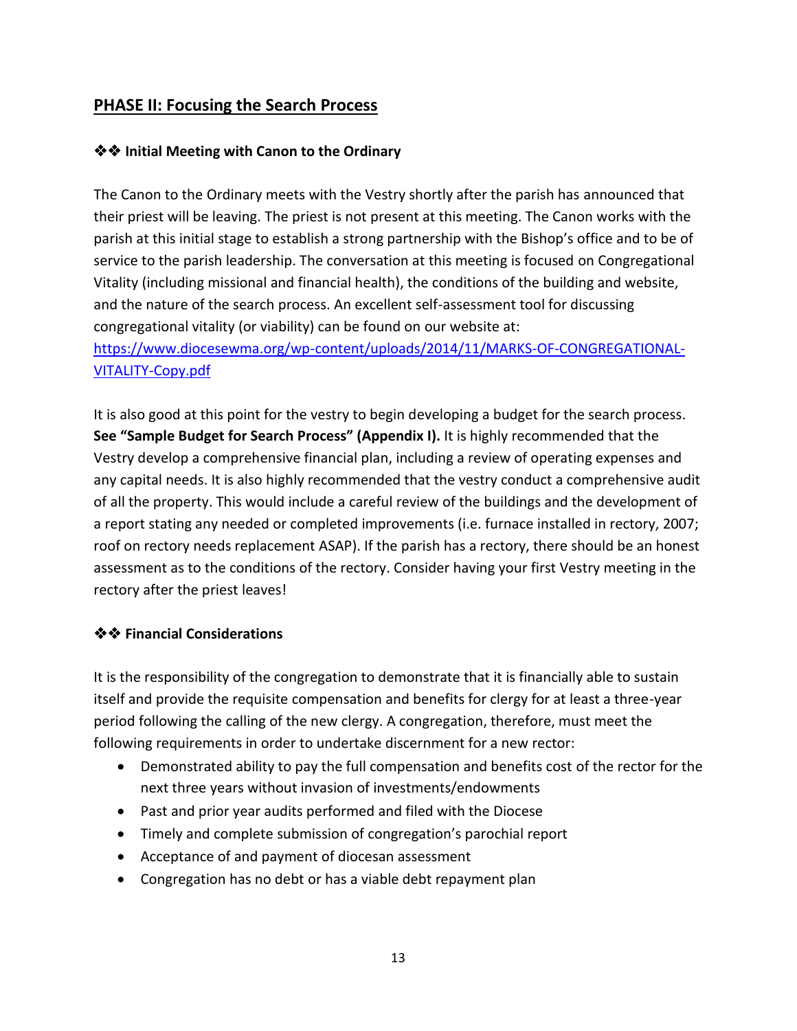## PHASE II: Focusing the Search Process

### ❖❖ Initial Meeting with Canon to the Ordinary

The Canon to the Ordinary meets with the Vestry shortly after the parish has announced that their priest will be leaving. The priest is not present at this meeting. The Canon works with the parish at this initial stage to establish a strong partnership with the Bishop's office and to be of service to the parish leadership. The conversation at this meeting is focused on Congregational Vitality (including missional and financial health), the conditions of the building and website, and the nature of the search process. An excellent self-assessment tool for discussing congregational vitality (or viability) can be found on our website at: [https://www.diocesewma.org/wp-content/uploads/2014/11/MARKS-OF-CONGREGATIONAL-VITALITY-Copy.pdf](https://www.diocesewma.org/wp-content/uploads/2014/11/MARKS-OF-CONGREGATIONAL-VITALITY-Copy.pdf)

It is also good at this point for the vestry to begin developing a budget for the search process. **See "Sample Budget for Search Process" (Appendix I).** It is highly recommended that the Vestry develop a comprehensive financial plan, including a review of operating expenses and any capital needs. It is also highly recommended that the vestry conduct a comprehensive audit of all the property. This would include a careful review of the buildings and the development of a report stating any needed or completed improvements (i.e. furnace installed in rectory, 2007; roof on rectory needs replacement ASAP). If the parish has a rectory, there should be an honest assessment as to the conditions of the rectory. Consider having your first Vestry meeting in the rectory after the priest leaves!

### ❖❖ Financial Considerations

It is the responsibility of the congregation to demonstrate that it is financially able to sustain itself and provide the requisite compensation and benefits for clergy for at least a three-year period following the calling of the new clergy. A congregation, therefore, must meet the following requirements in order to undertake discernment for a new rector:

- Demonstrated ability to pay the full compensation and benefits cost of the rector for the next three years without invasion of investments/endowments
- Past and prior year audits performed and filed with the Diocese
- Timely and complete submission of congregation's parochial report
- Acceptance of and payment of diocesan assessment
- Congregation has no debt or has a viable debt repayment plan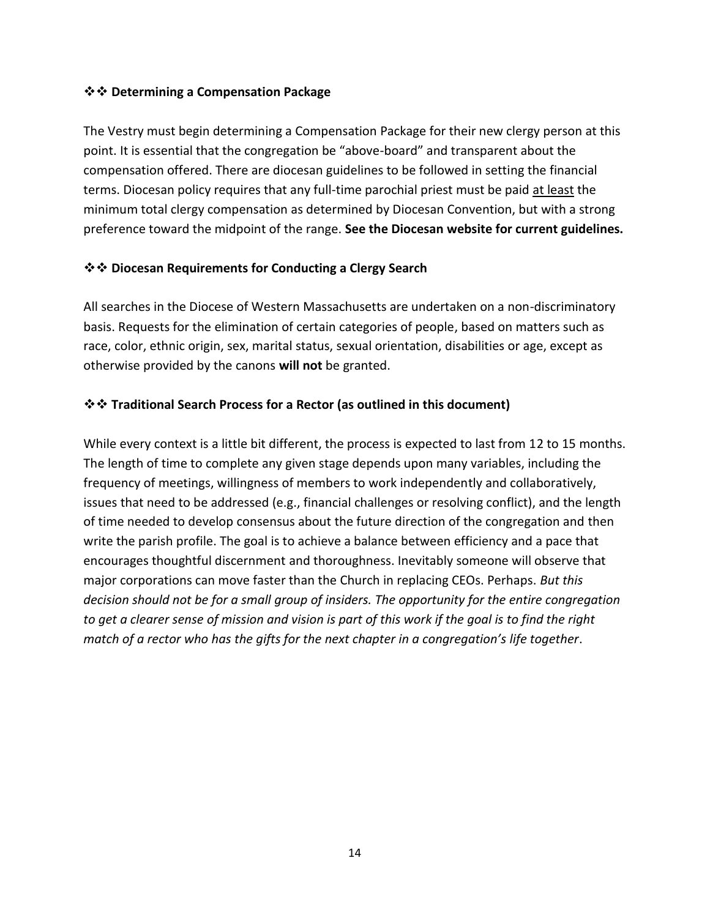### ❖❖ Determining a Compensation Package

The Vestry must begin determining a Compensation Package for their new clergy person at this point. It is essential that the congregation be "above-board" and transparent about the compensation offered. There are diocesan guidelines to be followed in setting the financial terms. Diocesan policy requires that any full-time parochial priest must be paid at least the minimum total clergy compensation as determined by Diocesan Convention, but with a strong preference toward the midpoint of the range. **See the Diocesan website for current guidelines.**

### ❖❖ Diocesan Requirements for Conducting a Clergy Search

All searches in the Diocese of Western Massachusetts are undertaken on a non-discriminatory basis. Requests for the elimination of certain categories of people, based on matters such as race, color, ethnic origin, sex, marital status, sexual orientation, disabilities or age, except as otherwise provided by the canons **will not** be granted.

### ❖❖ Traditional Search Process for a Rector (as outlined in this document)

While every context is a little bit different, the process is expected to last from 12 to 15 months. The length of time to complete any given stage depends upon many variables, including the frequency of meetings, willingness of members to work independently and collaboratively, issues that need to be addressed (e.g., financial challenges or resolving conflict), and the length of time needed to develop consensus about the future direction of the congregation and then write the parish profile. The goal is to achieve a balance between efficiency and a pace that encourages thoughtful discernment and thoroughness. Inevitably someone will observe that major corporations can move faster than the Church in replacing CEOs. Perhaps. *But this decision should not be for a small group of insiders. The opportunity for the entire congregation to get a clearer sense of mission and vision is part of this work if the goal is to find the right match of a rector who has the gifts for the next chapter in a congregation's life together*.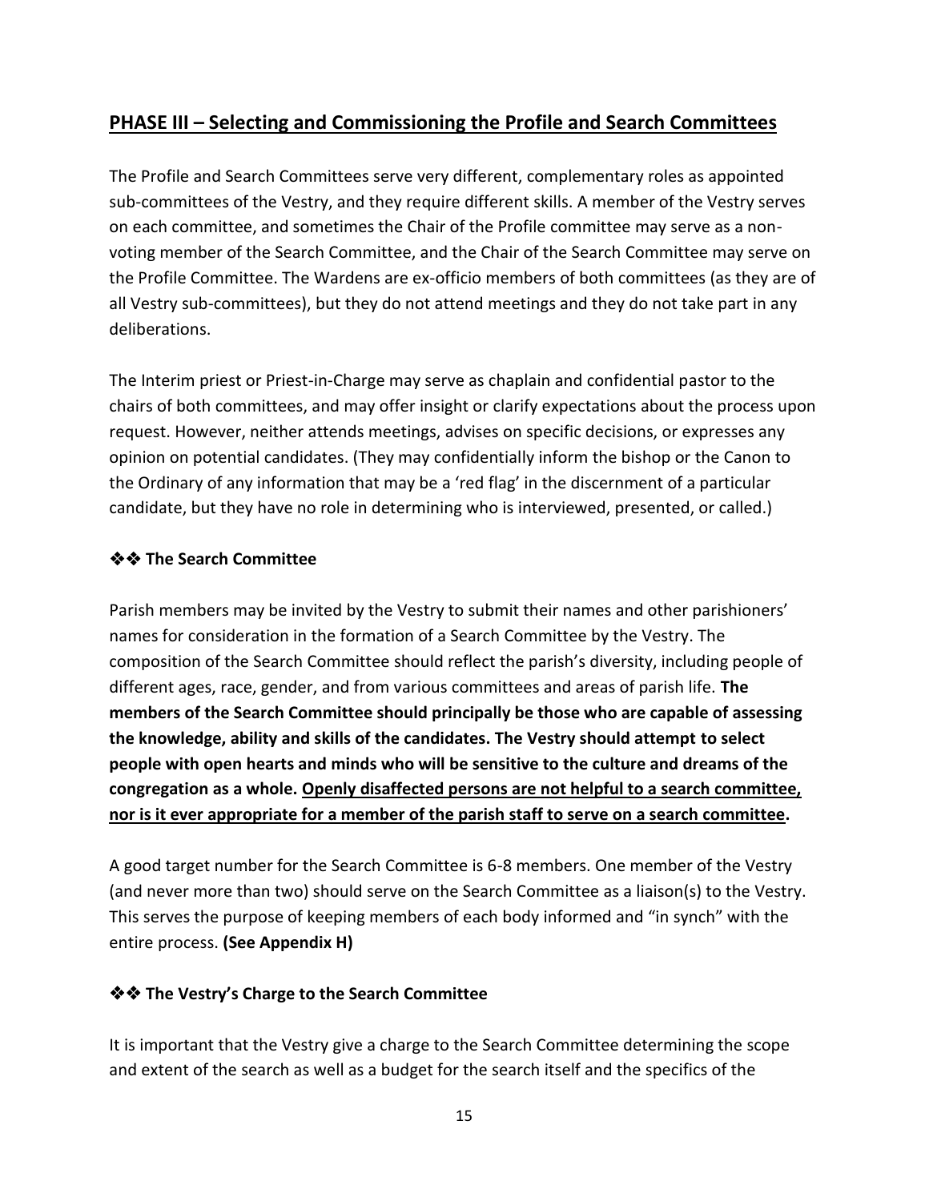## <u>PHASE III – Selecting and Commissioning the Profile and Search Committees</u>

The Profile and Search Committees serve very different, complementary roles as appointed sub-committees of the Vestry, and they require different skills. A member of the Vestry serves on each committee, and sometimes the Chair of the Profile committee may serve as a non-voting member of the Search Committee, and the Chair of the Search Committee may serve on the Profile Committee. The Wardens are ex-officio members of both committees (as they are of all Vestry sub-committees), but they do not attend meetings and they do not take part in any deliberations.

The Interim priest or Priest-in-Charge may serve as chaplain and confidential pastor to the chairs of both committees, and may offer insight or clarify expectations about the process upon request. However, neither attends meetings, advises on specific decisions, or expresses any opinion on potential candidates. (They may confidentially inform the bishop or the Canon to the Ordinary of any information that may be a 'red flag' in the discernment of a particular candidate, but they have no role in determining who is interviewed, presented, or called.)

### ❖❖ The Search Committee

Parish members may be invited by the Vestry to submit their names and other parishioners' names for consideration in the formation of a Search Committee by the Vestry. The composition of the Search Committee should reflect the parish's diversity, including people of different ages, race, gender, and from various committees and areas of parish life. **The members of the Search Committee should principally be those who are capable of assessing the knowledge, ability and skills of the candidates. The Vestry should attempt to select people with open hearts and minds who will be sensitive to the culture and dreams of the congregation as a whole. <u>Openly disaffected persons are not helpful to a search committee, nor is it ever appropriate for a member of the parish staff to serve on a search committee</u>.**

A good target number for the Search Committee is 6-8 members. One member of the Vestry (and never more than two) should serve on the Search Committee as a liaison(s) to the Vestry. This serves the purpose of keeping members of each body informed and "in synch" with the entire process. **(See Appendix H)**

### ❖❖ The Vestry's Charge to the Search Committee

It is important that the Vestry give a charge to the Search Committee determining the scope and extent of the search as well as a budget for the search itself and the specifics of the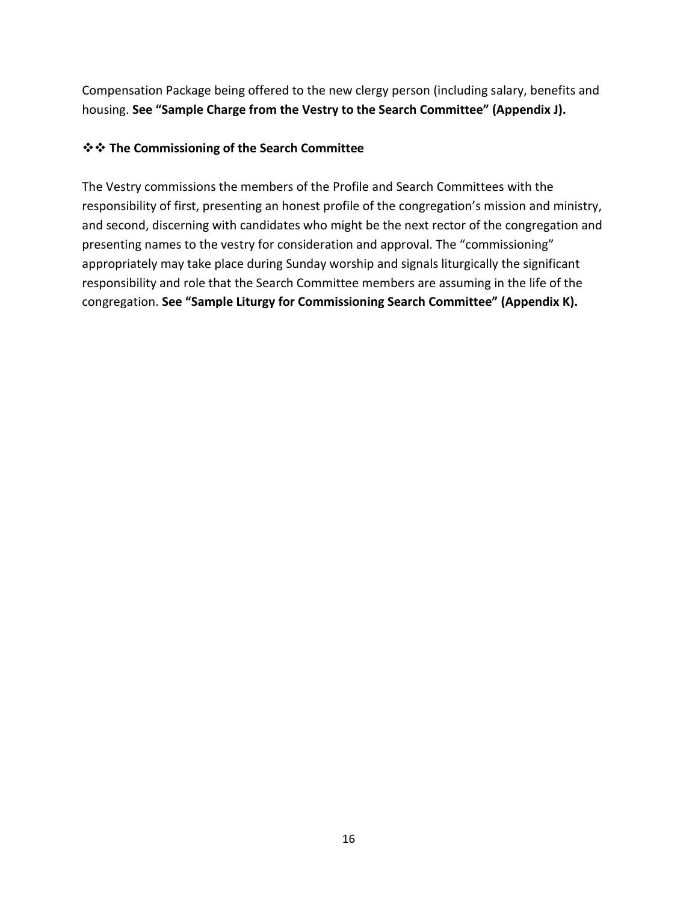Compensation Package being offered to the new clergy person (including salary, benefits and housing. **See "Sample Charge from the Vestry to the Search Committee" (Appendix J).**

### ❖❖ The Commissioning of the Search Committee

The Vestry commissions the members of the Profile and Search Committees with the responsibility of first, presenting an honest profile of the congregation's mission and ministry, and second, discerning with candidates who might be the next rector of the congregation and presenting names to the vestry for consideration and approval. The "commissioning" appropriately may take place during Sunday worship and signals liturgically the significant responsibility and role that the Search Committee members are assuming in the life of the congregation. **See "Sample Liturgy for Commissioning Search Committee" (Appendix K).**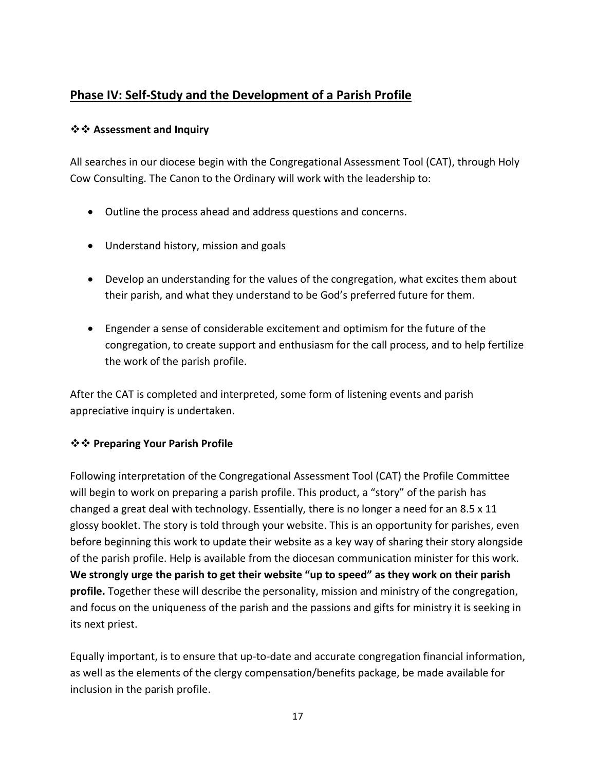## Phase IV: Self-Study and the Development of a Parish Profile

❖❖ **Assessment and Inquiry**

All searches in our diocese begin with the Congregational Assessment Tool (CAT), through Holy Cow Consulting. The Canon to the Ordinary will work with the leadership to:

- Outline the process ahead and address questions and concerns.
- Understand history, mission and goals
- Develop an understanding for the values of the congregation, what excites them about their parish, and what they understand to be God's preferred future for them.
- Engender a sense of considerable excitement and optimism for the future of the congregation, to create support and enthusiasm for the call process, and to help fertilize the work of the parish profile.

After the CAT is completed and interpreted, some form of listening events and parish appreciative inquiry is undertaken.

❖❖ **Preparing Your Parish Profile**

Following interpretation of the Congregational Assessment Tool (CAT) the Profile Committee will begin to work on preparing a parish profile. This product, a "story" of the parish has changed a great deal with technology. Essentially, there is no longer a need for an 8.5 x 11 glossy booklet. The story is told through your website. This is an opportunity for parishes, even before beginning this work to update their website as a key way of sharing their story alongside of the parish profile. Help is available from the diocesan communication minister for this work. **We strongly urge the parish to get their website "up to speed" as they work on their parish profile.** Together these will describe the personality, mission and ministry of the congregation, and focus on the uniqueness of the parish and the passions and gifts for ministry it is seeking in its next priest.

Equally important, is to ensure that up-to-date and accurate congregation financial information, as well as the elements of the clergy compensation/benefits package, be made available for inclusion in the parish profile.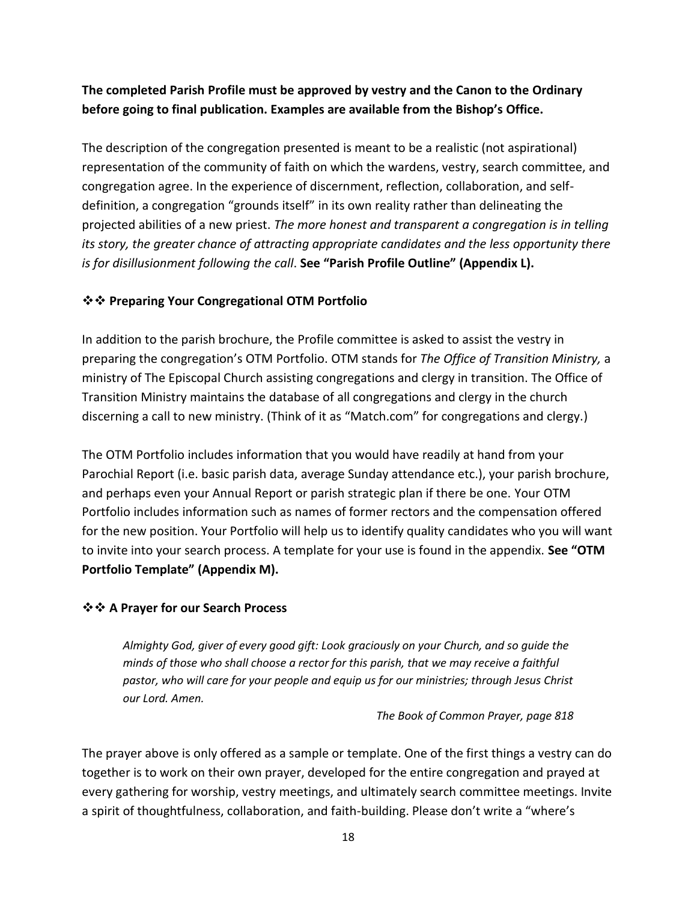**The completed Parish Profile must be approved by vestry and the Canon to the Ordinary before going to final publication. Examples are available from the Bishop's Office.**

The description of the congregation presented is meant to be a realistic (not aspirational) representation of the community of faith on which the wardens, vestry, search committee, and congregation agree. In the experience of discernment, reflection, collaboration, and self-definition, a congregation "grounds itself" in its own reality rather than delineating the projected abilities of a new priest. *The more honest and transparent a congregation is in telling its story, the greater chance of attracting appropriate candidates and the less opportunity there is for disillusionment following the call*. **See "Parish Profile Outline" (Appendix L).**

### ❖❖ Preparing Your Congregational OTM Portfolio

In addition to the parish brochure, the Profile committee is asked to assist the vestry in preparing the congregation's OTM Portfolio. OTM stands for *The Office of Transition Ministry,* a ministry of The Episcopal Church assisting congregations and clergy in transition. The Office of Transition Ministry maintains the database of all congregations and clergy in the church discerning a call to new ministry. (Think of it as "Match.com" for congregations and clergy.)

The OTM Portfolio includes information that you would have readily at hand from your Parochial Report (i.e. basic parish data, average Sunday attendance etc.), your parish brochure, and perhaps even your Annual Report or parish strategic plan if there be one. Your OTM Portfolio includes information such as names of former rectors and the compensation offered for the new position. Your Portfolio will help us to identify quality candidates who you will want to invite into your search process. A template for your use is found in the appendix. **See "OTM Portfolio Template" (Appendix M).**

### ❖❖ A Prayer for our Search Process

> *Almighty God, giver of every good gift: Look graciously on your Church, and so guide the minds of those who shall choose a rector for this parish, that we may receive a faithful pastor, who will care for your people and equip us for our ministries; through Jesus Christ our Lord. Amen.*
>
> *The Book of Common Prayer, page 818*

The prayer above is only offered as a sample or template. One of the first things a vestry can do together is to work on their own prayer, developed for the entire congregation and prayed at every gathering for worship, vestry meetings, and ultimately search committee meetings. Invite a spirit of thoughtfulness, collaboration, and faith-building. Please don't write a "where's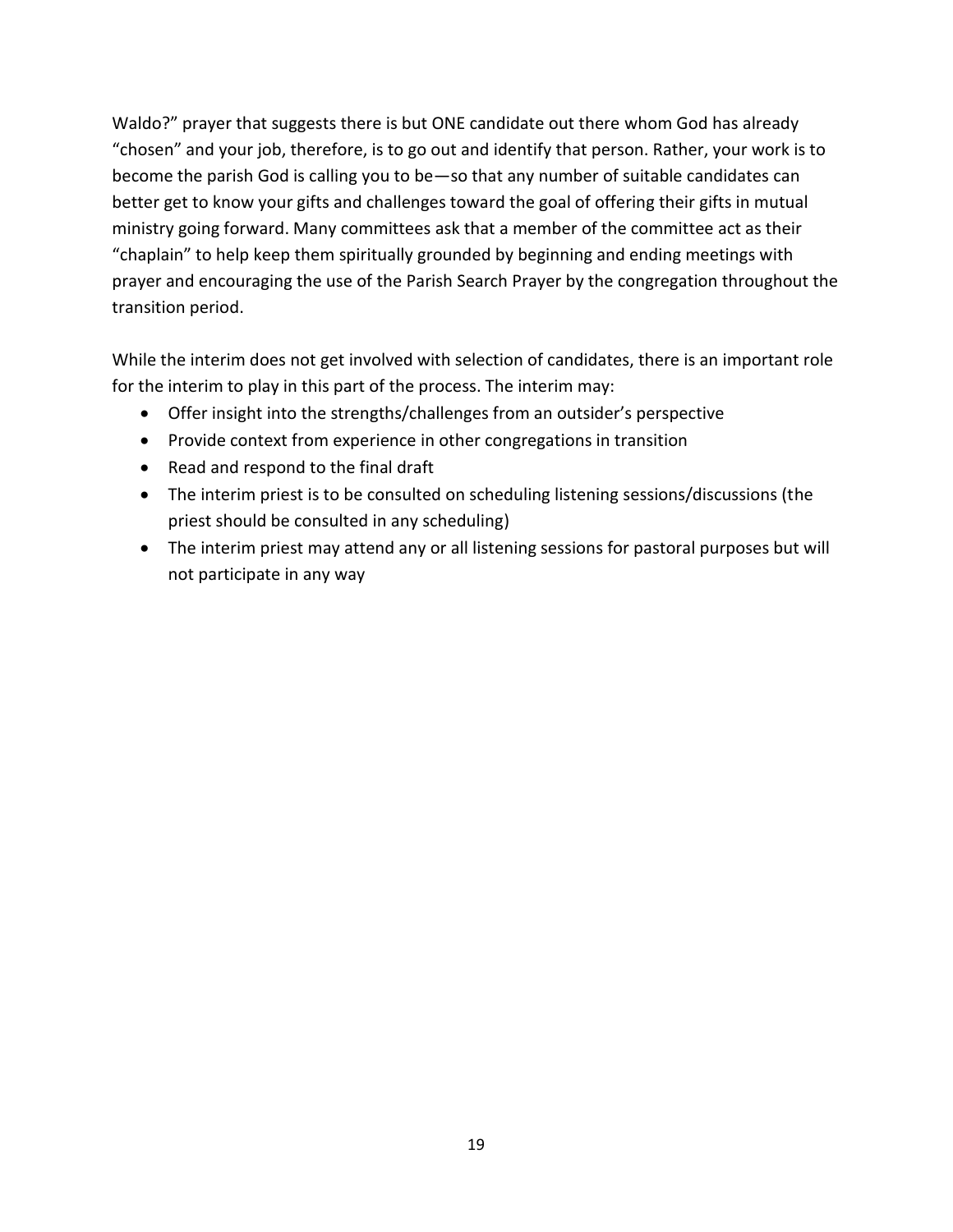Waldo?" prayer that suggests there is but ONE candidate out there whom God has already "chosen" and your job, therefore, is to go out and identify that person. Rather, your work is to become the parish God is calling you to be—so that any number of suitable candidates can better get to know your gifts and challenges toward the goal of offering their gifts in mutual ministry going forward. Many committees ask that a member of the committee act as their "chaplain" to help keep them spiritually grounded by beginning and ending meetings with prayer and encouraging the use of the Parish Search Prayer by the congregation throughout the transition period.

While the interim does not get involved with selection of candidates, there is an important role for the interim to play in this part of the process. The interim may:

- Offer insight into the strengths/challenges from an outsider's perspective
- Provide context from experience in other congregations in transition
- Read and respond to the final draft
- The interim priest is to be consulted on scheduling listening sessions/discussions (the priest should be consulted in any scheduling)
- The interim priest may attend any or all listening sessions for pastoral purposes but will not participate in any way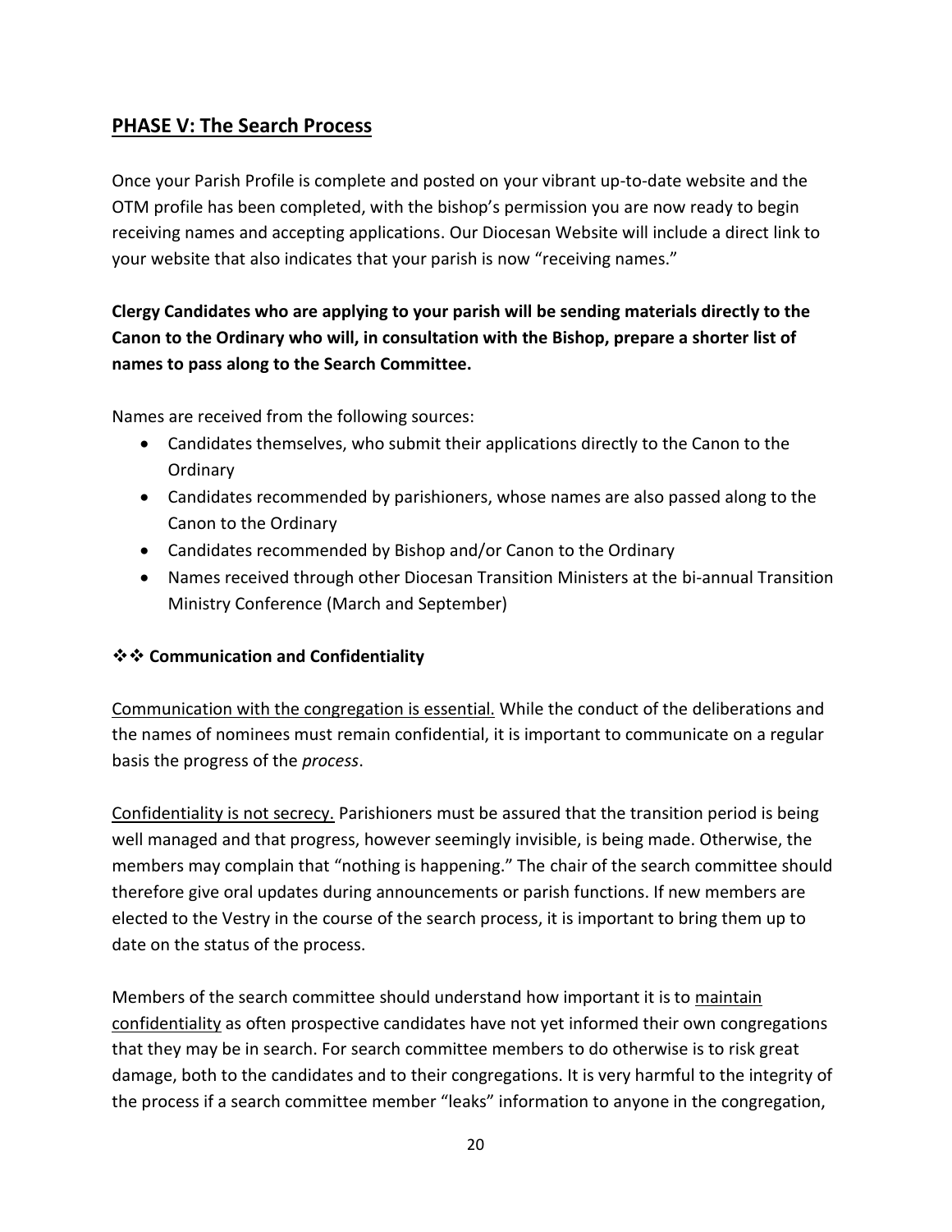## PHASE V: The Search Process

Once your Parish Profile is complete and posted on your vibrant up-to-date website and the OTM profile has been completed, with the bishop's permission you are now ready to begin receiving names and accepting applications. Our Diocesan Website will include a direct link to your website that also indicates that your parish is now "receiving names."

**Clergy Candidates who are applying to your parish will be sending materials directly to the Canon to the Ordinary who will, in consultation with the Bishop, prepare a shorter list of names to pass along to the Search Committee.**

Names are received from the following sources:

- Candidates themselves, who submit their applications directly to the Canon to the Ordinary
- Candidates recommended by parishioners, whose names are also passed along to the Canon to the Ordinary
- Candidates recommended by Bishop and/or Canon to the Ordinary
- Names received through other Diocesan Transition Ministers at the bi-annual Transition Ministry Conference (March and September)

### ❖❖ Communication and Confidentiality

Communication with the congregation is essential. While the conduct of the deliberations and the names of nominees must remain confidential, it is important to communicate on a regular basis the progress of the *process*.

Confidentiality is not secrecy. Parishioners must be assured that the transition period is being well managed and that progress, however seemingly invisible, is being made. Otherwise, the members may complain that "nothing is happening." The chair of the search committee should therefore give oral updates during announcements or parish functions. If new members are elected to the Vestry in the course of the search process, it is important to bring them up to date on the status of the process.

Members of the search committee should understand how important it is to maintain confidentiality as often prospective candidates have not yet informed their own congregations that they may be in search. For search committee members to do otherwise is to risk great damage, both to the candidates and to their congregations. It is very harmful to the integrity of the process if a search committee member "leaks" information to anyone in the congregation,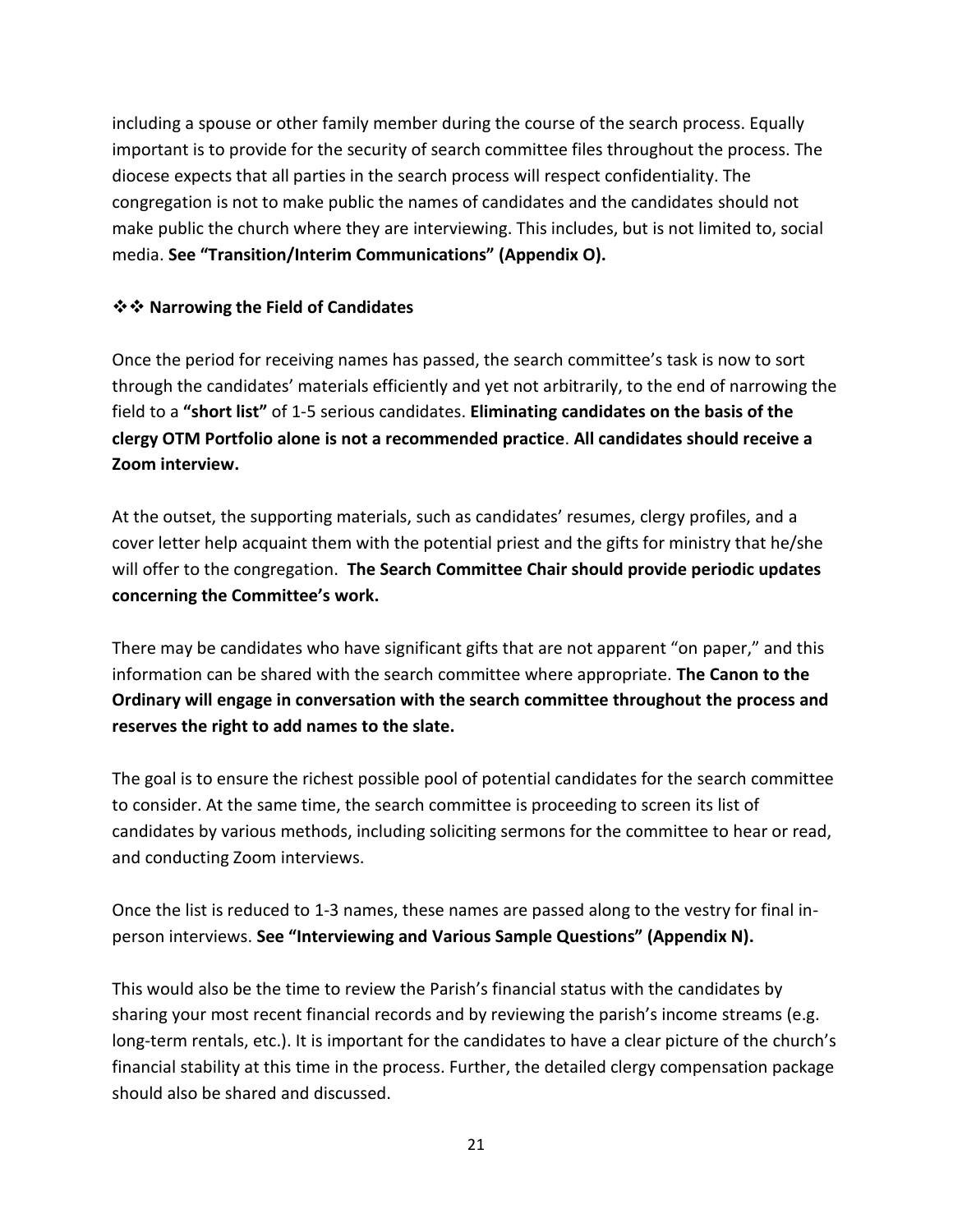including a spouse or other family member during the course of the search process. Equally important is to provide for the security of search committee files throughout the process. The diocese expects that all parties in the search process will respect confidentiality. The congregation is not to make public the names of candidates and the candidates should not make public the church where they are interviewing. This includes, but is not limited to, social media. **See "Transition/Interim Communications" (Appendix O).**

### ❖❖ Narrowing the Field of Candidates

Once the period for receiving names has passed, the search committee's task is now to sort through the candidates' materials efficiently and yet not arbitrarily, to the end of narrowing the field to a **"short list"** of 1-5 serious candidates. **Eliminating candidates on the basis of the clergy OTM Portfolio alone is not a recommended practice**. **All candidates should receive a Zoom interview.**

At the outset, the supporting materials, such as candidates' resumes, clergy profiles, and a cover letter help acquaint them with the potential priest and the gifts for ministry that he/she will offer to the congregation. **The Search Committee Chair should provide periodic updates concerning the Committee's work.**

There may be candidates who have significant gifts that are not apparent "on paper," and this information can be shared with the search committee where appropriate. **The Canon to the Ordinary will engage in conversation with the search committee throughout the process and reserves the right to add names to the slate.**

The goal is to ensure the richest possible pool of potential candidates for the search committee to consider. At the same time, the search committee is proceeding to screen its list of candidates by various methods, including soliciting sermons for the committee to hear or read, and conducting Zoom interviews.

Once the list is reduced to 1-3 names, these names are passed along to the vestry for final in-person interviews. **See "Interviewing and Various Sample Questions" (Appendix N).**

This would also be the time to review the Parish's financial status with the candidates by sharing your most recent financial records and by reviewing the parish's income streams (e.g. long-term rentals, etc.). It is important for the candidates to have a clear picture of the church's financial stability at this time in the process. Further, the detailed clergy compensation package should also be shared and discussed.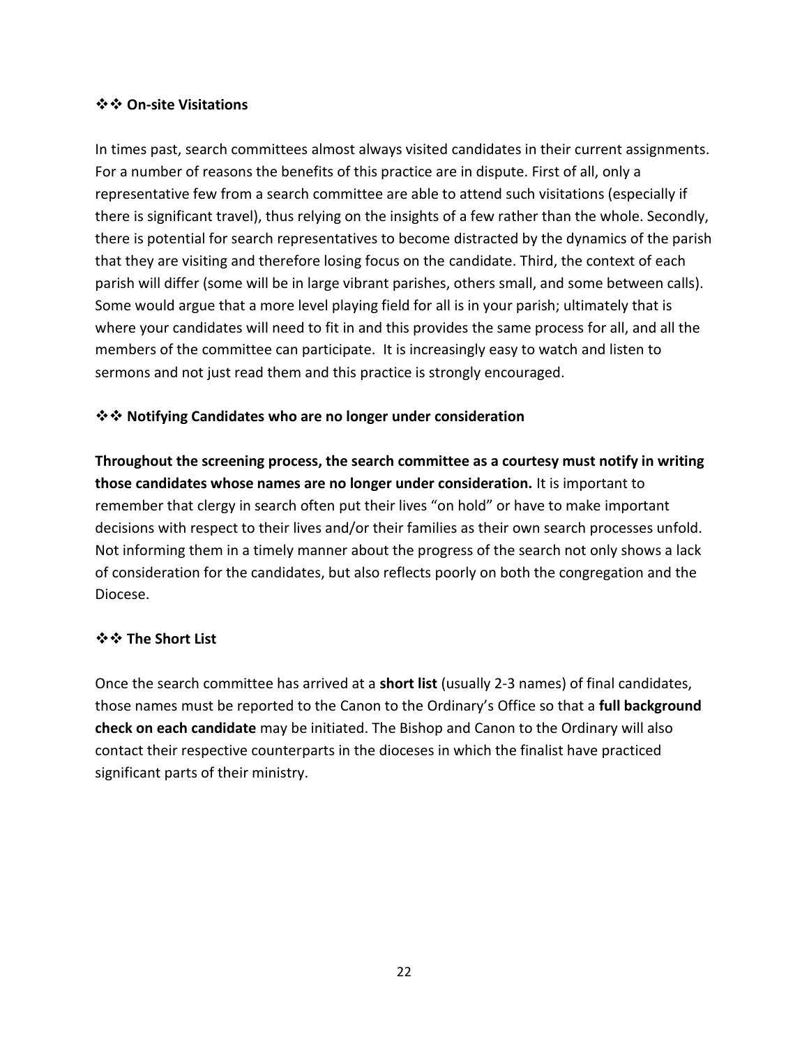### ❖❖ On-site Visitations

In times past, search committees almost always visited candidates in their current assignments. For a number of reasons the benefits of this practice are in dispute. First of all, only a representative few from a search committee are able to attend such visitations (especially if there is significant travel), thus relying on the insights of a few rather than the whole. Secondly, there is potential for search representatives to become distracted by the dynamics of the parish that they are visiting and therefore losing focus on the candidate. Third, the context of each parish will differ (some will be in large vibrant parishes, others small, and some between calls). Some would argue that a more level playing field for all is in your parish; ultimately that is where your candidates will need to fit in and this provides the same process for all, and all the members of the committee can participate. It is increasingly easy to watch and listen to sermons and not just read them and this practice is strongly encouraged.

### ❖❖ Notifying Candidates who are no longer under consideration

**Throughout the screening process, the search committee as a courtesy must notify in writing those candidates whose names are no longer under consideration.** It is important to remember that clergy in search often put their lives "on hold" or have to make important decisions with respect to their lives and/or their families as their own search processes unfold. Not informing them in a timely manner about the progress of the search not only shows a lack of consideration for the candidates, but also reflects poorly on both the congregation and the Diocese.

### ❖❖ The Short List

Once the search committee has arrived at a **short list** (usually 2-3 names) of final candidates, those names must be reported to the Canon to the Ordinary's Office so that a **full background check on each candidate** may be initiated. The Bishop and Canon to the Ordinary will also contact their respective counterparts in the dioceses in which the finalist have practiced significant parts of their ministry.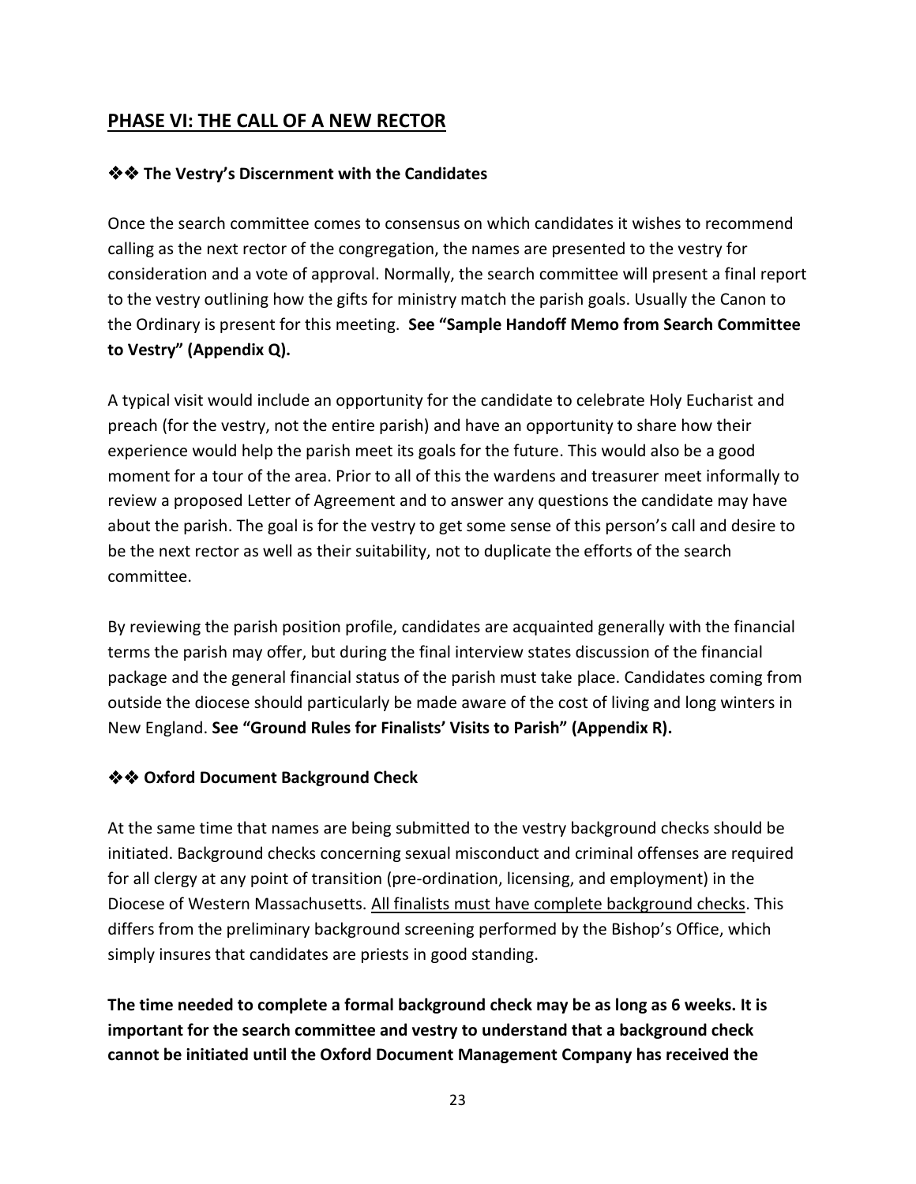## PHASE VI: THE CALL OF A NEW RECTOR

### ❖❖ The Vestry's Discernment with the Candidates

Once the search committee comes to consensus on which candidates it wishes to recommend calling as the next rector of the congregation, the names are presented to the vestry for consideration and a vote of approval. Normally, the search committee will present a final report to the vestry outlining how the gifts for ministry match the parish goals. Usually the Canon to the Ordinary is present for this meeting. **See "Sample Handoff Memo from Search Committee to Vestry" (Appendix Q).**

A typical visit would include an opportunity for the candidate to celebrate Holy Eucharist and preach (for the vestry, not the entire parish) and have an opportunity to share how their experience would help the parish meet its goals for the future. This would also be a good moment for a tour of the area. Prior to all of this the wardens and treasurer meet informally to review a proposed Letter of Agreement and to answer any questions the candidate may have about the parish. The goal is for the vestry to get some sense of this person's call and desire to be the next rector as well as their suitability, not to duplicate the efforts of the search committee.

By reviewing the parish position profile, candidates are acquainted generally with the financial terms the parish may offer, but during the final interview states discussion of the financial package and the general financial status of the parish must take place. Candidates coming from outside the diocese should particularly be made aware of the cost of living and long winters in New England. **See "Ground Rules for Finalists' Visits to Parish" (Appendix R).**

### ❖❖ Oxford Document Background Check

At the same time that names are being submitted to the vestry background checks should be initiated. Background checks concerning sexual misconduct and criminal offenses are required for all clergy at any point of transition (pre-ordination, licensing, and employment) in the Diocese of Western Massachusetts. All finalists must have complete background checks. This differs from the preliminary background screening performed by the Bishop's Office, which simply insures that candidates are priests in good standing.

**The time needed to complete a formal background check may be as long as 6 weeks. It is important for the search committee and vestry to understand that a background check cannot be initiated until the Oxford Document Management Company has received the**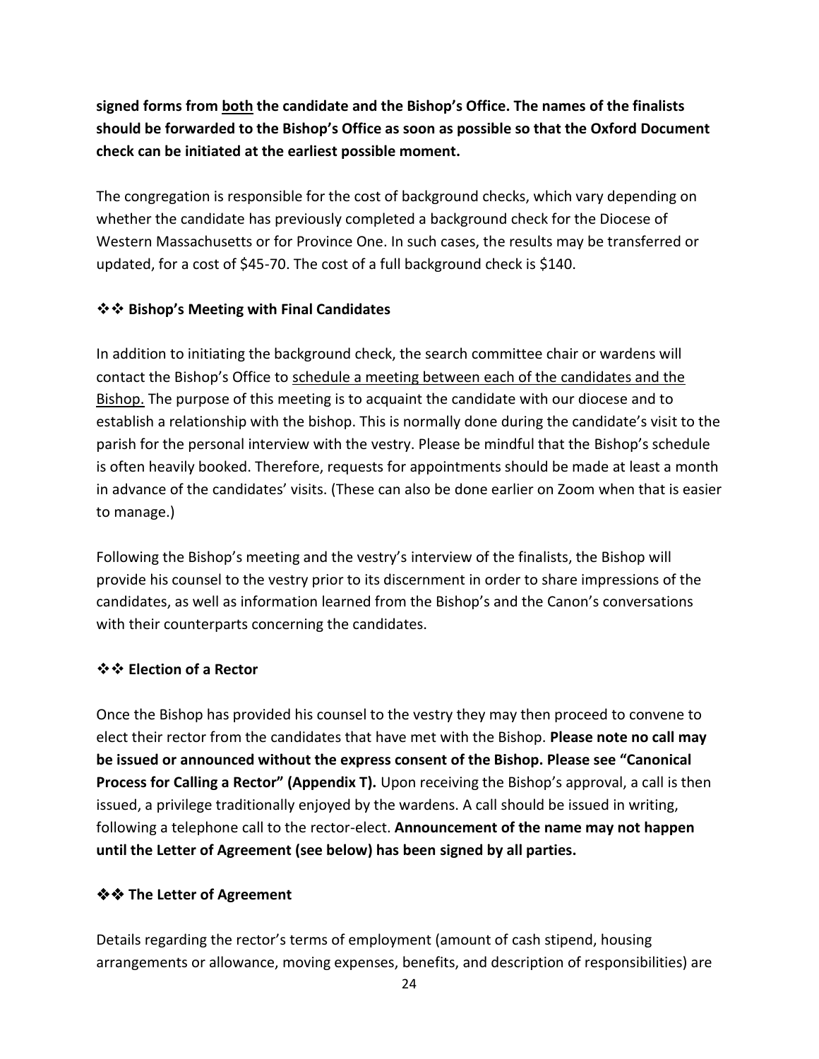**signed forms from <u>both</u> the candidate and the Bishop's Office. The names of the finalists should be forwarded to the Bishop's Office as soon as possible so that the Oxford Document check can be initiated at the earliest possible moment.**

The congregation is responsible for the cost of background checks, which vary depending on whether the candidate has previously completed a background check for the Diocese of Western Massachusetts or for Province One. In such cases, the results may be transferred or updated, for a cost of $45-70. The cost of a full background check is $140.

### ❖❖ Bishop's Meeting with Final Candidates

In addition to initiating the background check, the search committee chair or wardens will contact the Bishop's Office to <u>schedule a meeting between each of the candidates and the Bishop.</u> The purpose of this meeting is to acquaint the candidate with our diocese and to establish a relationship with the bishop. This is normally done during the candidate's visit to the parish for the personal interview with the vestry. Please be mindful that the Bishop's schedule is often heavily booked. Therefore, requests for appointments should be made at least a month in advance of the candidates' visits. (These can also be done earlier on Zoom when that is easier to manage.)

Following the Bishop's meeting and the vestry's interview of the finalists, the Bishop will provide his counsel to the vestry prior to its discernment in order to share impressions of the candidates, as well as information learned from the Bishop's and the Canon's conversations with their counterparts concerning the candidates.

### ❖❖ Election of a Rector

Once the Bishop has provided his counsel to the vestry they may then proceed to convene to elect their rector from the candidates that have met with the Bishop. **Please note no call may be issued or announced without the express consent of the Bishop. Please see "Canonical Process for Calling a Rector" (Appendix T).** Upon receiving the Bishop's approval, a call is then issued, a privilege traditionally enjoyed by the wardens. A call should be issued in writing, following a telephone call to the rector-elect. **Announcement of the name may not happen until the Letter of Agreement (see below) has been signed by all parties.**

### ❖❖ The Letter of Agreement

Details regarding the rector's terms of employment (amount of cash stipend, housing arrangements or allowance, moving expenses, benefits, and description of responsibilities) are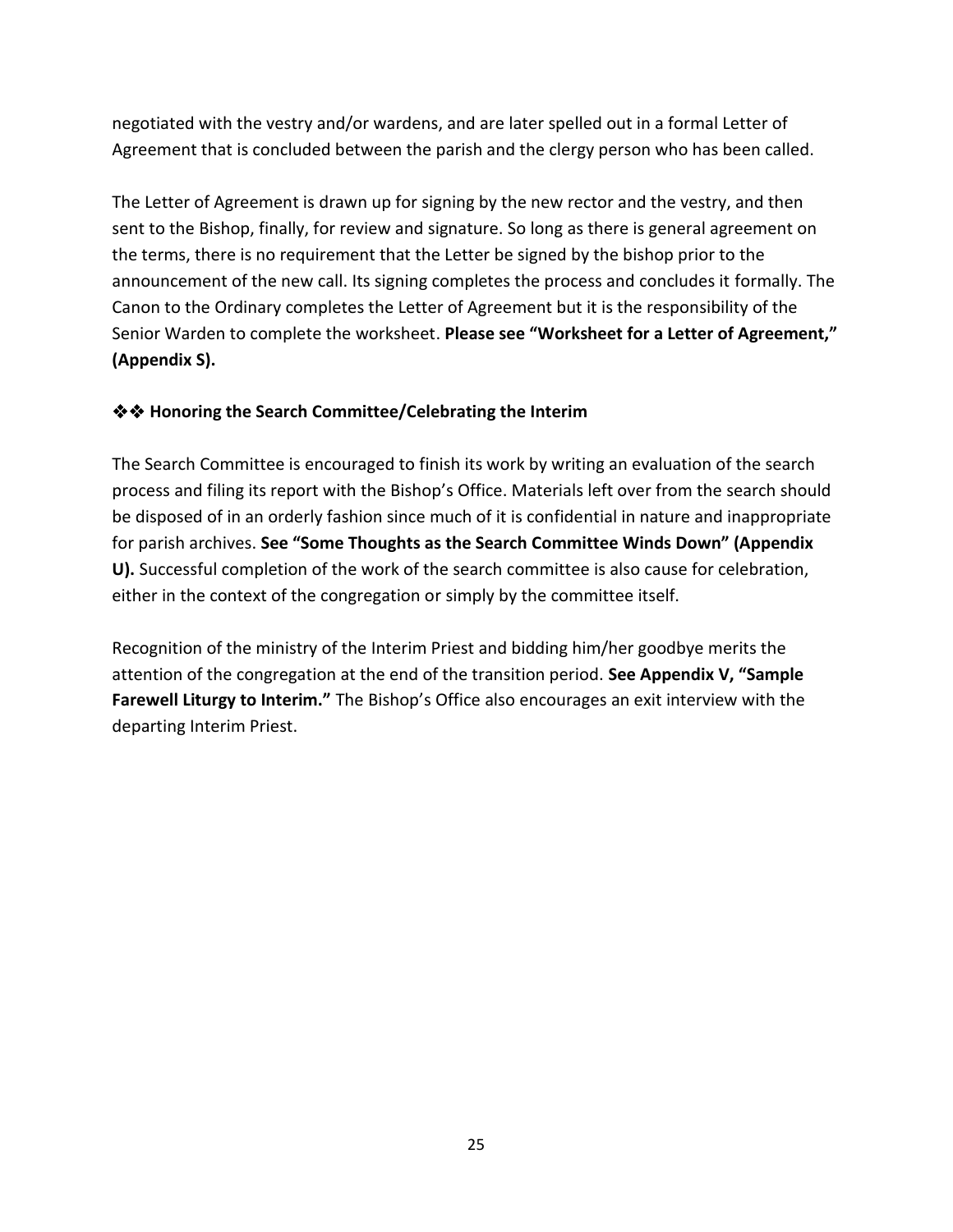negotiated with the vestry and/or wardens, and are later spelled out in a formal Letter of Agreement that is concluded between the parish and the clergy person who has been called.

The Letter of Agreement is drawn up for signing by the new rector and the vestry, and then sent to the Bishop, finally, for review and signature. So long as there is general agreement on the terms, there is no requirement that the Letter be signed by the bishop prior to the announcement of the new call. Its signing completes the process and concludes it formally. The Canon to the Ordinary completes the Letter of Agreement but it is the responsibility of the Senior Warden to complete the worksheet. **Please see "Worksheet for a Letter of Agreement," (Appendix S).**

### ❖❖ Honoring the Search Committee/Celebrating the Interim

The Search Committee is encouraged to finish its work by writing an evaluation of the search process and filing its report with the Bishop's Office. Materials left over from the search should be disposed of in an orderly fashion since much of it is confidential in nature and inappropriate for parish archives. **See "Some Thoughts as the Search Committee Winds Down" (Appendix U).** Successful completion of the work of the search committee is also cause for celebration, either in the context of the congregation or simply by the committee itself.

Recognition of the ministry of the Interim Priest and bidding him/her goodbye merits the attention of the congregation at the end of the transition period. **See Appendix V, "Sample Farewell Liturgy to Interim."** The Bishop's Office also encourages an exit interview with the departing Interim Priest.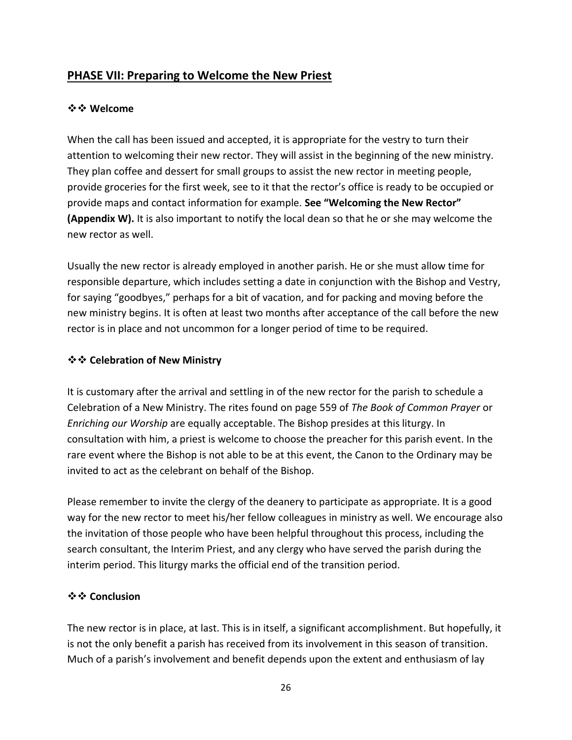## PHASE VII: Preparing to Welcome the New Priest

### ❖❖ Welcome

When the call has been issued and accepted, it is appropriate for the vestry to turn their attention to welcoming their new rector. They will assist in the beginning of the new ministry. They plan coffee and dessert for small groups to assist the new rector in meeting people, provide groceries for the first week, see to it that the rector's office is ready to be occupied or provide maps and contact information for example. **See "Welcoming the New Rector" (Appendix W).** It is also important to notify the local dean so that he or she may welcome the new rector as well.

Usually the new rector is already employed in another parish. He or she must allow time for responsible departure, which includes setting a date in conjunction with the Bishop and Vestry, for saying "goodbyes," perhaps for a bit of vacation, and for packing and moving before the new ministry begins. It is often at least two months after acceptance of the call before the new rector is in place and not uncommon for a longer period of time to be required.

### ❖❖ Celebration of New Ministry

It is customary after the arrival and settling in of the new rector for the parish to schedule a Celebration of a New Ministry. The rites found on page 559 of *The Book of Common Prayer* or *Enriching our Worship* are equally acceptable. The Bishop presides at this liturgy. In consultation with him, a priest is welcome to choose the preacher for this parish event. In the rare event where the Bishop is not able to be at this event, the Canon to the Ordinary may be invited to act as the celebrant on behalf of the Bishop.

Please remember to invite the clergy of the deanery to participate as appropriate. It is a good way for the new rector to meet his/her fellow colleagues in ministry as well. We encourage also the invitation of those people who have been helpful throughout this process, including the search consultant, the Interim Priest, and any clergy who have served the parish during the interim period. This liturgy marks the official end of the transition period.

### ❖❖ Conclusion

The new rector is in place, at last. This is in itself, a significant accomplishment. But hopefully, it is not the only benefit a parish has received from its involvement in this season of transition. Much of a parish's involvement and benefit depends upon the extent and enthusiasm of lay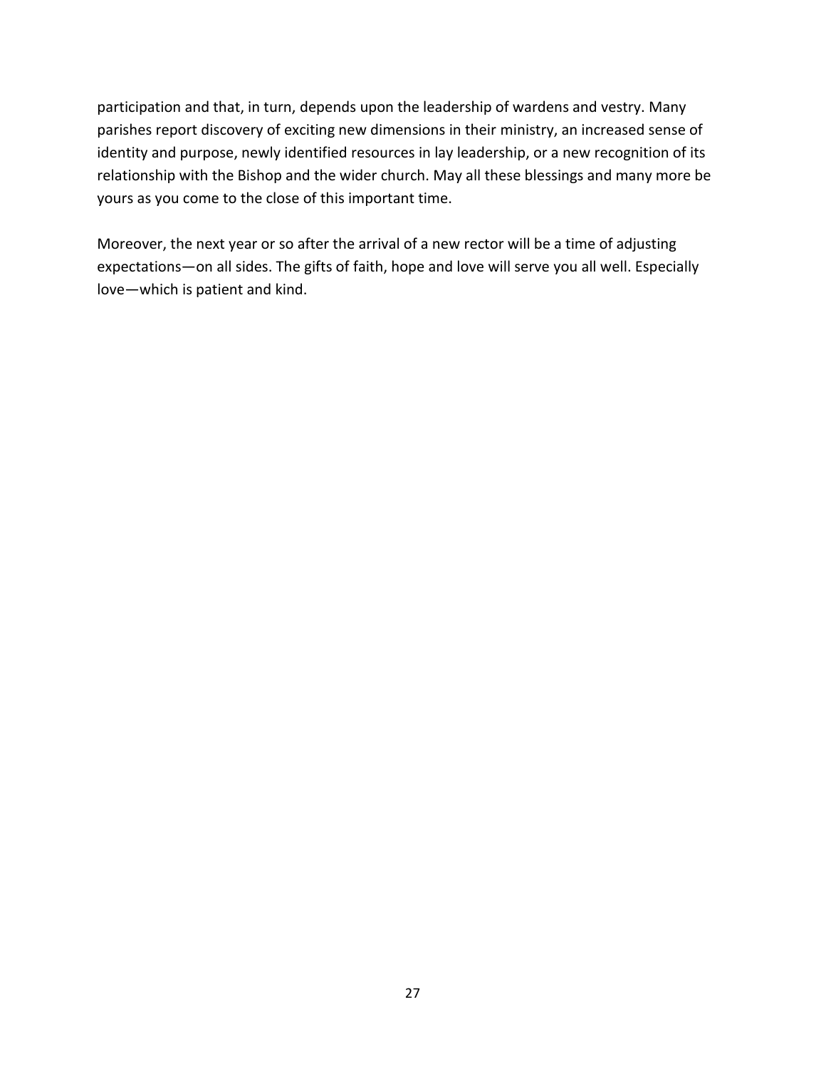participation and that, in turn, depends upon the leadership of wardens and vestry. Many parishes report discovery of exciting new dimensions in their ministry, an increased sense of identity and purpose, newly identified resources in lay leadership, or a new recognition of its relationship with the Bishop and the wider church. May all these blessings and many more be yours as you come to the close of this important time.

Moreover, the next year or so after the arrival of a new rector will be a time of adjusting expectations—on all sides. The gifts of faith, hope and love will serve you all well. Especially love—which is patient and kind.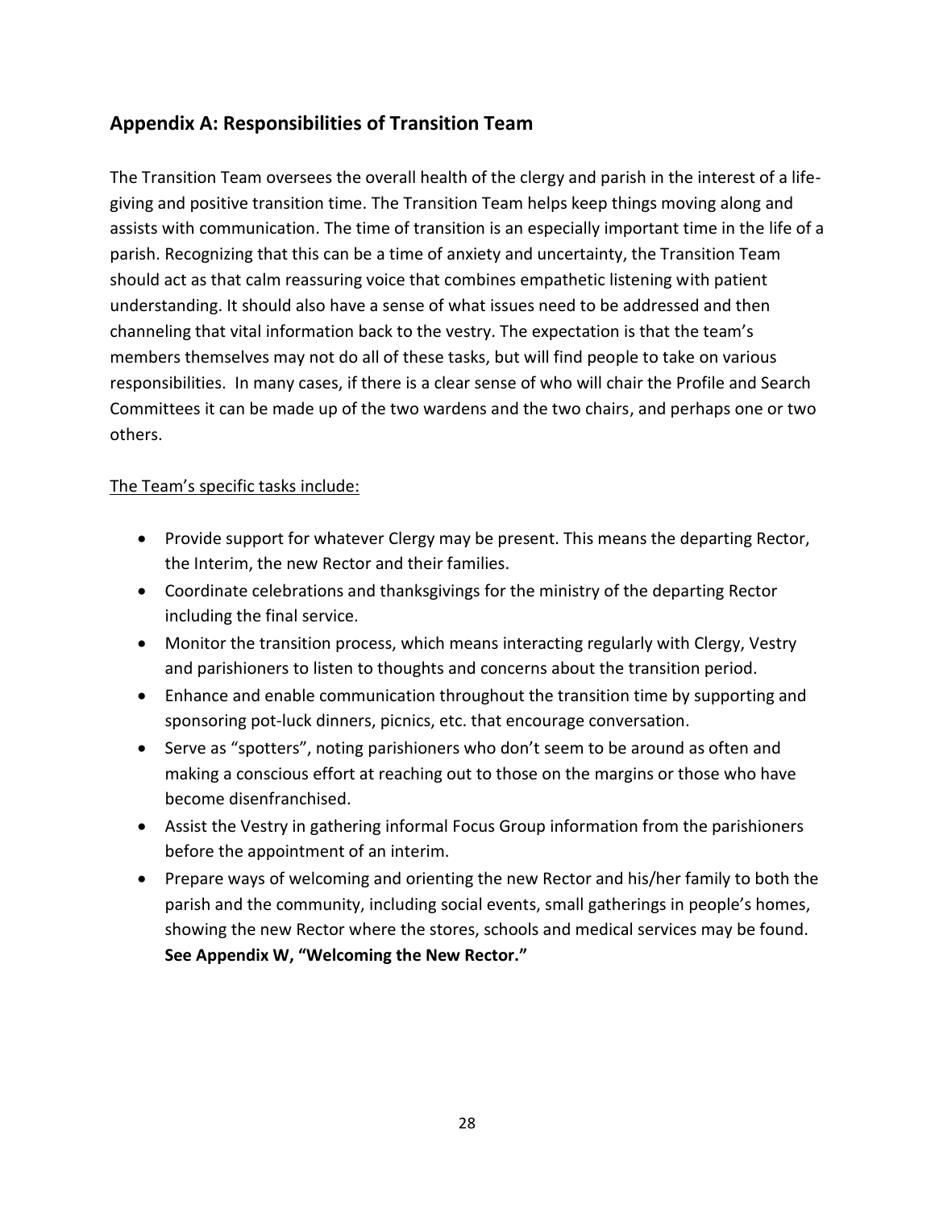## Appendix A: Responsibilities of Transition Team

The Transition Team oversees the overall health of the clergy and parish in the interest of a life-giving and positive transition time. The Transition Team helps keep things moving along and assists with communication. The time of transition is an especially important time in the life of a parish. Recognizing that this can be a time of anxiety and uncertainty, the Transition Team should act as that calm reassuring voice that combines empathetic listening with patient understanding. It should also have a sense of what issues need to be addressed and then channeling that vital information back to the vestry. The expectation is that the team's members themselves may not do all of these tasks, but will find people to take on various responsibilities. In many cases, if there is a clear sense of who will chair the Profile and Search Committees it can be made up of the two wardens and the two chairs, and perhaps one or two others.

<u>The Team's specific tasks include:</u>

- Provide support for whatever Clergy may be present. This means the departing Rector, the Interim, the new Rector and their families.
- Coordinate celebrations and thanksgivings for the ministry of the departing Rector including the final service.
- Monitor the transition process, which means interacting regularly with Clergy, Vestry and parishioners to listen to thoughts and concerns about the transition period.
- Enhance and enable communication throughout the transition time by supporting and sponsoring pot-luck dinners, picnics, etc. that encourage conversation.
- Serve as "spotters", noting parishioners who don't seem to be around as often and making a conscious effort at reaching out to those on the margins or those who have become disenfranchised.
- Assist the Vestry in gathering informal Focus Group information from the parishioners before the appointment of an interim.
- Prepare ways of welcoming and orienting the new Rector and his/her family to both the parish and the community, including social events, small gatherings in people's homes, showing the new Rector where the stores, schools and medical services may be found. **See Appendix W, "Welcoming the New Rector."**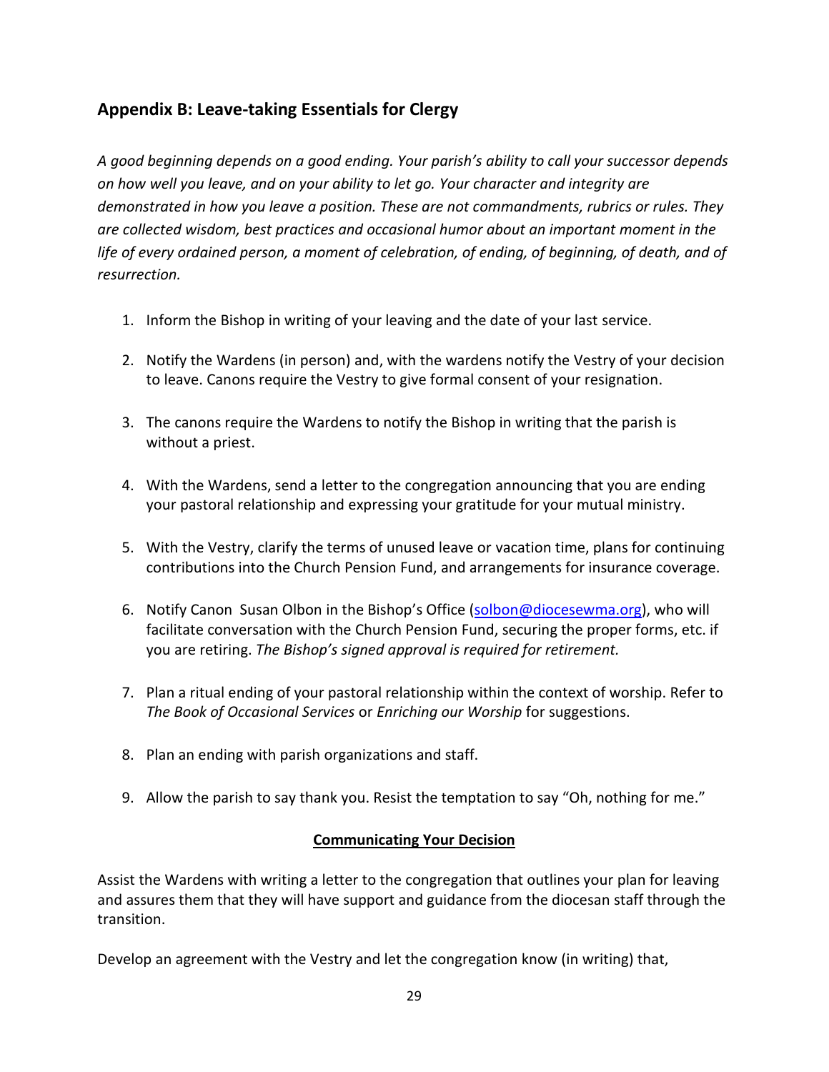## Appendix B: Leave-taking Essentials for Clergy

*A good beginning depends on a good ending. Your parish's ability to call your successor depends on how well you leave, and on your ability to let go. Your character and integrity are demonstrated in how you leave a position. These are not commandments, rubrics or rules. They are collected wisdom, best practices and occasional humor about an important moment in the life of every ordained person, a moment of celebration, of ending, of beginning, of death, and of resurrection.*

1. Inform the Bishop in writing of your leaving and the date of your last service.

2. Notify the Wardens (in person) and, with the wardens notify the Vestry of your decision to leave. Canons require the Vestry to give formal consent of your resignation.

3. The canons require the Wardens to notify the Bishop in writing that the parish is without a priest.

4. With the Wardens, send a letter to the congregation announcing that you are ending your pastoral relationship and expressing your gratitude for your mutual ministry.

5. With the Vestry, clarify the terms of unused leave or vacation time, plans for continuing contributions into the Church Pension Fund, and arrangements for insurance coverage.

6. Notify Canon Susan Olbon in the Bishop's Office (solbon@diocesewma.org), who will facilitate conversation with the Church Pension Fund, securing the proper forms, etc. if you are retiring. *The Bishop's signed approval is required for retirement.*

7. Plan a ritual ending of your pastoral relationship within the context of worship. Refer to *The Book of Occasional Services* or *Enriching our Worship* for suggestions.

8. Plan an ending with parish organizations and staff.

9. Allow the parish to say thank you. Resist the temptation to say "Oh, nothing for me."

**Communicating Your Decision**

Assist the Wardens with writing a letter to the congregation that outlines your plan for leaving and assures them that they will have support and guidance from the diocesan staff through the transition.

Develop an agreement with the Vestry and let the congregation know (in writing) that,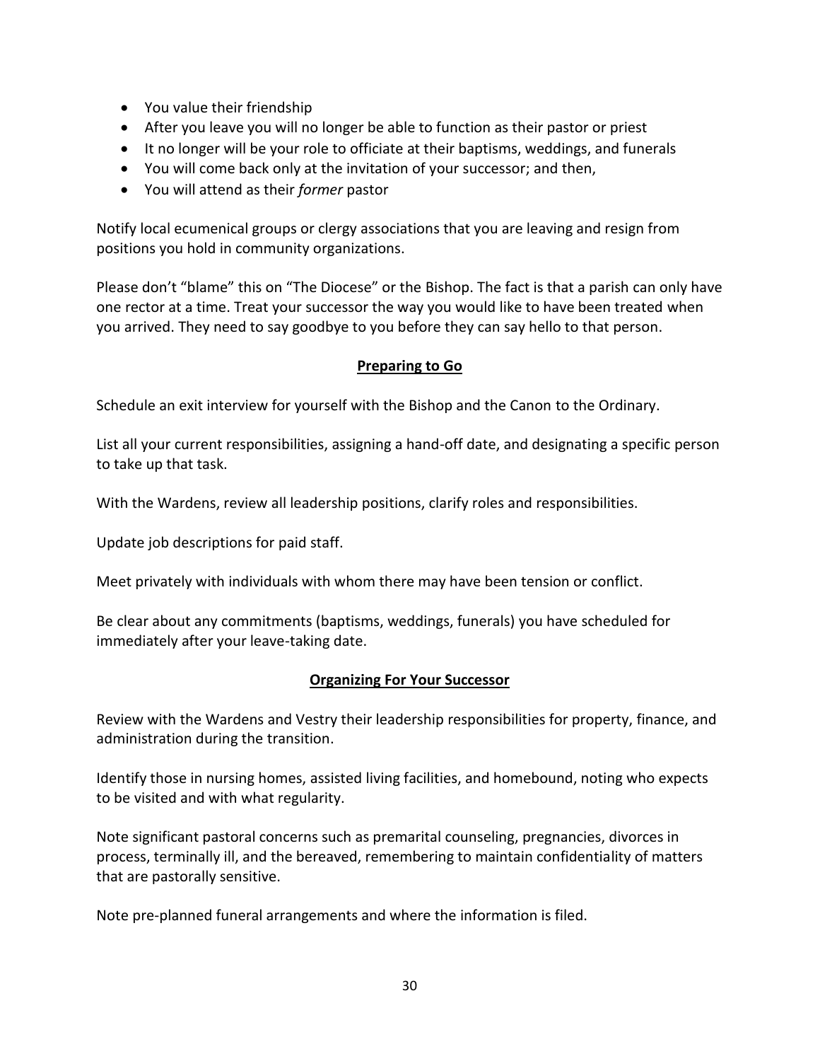- You value their friendship
- After you leave you will no longer be able to function as their pastor or priest
- It no longer will be your role to officiate at their baptisms, weddings, and funerals
- You will come back only at the invitation of your successor; and then,
- You will attend as their *former* pastor

Notify local ecumenical groups or clergy associations that you are leaving and resign from positions you hold in community organizations.

Please don't "blame" this on "The Diocese" or the Bishop. The fact is that a parish can only have one rector at a time. Treat your successor the way you would like to have been treated when you arrived. They need to say goodbye to you before they can say hello to that person.

## Preparing to Go

Schedule an exit interview for yourself with the Bishop and the Canon to the Ordinary.

List all your current responsibilities, assigning a hand-off date, and designating a specific person to take up that task.

With the Wardens, review all leadership positions, clarify roles and responsibilities.

Update job descriptions for paid staff.

Meet privately with individuals with whom there may have been tension or conflict.

Be clear about any commitments (baptisms, weddings, funerals) you have scheduled for immediately after your leave-taking date.

## Organizing For Your Successor

Review with the Wardens and Vestry their leadership responsibilities for property, finance, and administration during the transition.

Identify those in nursing homes, assisted living facilities, and homebound, noting who expects to be visited and with what regularity.

Note significant pastoral concerns such as premarital counseling, pregnancies, divorces in process, terminally ill, and the bereaved, remembering to maintain confidentiality of matters that are pastorally sensitive.

Note pre-planned funeral arrangements and where the information is filed.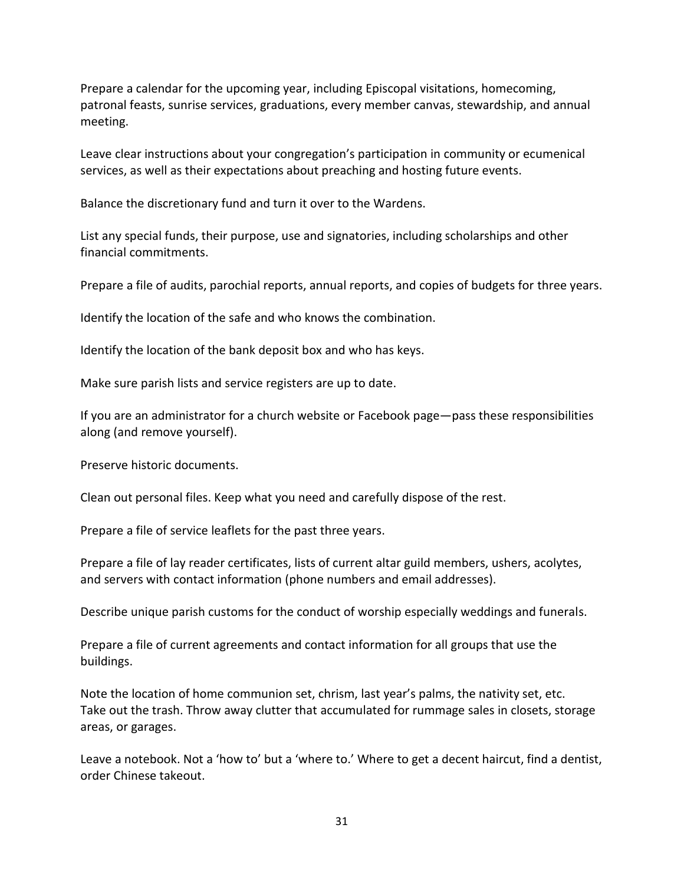Prepare a calendar for the upcoming year, including Episcopal visitations, homecoming, patronal feasts, sunrise services, graduations, every member canvas, stewardship, and annual meeting.

Leave clear instructions about your congregation's participation in community or ecumenical services, as well as their expectations about preaching and hosting future events.

Balance the discretionary fund and turn it over to the Wardens.

List any special funds, their purpose, use and signatories, including scholarships and other financial commitments.

Prepare a file of audits, parochial reports, annual reports, and copies of budgets for three years.

Identify the location of the safe and who knows the combination.

Identify the location of the bank deposit box and who has keys.

Make sure parish lists and service registers are up to date.

If you are an administrator for a church website or Facebook page—pass these responsibilities along (and remove yourself).

Preserve historic documents.

Clean out personal files. Keep what you need and carefully dispose of the rest.

Prepare a file of service leaflets for the past three years.

Prepare a file of lay reader certificates, lists of current altar guild members, ushers, acolytes, and servers with contact information (phone numbers and email addresses).

Describe unique parish customs for the conduct of worship especially weddings and funerals.

Prepare a file of current agreements and contact information for all groups that use the buildings.

Note the location of home communion set, chrism, last year's palms, the nativity set, etc.
Take out the trash. Throw away clutter that accumulated for rummage sales in closets, storage areas, or garages.

Leave a notebook. Not a 'how to' but a 'where to.' Where to get a decent haircut, find a dentist, order Chinese takeout.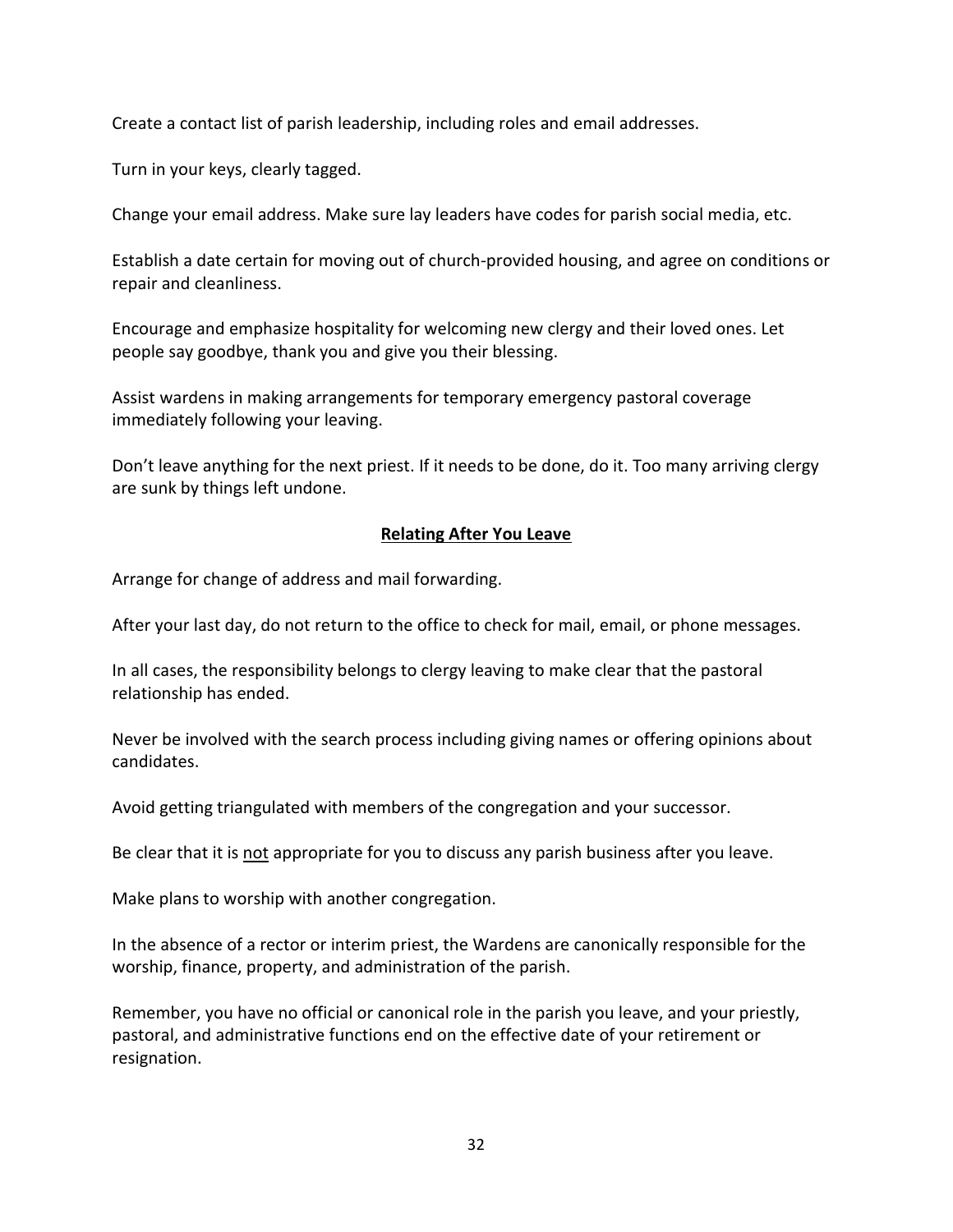Create a contact list of parish leadership, including roles and email addresses.

Turn in your keys, clearly tagged.

Change your email address. Make sure lay leaders have codes for parish social media, etc.

Establish a date certain for moving out of church-provided housing, and agree on conditions or repair and cleanliness.

Encourage and emphasize hospitality for welcoming new clergy and their loved ones. Let people say goodbye, thank you and give you their blessing.

Assist wardens in making arrangements for temporary emergency pastoral coverage immediately following your leaving.

Don't leave anything for the next priest. If it needs to be done, do it. Too many arriving clergy are sunk by things left undone.

## Relating After You Leave

Arrange for change of address and mail forwarding.

After your last day, do not return to the office to check for mail, email, or phone messages.

In all cases, the responsibility belongs to clergy leaving to make clear that the pastoral relationship has ended.

Never be involved with the search process including giving names or offering opinions about candidates.

Avoid getting triangulated with members of the congregation and your successor.

Be clear that it is <u>not</u> appropriate for you to discuss any parish business after you leave.

Make plans to worship with another congregation.

In the absence of a rector or interim priest, the Wardens are canonically responsible for the worship, finance, property, and administration of the parish.

Remember, you have no official or canonical role in the parish you leave, and your priestly, pastoral, and administrative functions end on the effective date of your retirement or resignation.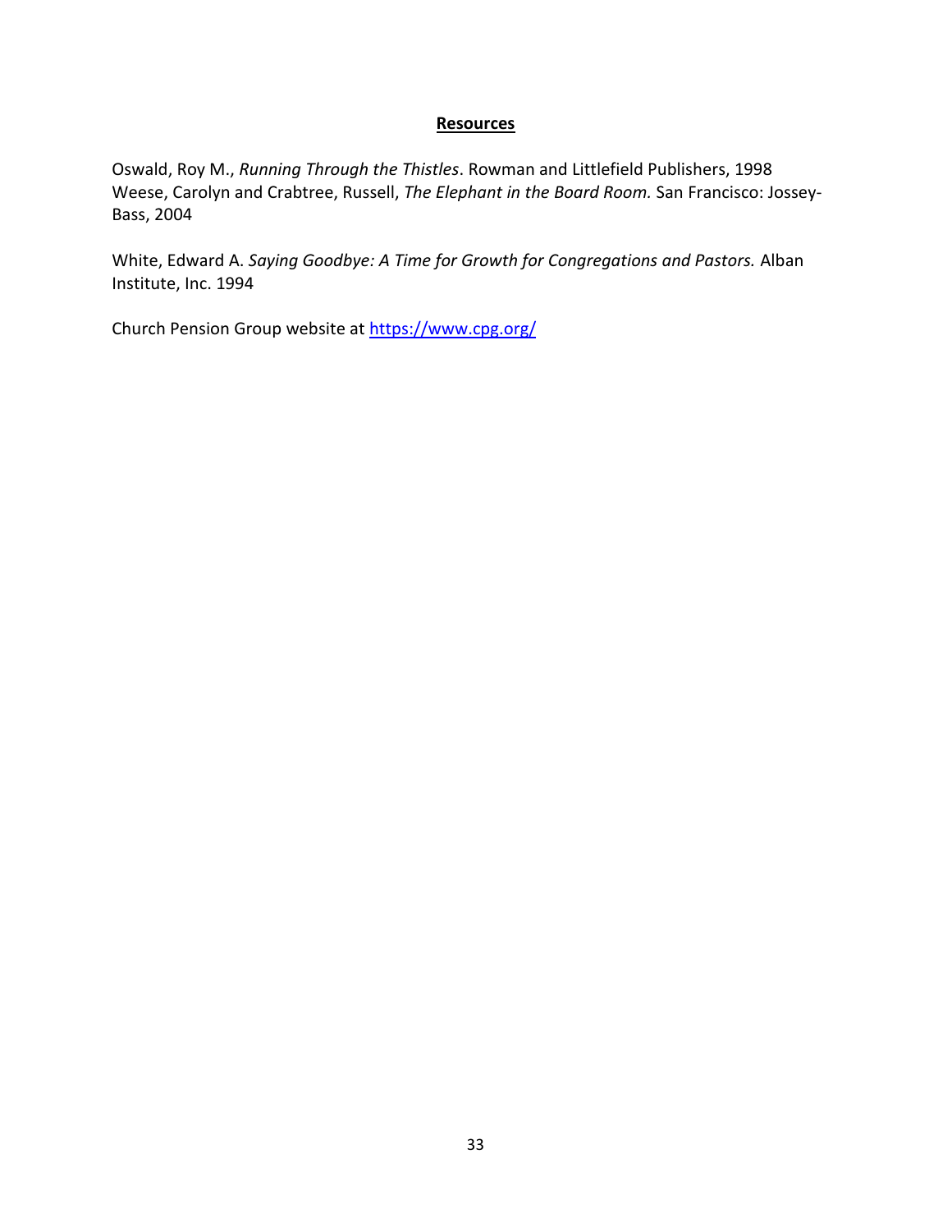## Resources

Oswald, Roy M., *Running Through the Thistles*. Rowman and Littlefield Publishers, 1998
Weese, Carolyn and Crabtree, Russell, *The Elephant in the Board Room.* San Francisco: Jossey-Bass, 2004

White, Edward A. *Saying Goodbye: A Time for Growth for Congregations and Pastors.* Alban Institute, Inc. 1994

Church Pension Group website at [https://www.cpg.org/](https://www.cpg.org/)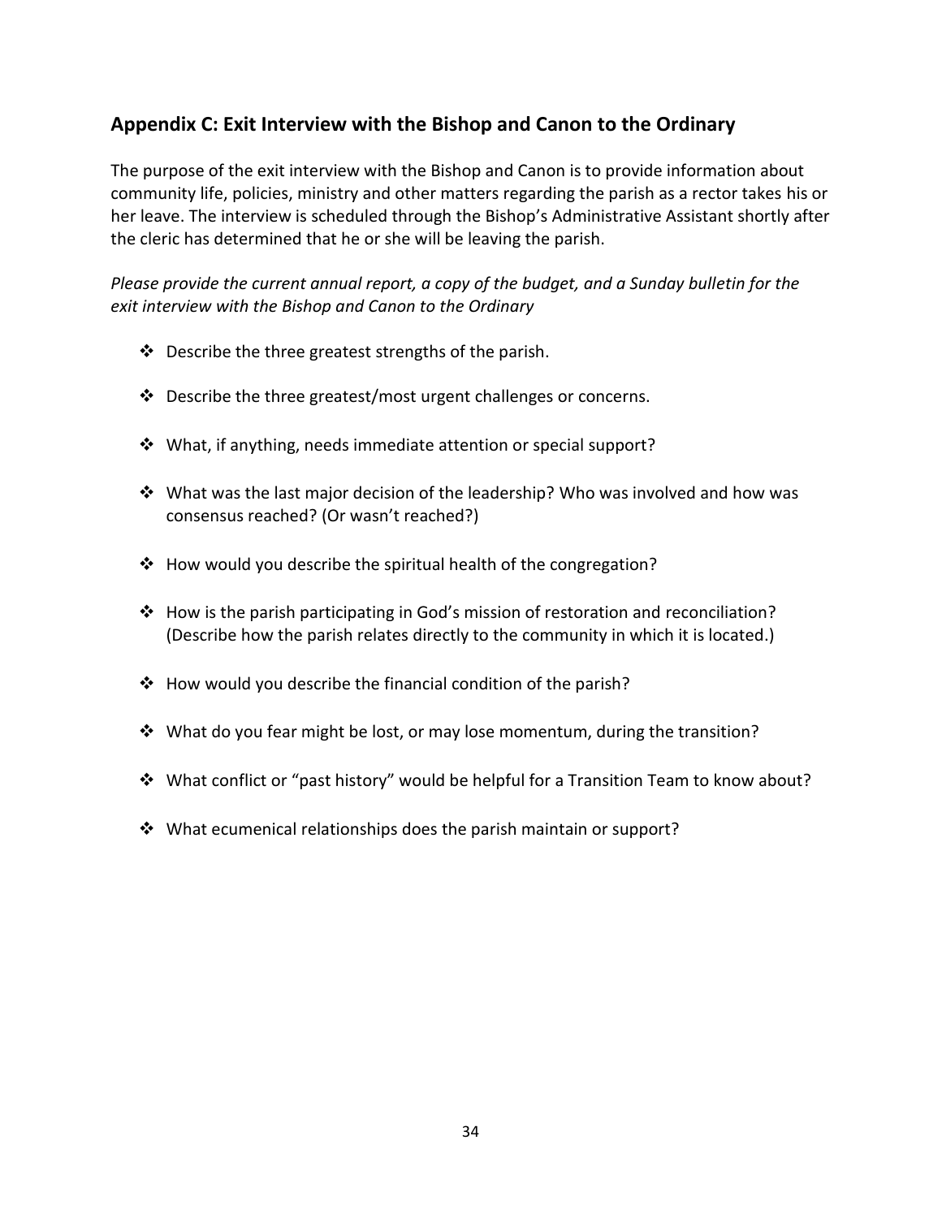## Appendix C: Exit Interview with the Bishop and Canon to the Ordinary

The purpose of the exit interview with the Bishop and Canon is to provide information about community life, policies, ministry and other matters regarding the parish as a rector takes his or her leave. The interview is scheduled through the Bishop's Administrative Assistant shortly after the cleric has determined that he or she will be leaving the parish.

*Please provide the current annual report, a copy of the budget, and a Sunday bulletin for the exit interview with the Bishop and Canon to the Ordinary*

- Describe the three greatest strengths of the parish.
- Describe the three greatest/most urgent challenges or concerns.
- What, if anything, needs immediate attention or special support?
- What was the last major decision of the leadership? Who was involved and how was consensus reached? (Or wasn't reached?)
- How would you describe the spiritual health of the congregation?
- How is the parish participating in God's mission of restoration and reconciliation? (Describe how the parish relates directly to the community in which it is located.)
- How would you describe the financial condition of the parish?
- What do you fear might be lost, or may lose momentum, during the transition?
- What conflict or "past history" would be helpful for a Transition Team to know about?
- What ecumenical relationships does the parish maintain or support?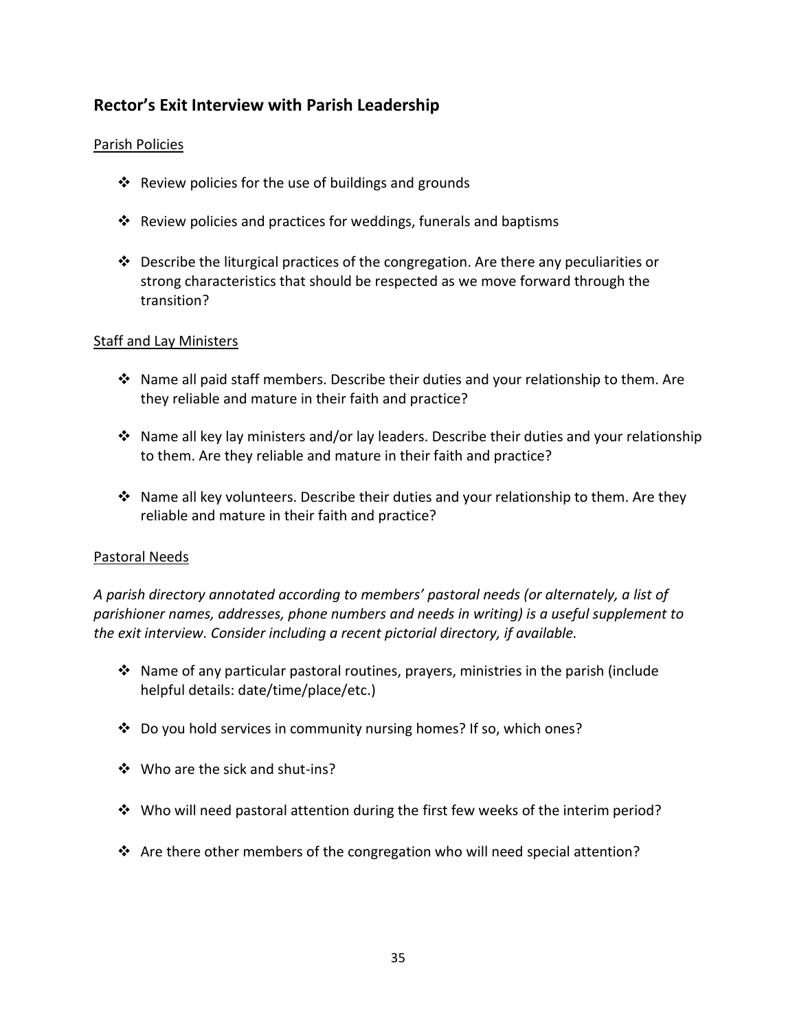## Rector's Exit Interview with Parish Leadership

Parish Policies

- Review policies for the use of buildings and grounds
- Review policies and practices for weddings, funerals and baptisms
- Describe the liturgical practices of the congregation. Are there any peculiarities or strong characteristics that should be respected as we move forward through the transition?

Staff and Lay Ministers

- Name all paid staff members. Describe their duties and your relationship to them. Are they reliable and mature in their faith and practice?
- Name all key lay ministers and/or lay leaders. Describe their duties and your relationship to them. Are they reliable and mature in their faith and practice?
- Name all key volunteers. Describe their duties and your relationship to them. Are they reliable and mature in their faith and practice?

Pastoral Needs

*A parish directory annotated according to members' pastoral needs (or alternately, a list of parishioner names, addresses, phone numbers and needs in writing) is a useful supplement to the exit interview. Consider including a recent pictorial directory, if available.*

- Name of any particular pastoral routines, prayers, ministries in the parish (include helpful details: date/time/place/etc.)
- Do you hold services in community nursing homes? If so, which ones?
- Who are the sick and shut-ins?
- Who will need pastoral attention during the first few weeks of the interim period?
- Are there other members of the congregation who will need special attention?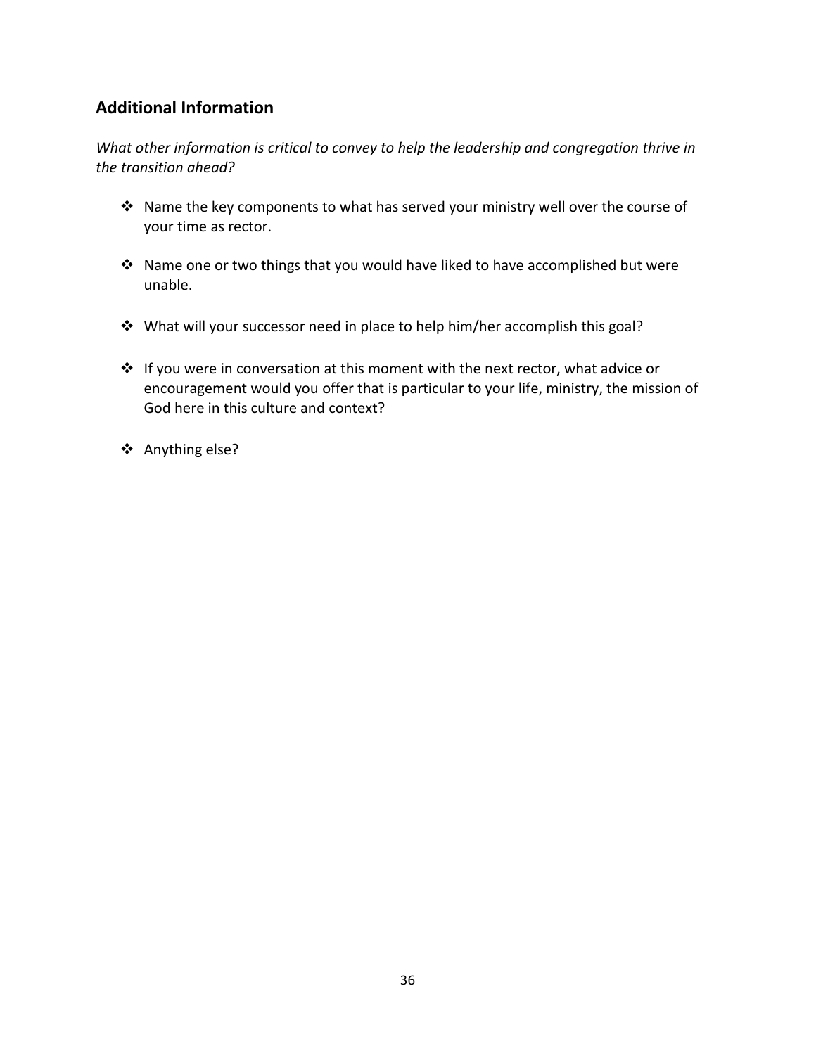## Additional Information

*What other information is critical to convey to help the leadership and congregation thrive in the transition ahead?*

- Name the key components to what has served your ministry well over the course of your time as rector.
- Name one or two things that you would have liked to have accomplished but were unable.
- What will your successor need in place to help him/her accomplish this goal?
- If you were in conversation at this moment with the next rector, what advice or encouragement would you offer that is particular to your life, ministry, the mission of God here in this culture and context?
- Anything else?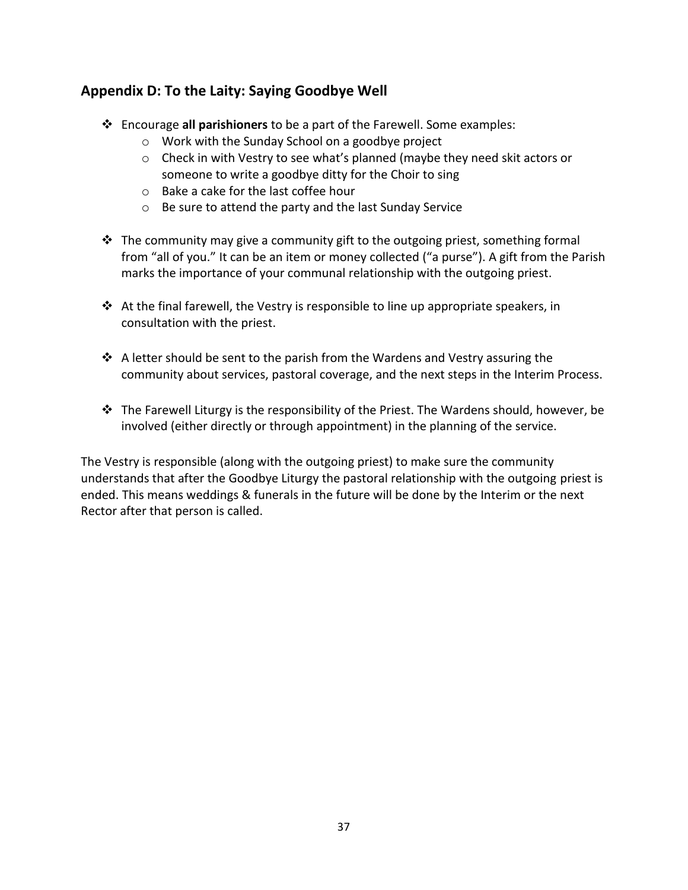## Appendix D: To the Laity: Saying Goodbye Well

- Encourage **all parishioners** to be a part of the Farewell. Some examples:
  - Work with the Sunday School on a goodbye project
  - Check in with Vestry to see what's planned (maybe they need skit actors or someone to write a goodbye ditty for the Choir to sing
  - Bake a cake for the last coffee hour
  - Be sure to attend the party and the last Sunday Service

- The community may give a community gift to the outgoing priest, something formal from "all of you." It can be an item or money collected ("a purse"). A gift from the Parish marks the importance of your communal relationship with the outgoing priest.

- At the final farewell, the Vestry is responsible to line up appropriate speakers, in consultation with the priest.

- A letter should be sent to the parish from the Wardens and Vestry assuring the community about services, pastoral coverage, and the next steps in the Interim Process.

- The Farewell Liturgy is the responsibility of the Priest. The Wardens should, however, be involved (either directly or through appointment) in the planning of the service.

The Vestry is responsible (along with the outgoing priest) to make sure the community understands that after the Goodbye Liturgy the pastoral relationship with the outgoing priest is ended. This means weddings & funerals in the future will be done by the Interim or the next Rector after that person is called.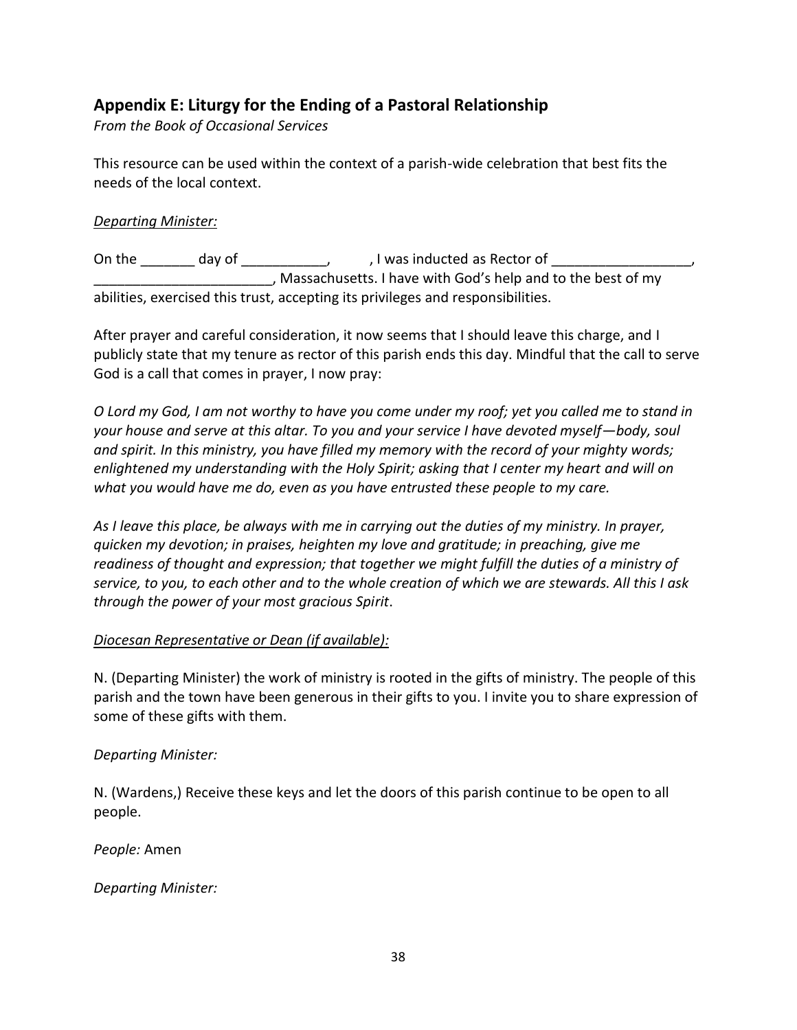## Appendix E: Liturgy for the Ending of a Pastoral Relationship

*From the Book of Occasional Services*

This resource can be used within the context of a parish-wide celebration that best fits the needs of the local context.

Departing Minister:

On the _______ day of ___________,        , I was inducted as Rector of __________________, _______________________, Massachusetts. I have with God's help and to the best of my abilities, exercised this trust, accepting its privileges and responsibilities.

After prayer and careful consideration, it now seems that I should leave this charge, and I publicly state that my tenure as rector of this parish ends this day. Mindful that the call to serve God is a call that comes in prayer, I now pray:

*O Lord my God, I am not worthy to have you come under my roof; yet you called me to stand in your house and serve at this altar. To you and your service I have devoted myself—body, soul and spirit. In this ministry, you have filled my memory with the record of your mighty words; enlightened my understanding with the Holy Spirit; asking that I center my heart and will on what you would have me do, even as you have entrusted these people to my care.*

*As I leave this place, be always with me in carrying out the duties of my ministry. In prayer, quicken my devotion; in praises, heighten my love and gratitude; in preaching, give me readiness of thought and expression; that together we might fulfill the duties of a ministry of service, to you, to each other and to the whole creation of which we are stewards. All this I ask through the power of your most gracious Spirit*.

*Diocesan Representative or Dean (if available):*

N. (Departing Minister) the work of ministry is rooted in the gifts of ministry. The people of this parish and the town have been generous in their gifts to you. I invite you to share expression of some of these gifts with them.

*Departing Minister:*

N. (Wardens,) Receive these keys and let the doors of this parish continue to be open to all people.

*People:* Amen

*Departing Minister:*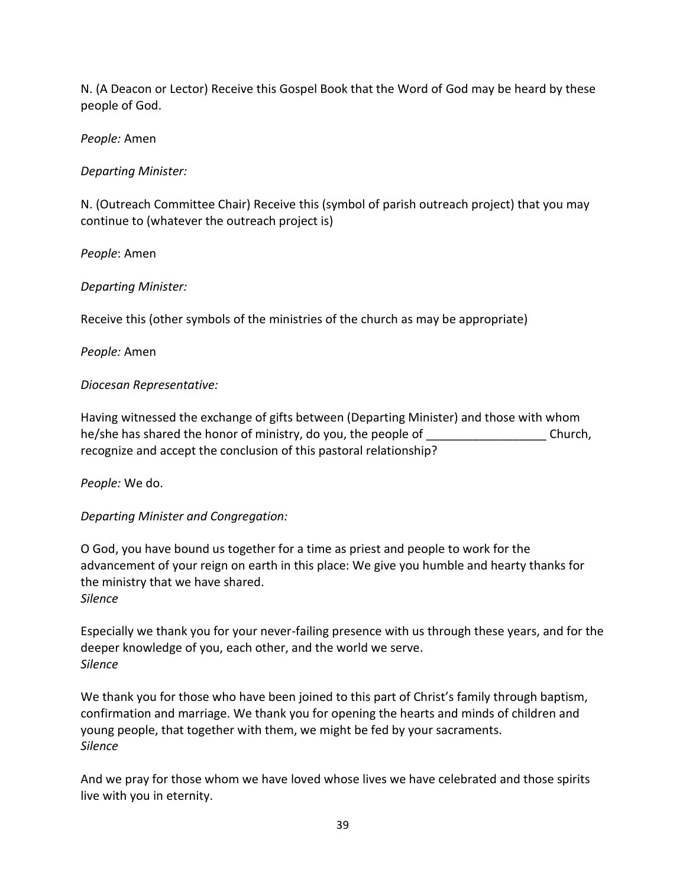N. (A Deacon or Lector) Receive this Gospel Book that the Word of God may be heard by these people of God.

*People:* Amen

*Departing Minister:*

N. (Outreach Committee Chair) Receive this (symbol of parish outreach project) that you may continue to (whatever the outreach project is)

*People*: Amen

*Departing Minister:*

Receive this (other symbols of the ministries of the church as may be appropriate)

*People:* Amen

*Diocesan Representative:*

Having witnessed the exchange of gifts between (Departing Minister) and those with whom he/she has shared the honor of ministry, do you, the people of __________________ Church, recognize and accept the conclusion of this pastoral relationship?

*People:* We do.

*Departing Minister and Congregation:*

O God, you have bound us together for a time as priest and people to work for the advancement of your reign on earth in this place: We give you humble and hearty thanks for the ministry that we have shared.
*Silence*

Especially we thank you for your never-failing presence with us through these years, and for the deeper knowledge of you, each other, and the world we serve.
*Silence*

We thank you for those who have been joined to this part of Christ's family through baptism, confirmation and marriage. We thank you for opening the hearts and minds of children and young people, that together with them, we might be fed by your sacraments.
*Silence*

And we pray for those whom we have loved whose lives we have celebrated and those spirits live with you in eternity.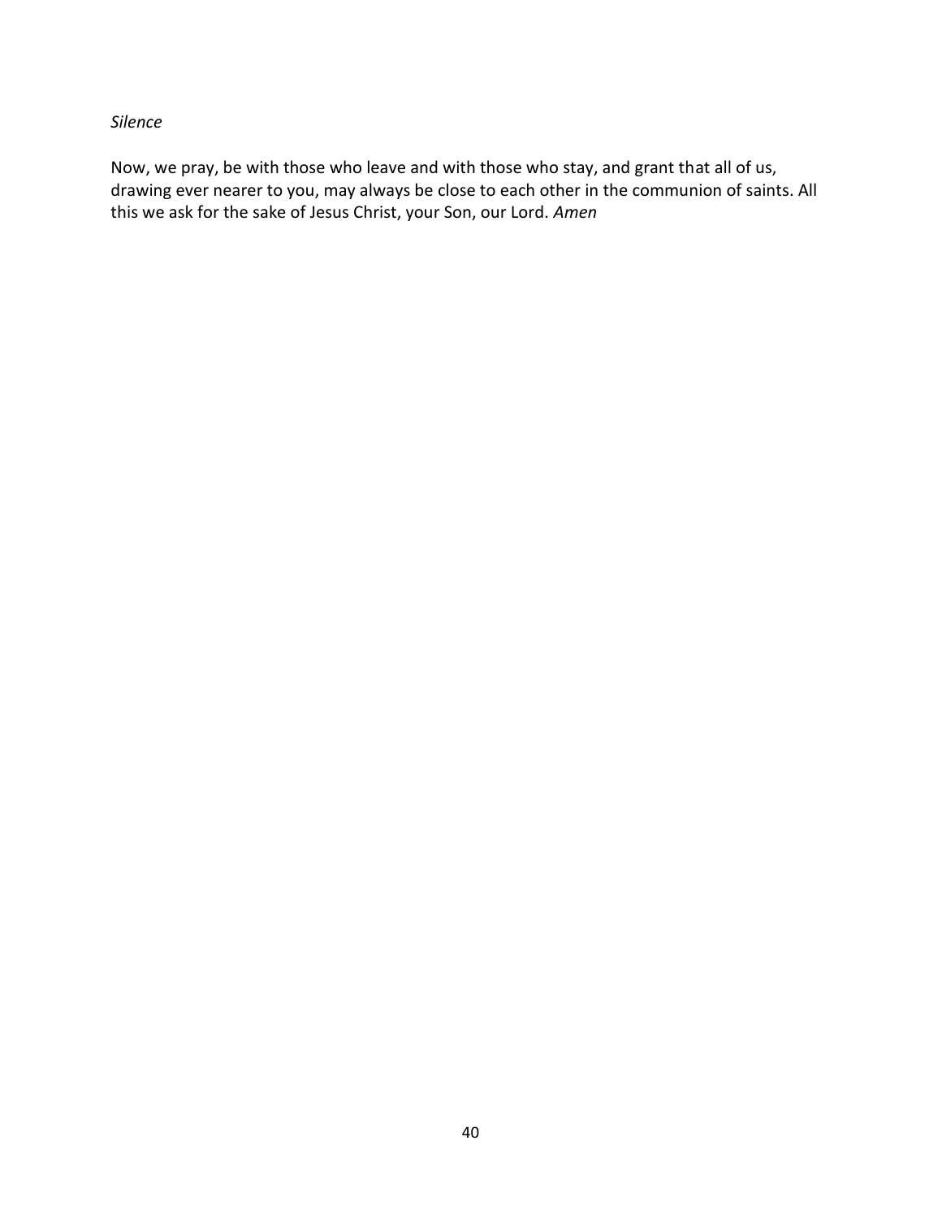*Silence*

Now, we pray, be with those who leave and with those who stay, and grant that all of us, drawing ever nearer to you, may always be close to each other in the communion of saints. All this we ask for the sake of Jesus Christ, your Son, our Lord. *Amen*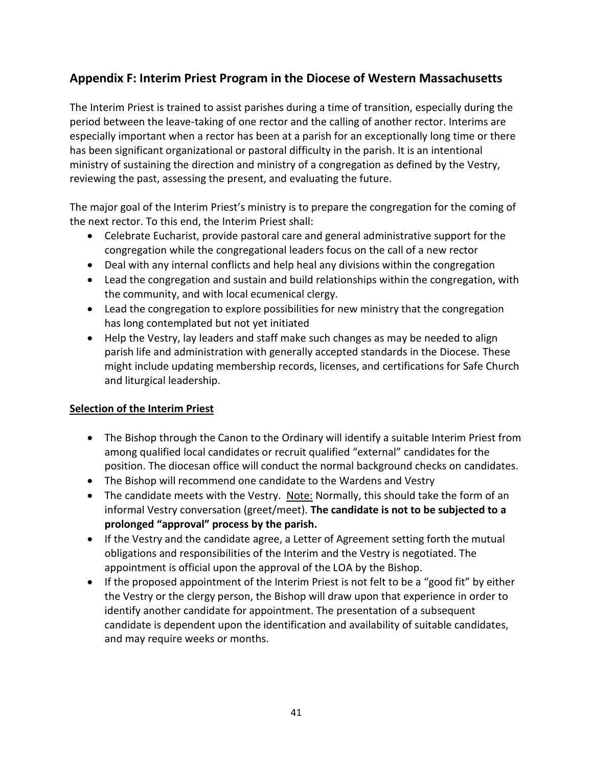## Appendix F: Interim Priest Program in the Diocese of Western Massachusetts

The Interim Priest is trained to assist parishes during a time of transition, especially during the period between the leave-taking of one rector and the calling of another rector. Interims are especially important when a rector has been at a parish for an exceptionally long time or there has been significant organizational or pastoral difficulty in the parish. It is an intentional ministry of sustaining the direction and ministry of a congregation as defined by the Vestry, reviewing the past, assessing the present, and evaluating the future.

The major goal of the Interim Priest's ministry is to prepare the congregation for the coming of the next rector. To this end, the Interim Priest shall:

- Celebrate Eucharist, provide pastoral care and general administrative support for the congregation while the congregational leaders focus on the call of a new rector
- Deal with any internal conflicts and help heal any divisions within the congregation
- Lead the congregation and sustain and build relationships within the congregation, with the community, and with local ecumenical clergy.
- Lead the congregation to explore possibilities for new ministry that the congregation has long contemplated but not yet initiated
- Help the Vestry, lay leaders and staff make such changes as may be needed to align parish life and administration with generally accepted standards in the Diocese. These might include updating membership records, licenses, and certifications for Safe Church and liturgical leadership.

**Selection of the Interim Priest**

- The Bishop through the Canon to the Ordinary will identify a suitable Interim Priest from among qualified local candidates or recruit qualified "external" candidates for the position. The diocesan office will conduct the normal background checks on candidates.
- The Bishop will recommend one candidate to the Wardens and Vestry
- The candidate meets with the Vestry. Note: Normally, this should take the form of an informal Vestry conversation (greet/meet). **The candidate is not to be subjected to a prolonged "approval" process by the parish.**
- If the Vestry and the candidate agree, a Letter of Agreement setting forth the mutual obligations and responsibilities of the Interim and the Vestry is negotiated. The appointment is official upon the approval of the LOA by the Bishop.
- If the proposed appointment of the Interim Priest is not felt to be a "good fit" by either the Vestry or the clergy person, the Bishop will draw upon that experience in order to identify another candidate for appointment. The presentation of a subsequent candidate is dependent upon the identification and availability of suitable candidates, and may require weeks or months.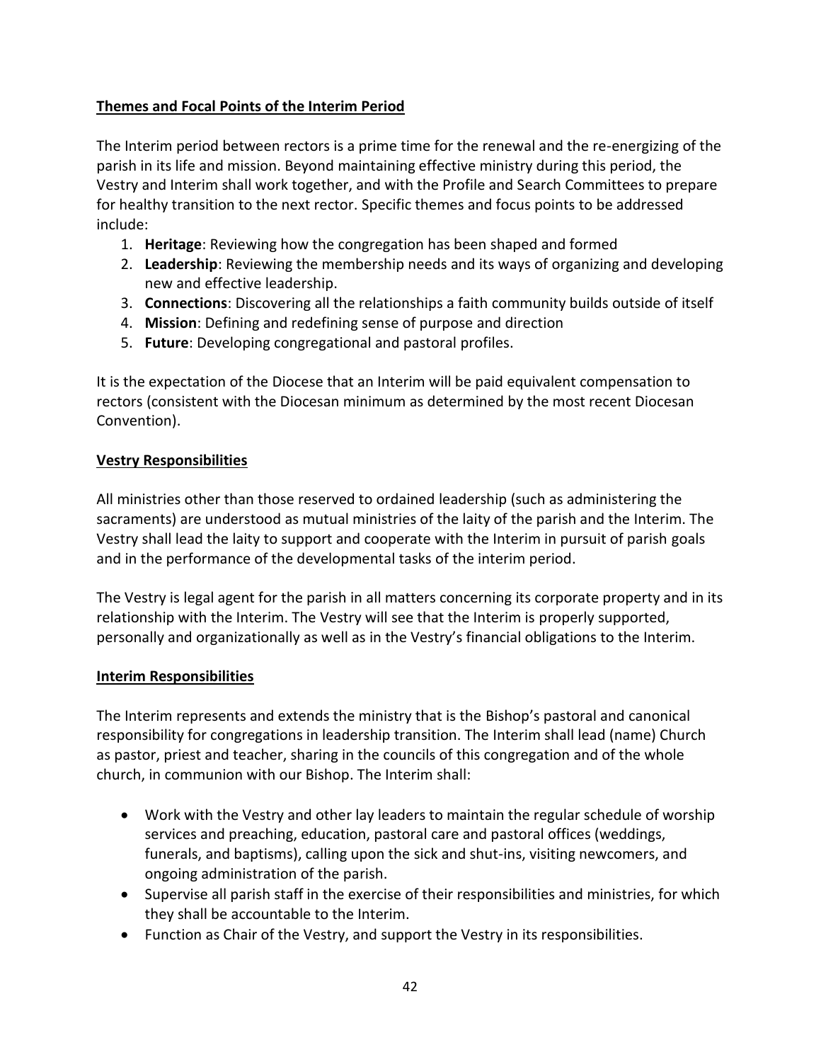## Themes and Focal Points of the Interim Period

The Interim period between rectors is a prime time for the renewal and the re-energizing of the parish in its life and mission. Beyond maintaining effective ministry during this period, the Vestry and Interim shall work together, and with the Profile and Search Committees to prepare for healthy transition to the next rector. Specific themes and focus points to be addressed include:

1. **Heritage**: Reviewing how the congregation has been shaped and formed
2. **Leadership**: Reviewing the membership needs and its ways of organizing and developing new and effective leadership.
3. **Connections**: Discovering all the relationships a faith community builds outside of itself
4. **Mission**: Defining and redefining sense of purpose and direction
5. **Future**: Developing congregational and pastoral profiles.

It is the expectation of the Diocese that an Interim will be paid equivalent compensation to rectors (consistent with the Diocesan minimum as determined by the most recent Diocesan Convention).

## Vestry Responsibilities

All ministries other than those reserved to ordained leadership (such as administering the sacraments) are understood as mutual ministries of the laity of the parish and the Interim. The Vestry shall lead the laity to support and cooperate with the Interim in pursuit of parish goals and in the performance of the developmental tasks of the interim period.

The Vestry is legal agent for the parish in all matters concerning its corporate property and in its relationship with the Interim. The Vestry will see that the Interim is properly supported, personally and organizationally as well as in the Vestry's financial obligations to the Interim.

## Interim Responsibilities

The Interim represents and extends the ministry that is the Bishop's pastoral and canonical responsibility for congregations in leadership transition. The Interim shall lead (name) Church as pastor, priest and teacher, sharing in the councils of this congregation and of the whole church, in communion with our Bishop. The Interim shall:

- Work with the Vestry and other lay leaders to maintain the regular schedule of worship services and preaching, education, pastoral care and pastoral offices (weddings, funerals, and baptisms), calling upon the sick and shut-ins, visiting newcomers, and ongoing administration of the parish.
- Supervise all parish staff in the exercise of their responsibilities and ministries, for which they shall be accountable to the Interim.
- Function as Chair of the Vestry, and support the Vestry in its responsibilities.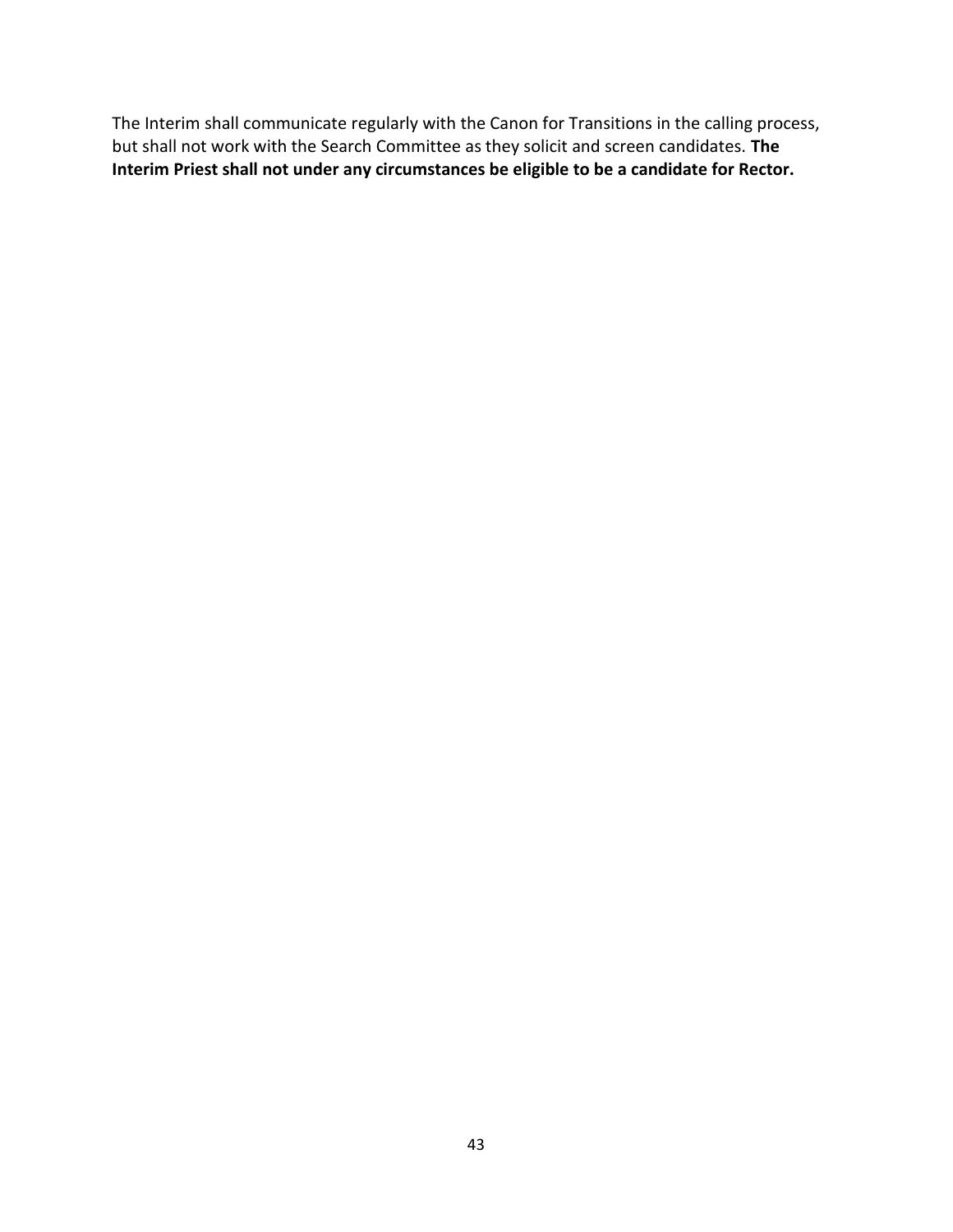The Interim shall communicate regularly with the Canon for Transitions in the calling process, but shall not work with the Search Committee as they solicit and screen candidates. **The Interim Priest shall not under any circumstances be eligible to be a candidate for Rector.**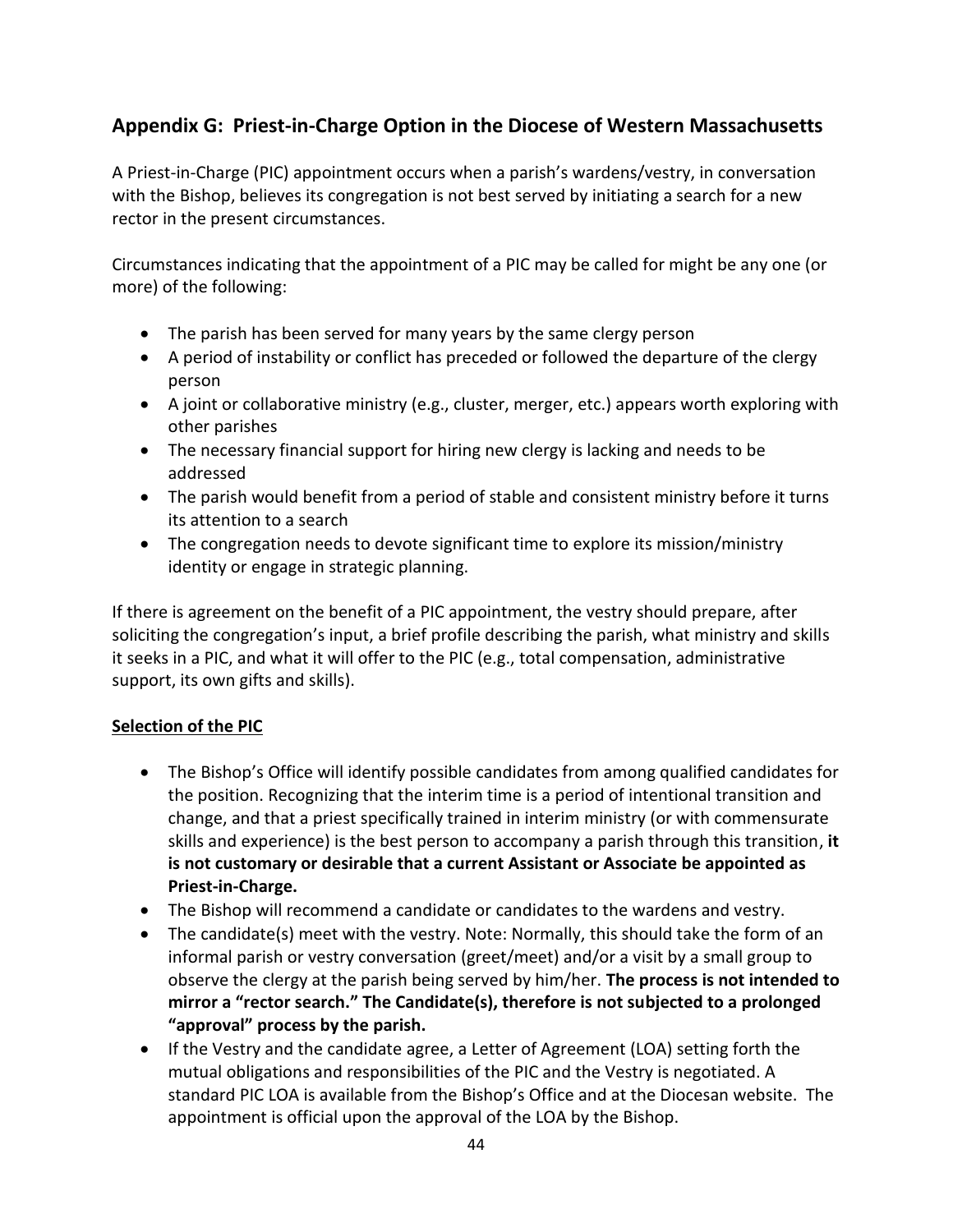## Appendix G: Priest-in-Charge Option in the Diocese of Western Massachusetts

A Priest-in-Charge (PIC) appointment occurs when a parish's wardens/vestry, in conversation with the Bishop, believes its congregation is not best served by initiating a search for a new rector in the present circumstances.

Circumstances indicating that the appointment of a PIC may be called for might be any one (or more) of the following:

- The parish has been served for many years by the same clergy person
- A period of instability or conflict has preceded or followed the departure of the clergy person
- A joint or collaborative ministry (e.g., cluster, merger, etc.) appears worth exploring with other parishes
- The necessary financial support for hiring new clergy is lacking and needs to be addressed
- The parish would benefit from a period of stable and consistent ministry before it turns its attention to a search
- The congregation needs to devote significant time to explore its mission/ministry identity or engage in strategic planning.

If there is agreement on the benefit of a PIC appointment, the vestry should prepare, after soliciting the congregation's input, a brief profile describing the parish, what ministry and skills it seeks in a PIC, and what it will offer to the PIC (e.g., total compensation, administrative support, its own gifts and skills).

**Selection of the PIC**

- The Bishop's Office will identify possible candidates from among qualified candidates for the position. Recognizing that the interim time is a period of intentional transition and change, and that a priest specifically trained in interim ministry (or with commensurate skills and experience) is the best person to accompany a parish through this transition, **it is not customary or desirable that a current Assistant or Associate be appointed as Priest-in-Charge.**
- The Bishop will recommend a candidate or candidates to the wardens and vestry.
- The candidate(s) meet with the vestry. Note: Normally, this should take the form of an informal parish or vestry conversation (greet/meet) and/or a visit by a small group to observe the clergy at the parish being served by him/her. **The process is not intended to mirror a "rector search." The Candidate(s), therefore is not subjected to a prolonged "approval" process by the parish.**
- If the Vestry and the candidate agree, a Letter of Agreement (LOA) setting forth the mutual obligations and responsibilities of the PIC and the Vestry is negotiated. A standard PIC LOA is available from the Bishop's Office and at the Diocesan website. The appointment is official upon the approval of the LOA by the Bishop.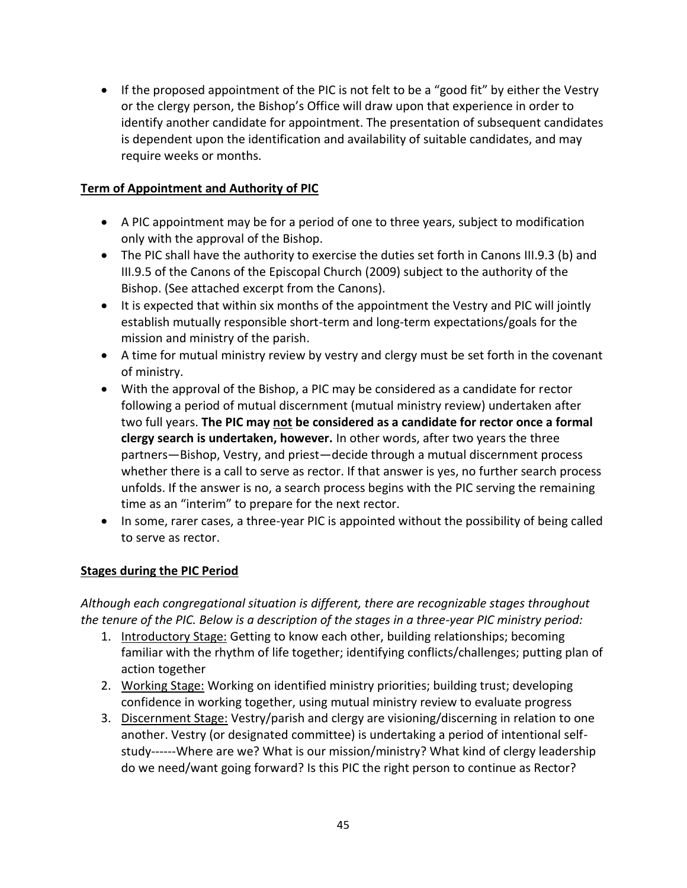- If the proposed appointment of the PIC is not felt to be a "good fit" by either the Vestry or the clergy person, the Bishop's Office will draw upon that experience in order to identify another candidate for appointment. The presentation of subsequent candidates is dependent upon the identification and availability of suitable candidates, and may require weeks or months.

## <u>Term of Appointment and Authority of PIC</u>

- A PIC appointment may be for a period of one to three years, subject to modification only with the approval of the Bishop.
- The PIC shall have the authority to exercise the duties set forth in Canons III.9.3 (b) and III.9.5 of the Canons of the Episcopal Church (2009) subject to the authority of the Bishop. (See attached excerpt from the Canons).
- It is expected that within six months of the appointment the Vestry and PIC will jointly establish mutually responsible short-term and long-term expectations/goals for the mission and ministry of the parish.
- A time for mutual ministry review by vestry and clergy must be set forth in the covenant of ministry.
- With the approval of the Bishop, a PIC may be considered as a candidate for rector following a period of mutual discernment (mutual ministry review) undertaken after two full years. **The PIC may <u>not</u> be considered as a candidate for rector once a formal clergy search is undertaken, however.** In other words, after two years the three partners—Bishop, Vestry, and priest—decide through a mutual discernment process whether there is a call to serve as rector. If that answer is yes, no further search process unfolds. If the answer is no, a search process begins with the PIC serving the remaining time as an "interim" to prepare for the next rector.
- In some, rarer cases, a three-year PIC is appointed without the possibility of being called to serve as rector.

## <u>Stages during the PIC Period</u>

*Although each congregational situation is different, there are recognizable stages throughout the tenure of the PIC. Below is a description of the stages in a three-year PIC ministry period:*

1. <u>Introductory Stage:</u> Getting to know each other, building relationships; becoming familiar with the rhythm of life together; identifying conflicts/challenges; putting plan of action together
2. <u>Working Stage:</u> Working on identified ministry priorities; building trust; developing confidence in working together, using mutual ministry review to evaluate progress
3. <u>Discernment Stage:</u> Vestry/parish and clergy are visioning/discerning in relation to one another. Vestry (or designated committee) is undertaking a period of intentional self-study------Where are we? What is our mission/ministry? What kind of clergy leadership do we need/want going forward? Is this PIC the right person to continue as Rector?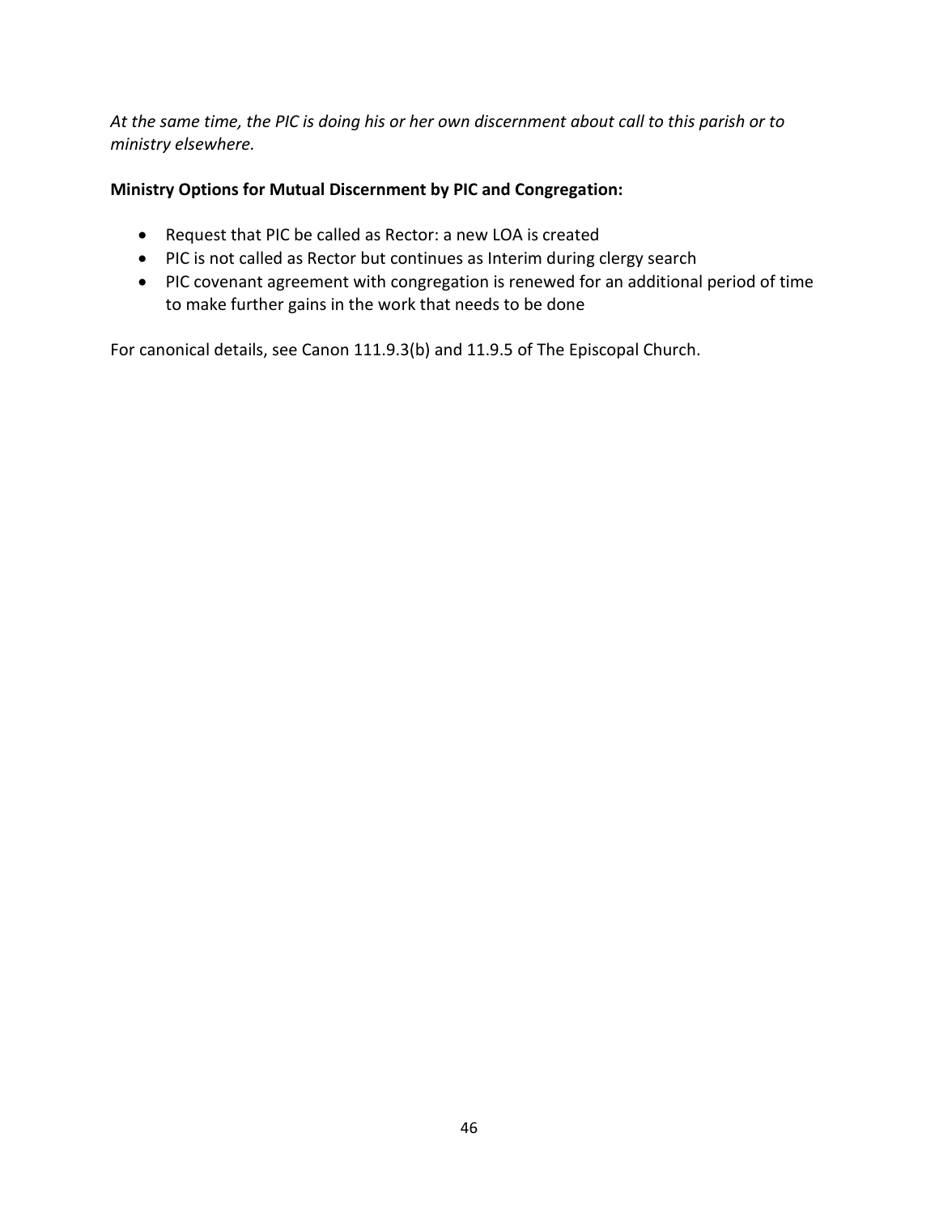*At the same time, the PIC is doing his or her own discernment about call to this parish or to ministry elsewhere.*

**Ministry Options for Mutual Discernment by PIC and Congregation:**

- Request that PIC be called as Rector: a new LOA is created
- PIC is not called as Rector but continues as Interim during clergy search
- PIC covenant agreement with congregation is renewed for an additional period of time to make further gains in the work that needs to be done

For canonical details, see Canon 111.9.3(b) and 11.9.5 of The Episcopal Church.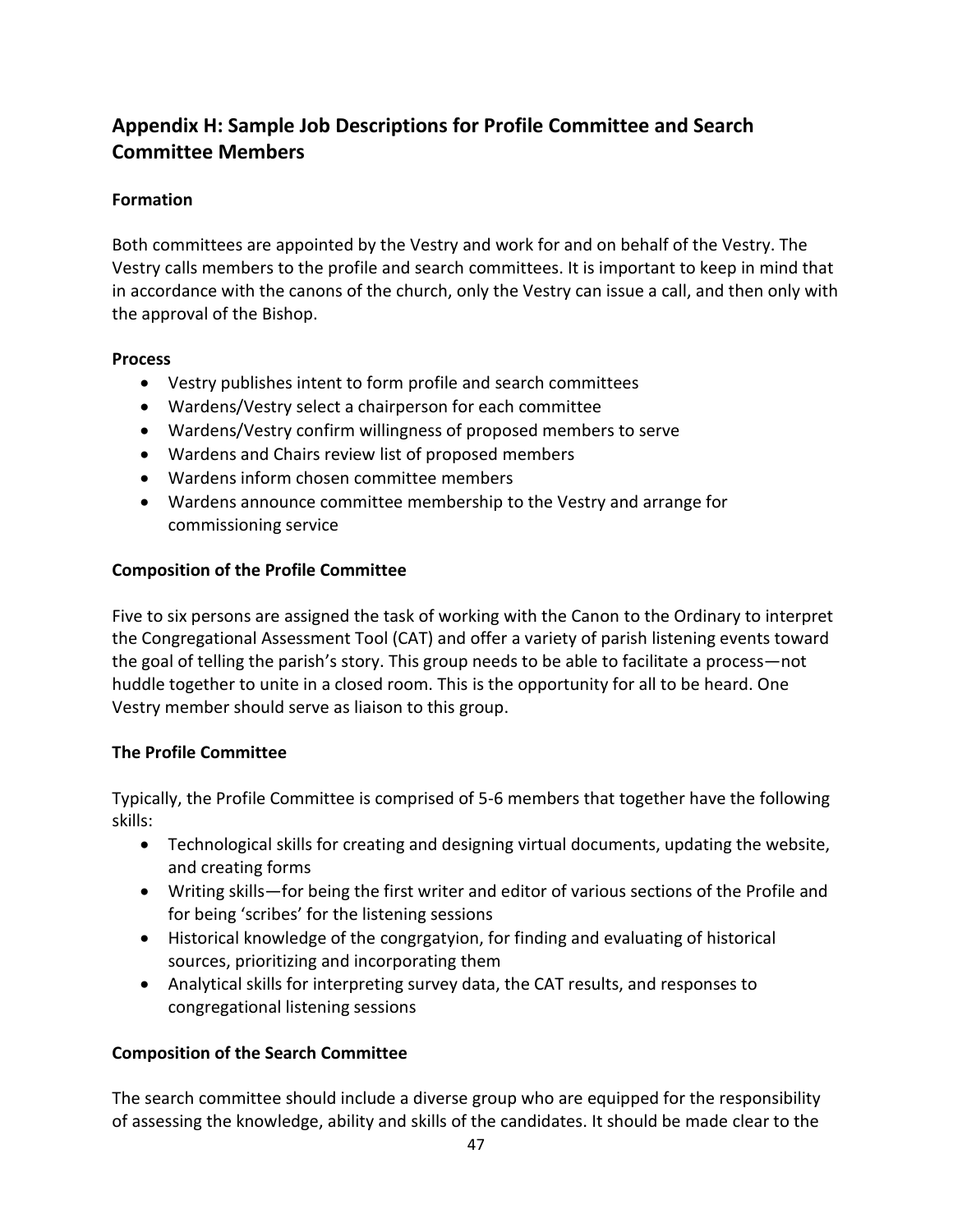## Appendix H: Sample Job Descriptions for Profile Committee and Search Committee Members

### Formation

Both committees are appointed by the Vestry and work for and on behalf of the Vestry. The Vestry calls members to the profile and search committees. It is important to keep in mind that in accordance with the canons of the church, only the Vestry can issue a call, and then only with the approval of the Bishop.

### Process

- Vestry publishes intent to form profile and search committees
- Wardens/Vestry select a chairperson for each committee
- Wardens/Vestry confirm willingness of proposed members to serve
- Wardens and Chairs review list of proposed members
- Wardens inform chosen committee members
- Wardens announce committee membership to the Vestry and arrange for commissioning service

### Composition of the Profile Committee

Five to six persons are assigned the task of working with the Canon to the Ordinary to interpret the Congregational Assessment Tool (CAT) and offer a variety of parish listening events toward the goal of telling the parish's story. This group needs to be able to facilitate a process—not huddle together to unite in a closed room. This is the opportunity for all to be heard. One Vestry member should serve as liaison to this group.

### The Profile Committee

Typically, the Profile Committee is comprised of 5-6 members that together have the following skills:

- Technological skills for creating and designing virtual documents, updating the website, and creating forms
- Writing skills—for being the first writer and editor of various sections of the Profile and for being 'scribes' for the listening sessions
- Historical knowledge of the congrgatyion, for finding and evaluating of historical sources, prioritizing and incorporating them
- Analytical skills for interpreting survey data, the CAT results, and responses to congregational listening sessions

### Composition of the Search Committee

The search committee should include a diverse group who are equipped for the responsibility of assessing the knowledge, ability and skills of the candidates. It should be made clear to the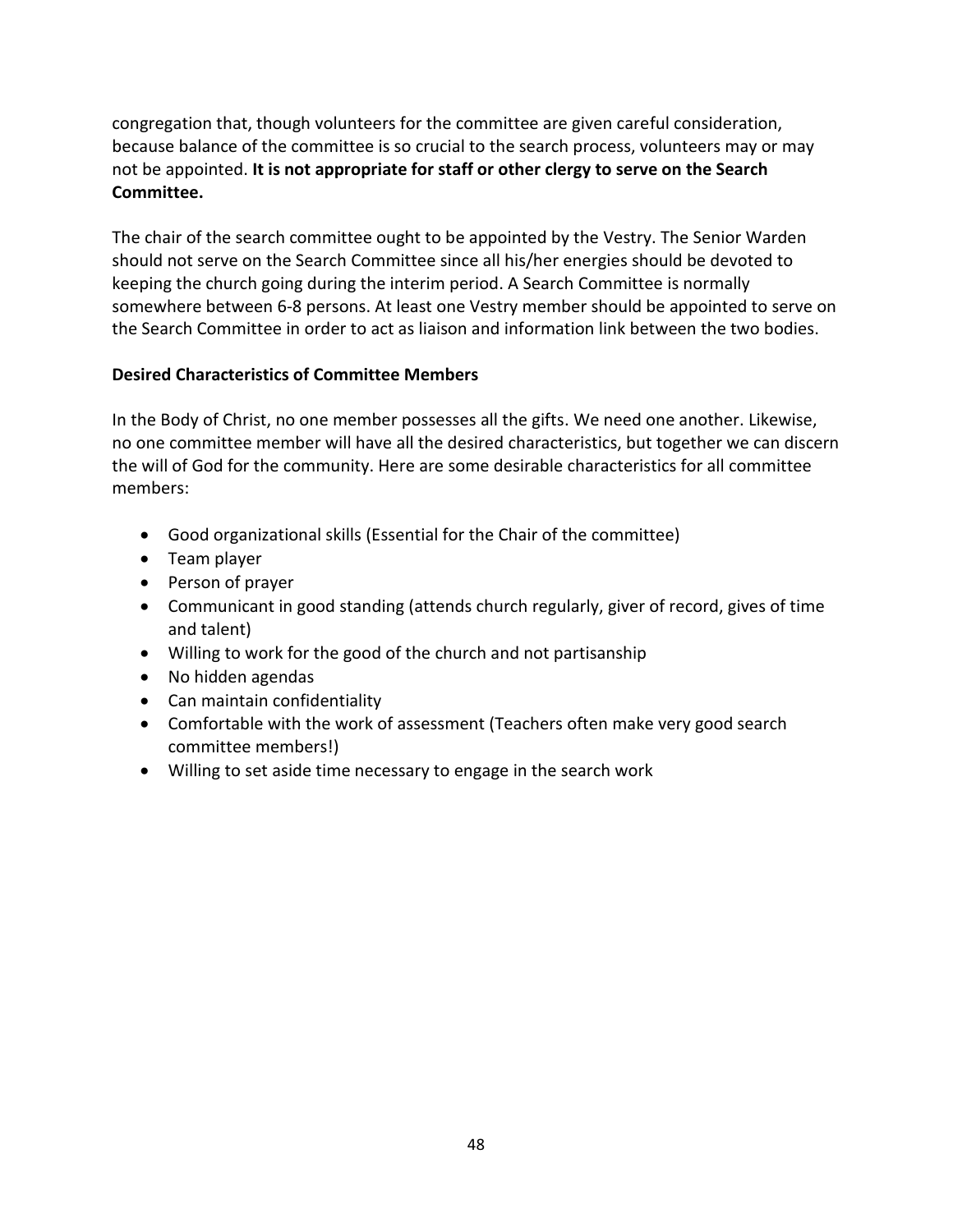congregation that, though volunteers for the committee are given careful consideration, because balance of the committee is so crucial to the search process, volunteers may or may not be appointed. **It is not appropriate for staff or other clergy to serve on the Search Committee.**

The chair of the search committee ought to be appointed by the Vestry. The Senior Warden should not serve on the Search Committee since all his/her energies should be devoted to keeping the church going during the interim period. A Search Committee is normally somewhere between 6-8 persons. At least one Vestry member should be appointed to serve on the Search Committee in order to act as liaison and information link between the two bodies.

**Desired Characteristics of Committee Members**

In the Body of Christ, no one member possesses all the gifts. We need one another. Likewise, no one committee member will have all the desired characteristics, but together we can discern the will of God for the community. Here are some desirable characteristics for all committee members:

- Good organizational skills (Essential for the Chair of the committee)
- Team player
- Person of prayer
- Communicant in good standing (attends church regularly, giver of record, gives of time and talent)
- Willing to work for the good of the church and not partisanship
- No hidden agendas
- Can maintain confidentiality
- Comfortable with the work of assessment (Teachers often make very good search committee members!)
- Willing to set aside time necessary to engage in the search work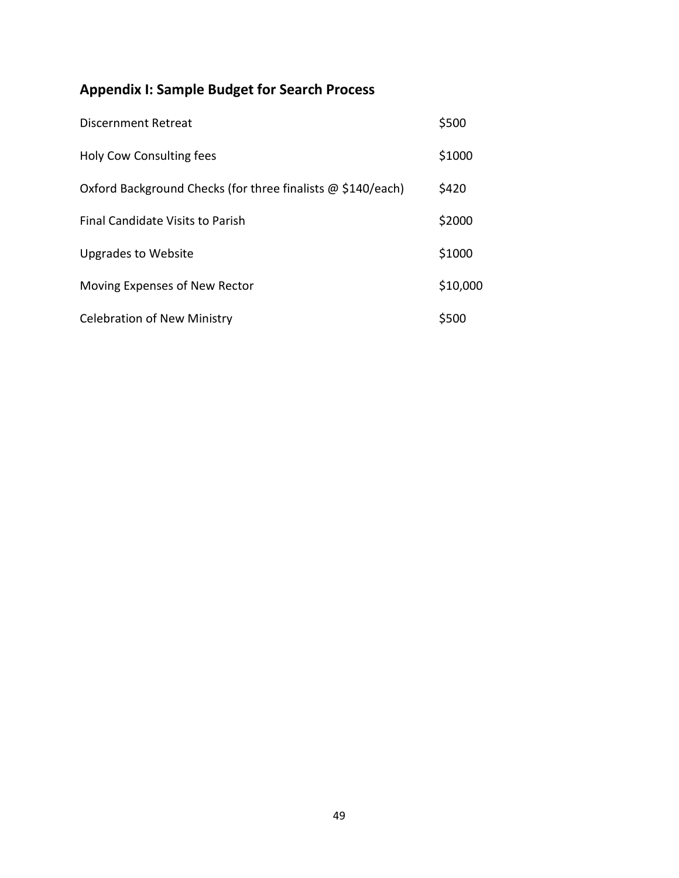## Appendix I: Sample Budget for Search Process

| | |
|---|---|
| Discernment Retreat | $500 |
| Holy Cow Consulting fees | $1000 |
| Oxford Background Checks (for three finalists @ $140/each) | $420 |
| Final Candidate Visits to Parish | $2000 |
| Upgrades to Website | $1000 |
| Moving Expenses of New Rector | $10,000 |
| Celebration of New Ministry | $500 |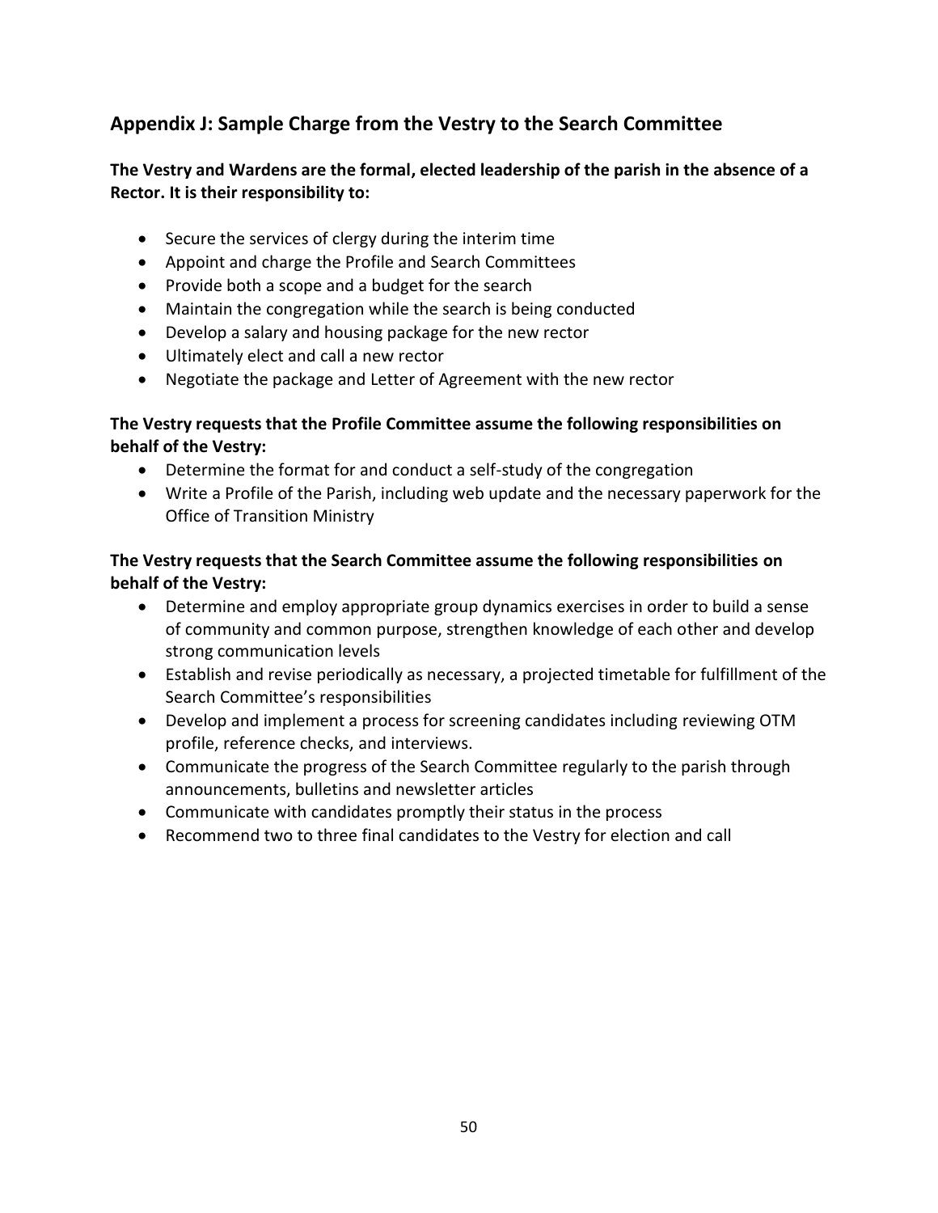## Appendix J: Sample Charge from the Vestry to the Search Committee

**The Vestry and Wardens are the formal, elected leadership of the parish in the absence of a Rector. It is their responsibility to:**

- Secure the services of clergy during the interim time
- Appoint and charge the Profile and Search Committees
- Provide both a scope and a budget for the search
- Maintain the congregation while the search is being conducted
- Develop a salary and housing package for the new rector
- Ultimately elect and call a new rector
- Negotiate the package and Letter of Agreement with the new rector

**The Vestry requests that the Profile Committee assume the following responsibilities on behalf of the Vestry:**

- Determine the format for and conduct a self-study of the congregation
- Write a Profile of the Parish, including web update and the necessary paperwork for the Office of Transition Ministry

**The Vestry requests that the Search Committee assume the following responsibilities on behalf of the Vestry:**

- Determine and employ appropriate group dynamics exercises in order to build a sense of community and common purpose, strengthen knowledge of each other and develop strong communication levels
- Establish and revise periodically as necessary, a projected timetable for fulfillment of the Search Committee's responsibilities
- Develop and implement a process for screening candidates including reviewing OTM profile, reference checks, and interviews.
- Communicate the progress of the Search Committee regularly to the parish through announcements, bulletins and newsletter articles
- Communicate with candidates promptly their status in the process
- Recommend two to three final candidates to the Vestry for election and call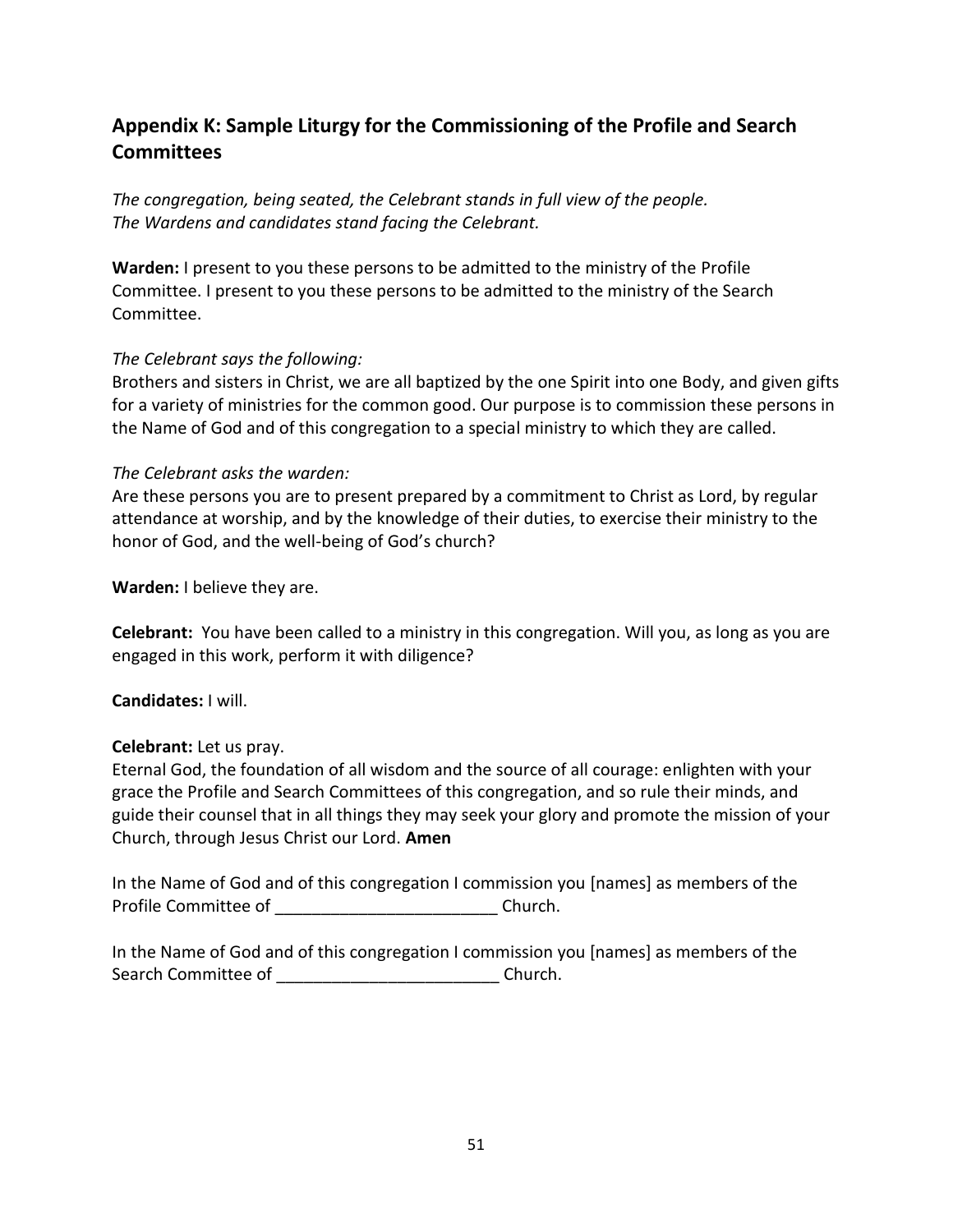## Appendix K: Sample Liturgy for the Commissioning of the Profile and Search Committees

*The congregation, being seated, the Celebrant stands in full view of the people.*
*The Wardens and candidates stand facing the Celebrant.*

**Warden:** I present to you these persons to be admitted to the ministry of the Profile Committee. I present to you these persons to be admitted to the ministry of the Search Committee.

*The Celebrant says the following:*
Brothers and sisters in Christ, we are all baptized by the one Spirit into one Body, and given gifts for a variety of ministries for the common good. Our purpose is to commission these persons in the Name of God and of this congregation to a special ministry to which they are called.

*The Celebrant asks the warden:*
Are these persons you are to present prepared by a commitment to Christ as Lord, by regular attendance at worship, and by the knowledge of their duties, to exercise their ministry to the honor of God, and the well-being of God's church?

**Warden:** I believe they are.

**Celebrant:** You have been called to a ministry in this congregation. Will you, as long as you are engaged in this work, perform it with diligence?

**Candidates:** I will.

**Celebrant:** Let us pray.
Eternal God, the foundation of all wisdom and the source of all courage: enlighten with your grace the Profile and Search Committees of this congregation, and so rule their minds, and guide their counsel that in all things they may seek your glory and promote the mission of your Church, through Jesus Christ our Lord. **Amen**

In the Name of God and of this congregation I commission you [names] as members of the Profile Committee of ________________________ Church.

In the Name of God and of this congregation I commission you [names] as members of the Search Committee of ________________________ Church.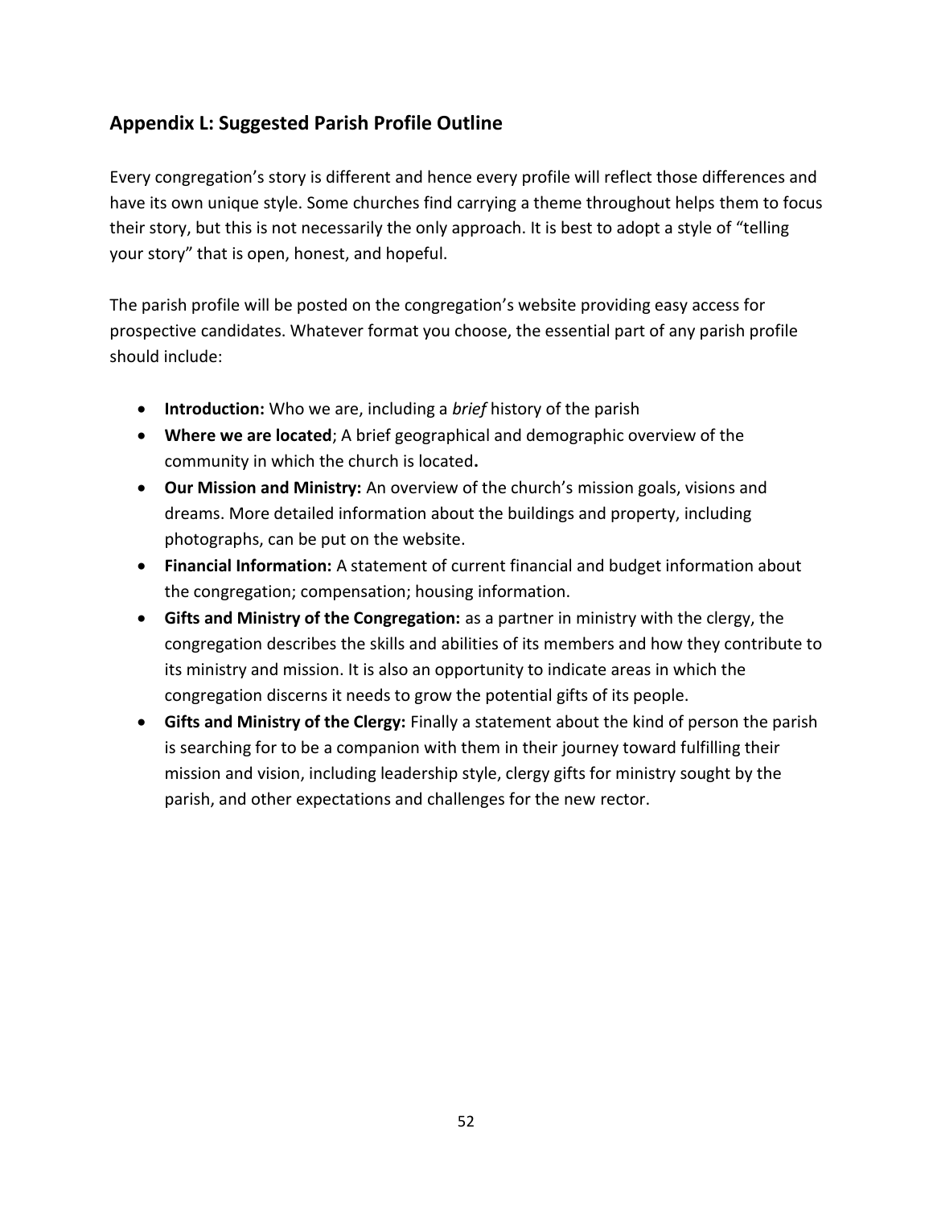## Appendix L: Suggested Parish Profile Outline

Every congregation's story is different and hence every profile will reflect those differences and have its own unique style. Some churches find carrying a theme throughout helps them to focus their story, but this is not necessarily the only approach. It is best to adopt a style of "telling your story" that is open, honest, and hopeful.

The parish profile will be posted on the congregation's website providing easy access for prospective candidates. Whatever format you choose, the essential part of any parish profile should include:

- **Introduction:** Who we are, including a *brief* history of the parish
- **Where we are located**; A brief geographical and demographic overview of the community in which the church is located**.**
- **Our Mission and Ministry:** An overview of the church's mission goals, visions and dreams. More detailed information about the buildings and property, including photographs, can be put on the website.
- **Financial Information:** A statement of current financial and budget information about the congregation; compensation; housing information.
- **Gifts and Ministry of the Congregation:** as a partner in ministry with the clergy, the congregation describes the skills and abilities of its members and how they contribute to its ministry and mission. It is also an opportunity to indicate areas in which the congregation discerns it needs to grow the potential gifts of its people.
- **Gifts and Ministry of the Clergy:** Finally a statement about the kind of person the parish is searching for to be a companion with them in their journey toward fulfilling their mission and vision, including leadership style, clergy gifts for ministry sought by the parish, and other expectations and challenges for the new rector.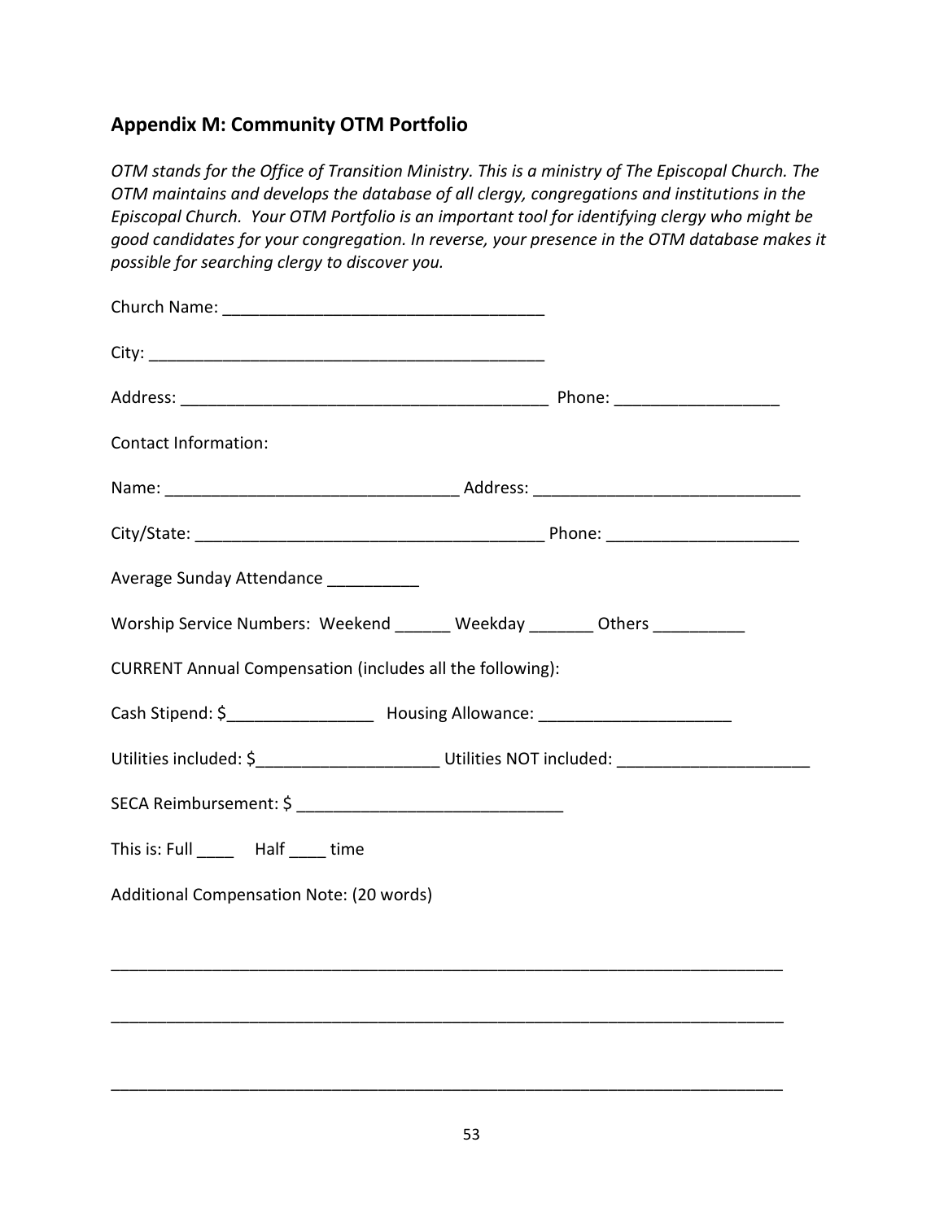## Appendix M: Community OTM Portfolio

*OTM stands for the Office of Transition Ministry. This is a ministry of The Episcopal Church. The OTM maintains and develops the database of all clergy, congregations and institutions in the Episcopal Church. Your OTM Portfolio is an important tool for identifying clergy who might be good candidates for your congregation. In reverse, your presence in the OTM database makes it possible for searching clergy to discover you.*

Church Name: ___________________________________

City: ___________________________________________

Address: ________________________________________ Phone: _________________

Contact Information:

Name: _______________________________ Address: _____________________________

City/State: _____________________________________ Phone: ____________________

Average Sunday Attendance __________

Worship Service Numbers: Weekend ______ Weekday _______ Others __________

CURRENT Annual Compensation (includes all the following):

Cash Stipend: $________________ Housing Allowance: _____________________

Utilities included: $___________________ Utilities NOT included: _____________________

SECA Reimbursement: $ _____________________________

This is: Full ____ Half ____ time

Additional Compensation Note: (20 words)

___________________________________________________________________________

___________________________________________________________________________

___________________________________________________________________________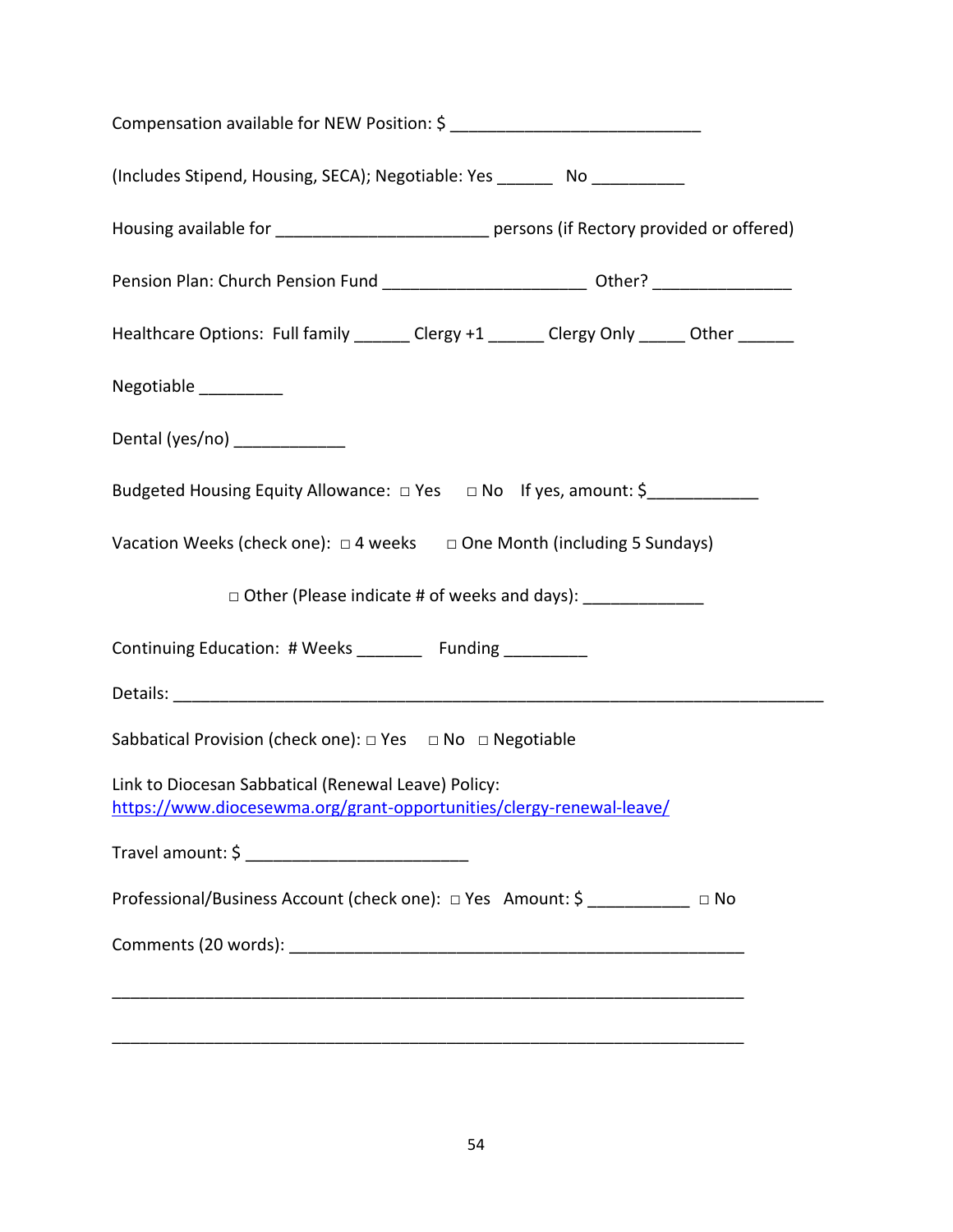Compensation available for NEW Position: $ ___________________________

(Includes Stipend, Housing, SECA); Negotiable: Yes ______ No __________

Housing available for _______________________ persons (if Rectory provided or offered)

Pension Plan: Church Pension Fund ______________________ Other? _______________

Healthcare Options: Full family ______ Clergy +1 ______ Clergy Only _____ Other ______

Negotiable _________

Dental (yes/no) ____________

Budgeted Housing Equity Allowance: □ Yes □ No If yes, amount: $____________

Vacation Weeks (check one): □ 4 weeks □ One Month (including 5 Sundays)

□ Other (Please indicate # of weeks and days): _____________

Continuing Education: # Weeks _______ Funding _________

Details: _______________________________________________________________________

Sabbatical Provision (check one): □ Yes □ No □ Negotiable

Link to Diocesan Sabbatical (Renewal Leave) Policy:
https://www.diocesewma.org/grant-opportunities/clergy-renewal-leave/

Travel amount: $ ________________________

Professional/Business Account (check one): □ Yes Amount: $ ___________ □ No

Comments (20 words): __________________________________________________

_____________________________________________________________________

_____________________________________________________________________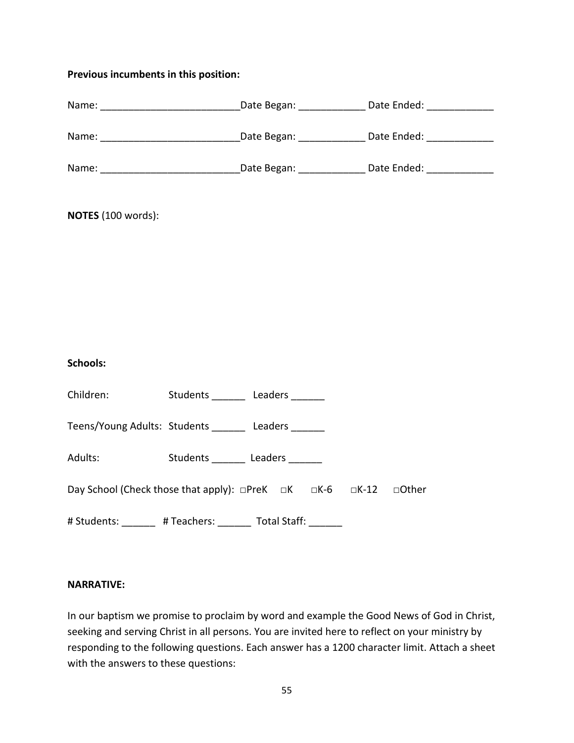**Previous incumbents in this position:**

Name: _________________________Date Began: ____________ Date Ended: ____________

Name: _________________________Date Began: ____________ Date Ended: ____________

Name: _________________________Date Began: ____________ Date Ended: ____________

**NOTES** (100 words):

**Schools:**

Children: Students ______ Leaders ______

Teens/Young Adults: Students ______ Leaders ______

Adults: Students ______ Leaders ______

Day School (Check those that apply): □PreK □K □K-6 □K-12 □Other

# Students: ______ # Teachers: ______ Total Staff: ______

**NARRATIVE:**

In our baptism we promise to proclaim by word and example the Good News of God in Christ, seeking and serving Christ in all persons. You are invited here to reflect on your ministry by responding to the following questions. Each answer has a 1200 character limit. Attach a sheet with the answers to these questions: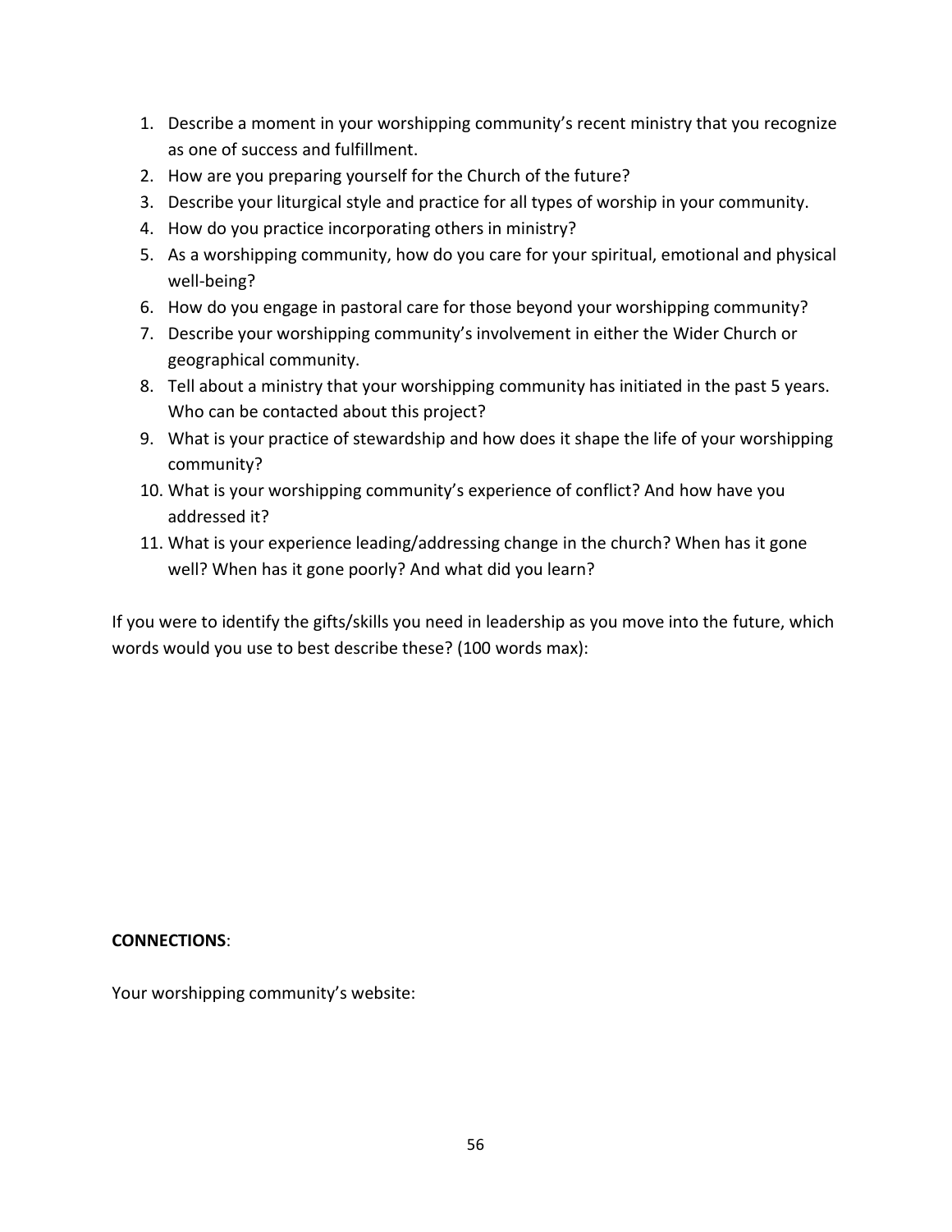1. Describe a moment in your worshipping community's recent ministry that you recognize as one of success and fulfillment.
2. How are you preparing yourself for the Church of the future?
3. Describe your liturgical style and practice for all types of worship in your community.
4. How do you practice incorporating others in ministry?
5. As a worshipping community, how do you care for your spiritual, emotional and physical well-being?
6. How do you engage in pastoral care for those beyond your worshipping community?
7. Describe your worshipping community's involvement in either the Wider Church or geographical community.
8. Tell about a ministry that your worshipping community has initiated in the past 5 years. Who can be contacted about this project?
9. What is your practice of stewardship and how does it shape the life of your worshipping community?
10. What is your worshipping community's experience of conflict? And how have you addressed it?
11. What is your experience leading/addressing change in the church? When has it gone well? When has it gone poorly? And what did you learn?

If you were to identify the gifts/skills you need in leadership as you move into the future, which words would you use to best describe these? (100 words max):

**CONNECTIONS**:

Your worshipping community's website: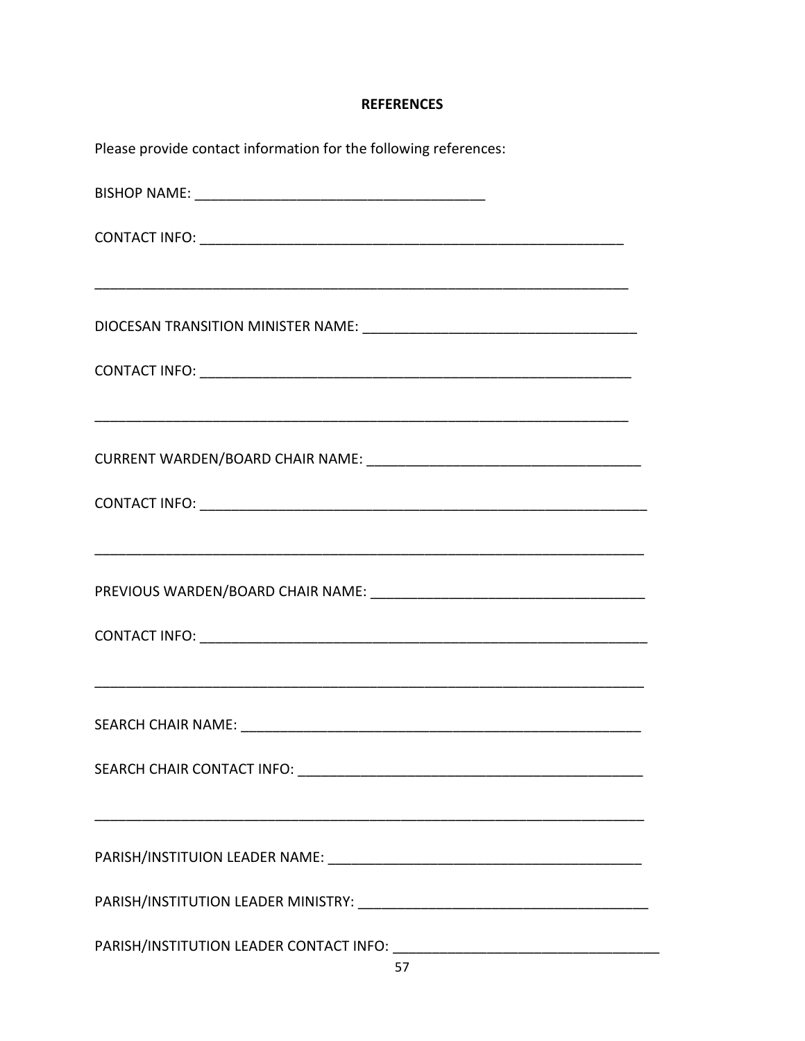**REFERENCES**

Please provide contact information for the following references:

BISHOP NAME: _____________________________________

CONTACT INFO: _____________________________________________________

_________________________________________________________________________

DIOCESAN TRANSITION MINISTER NAME: ___________________________________

CONTACT INFO: _______________________________________________________

_________________________________________________________________________

CURRENT WARDEN/BOARD CHAIR NAME: ___________________________________

CONTACT INFO: __________________________________________________________

___________________________________________________________________________

PREVIOUS WARDEN/BOARD CHAIR NAME: ___________________________________

CONTACT INFO: __________________________________________________________

___________________________________________________________________________

SEARCH CHAIR NAME: _____________________________________________________

SEARCH CHAIR CONTACT INFO: _____________________________________________

___________________________________________________________________________

PARISH/INSTITUION LEADER NAME: _________________________________________

PARISH/INSTITUTION LEADER MINISTRY: ____________________________________

PARISH/INSTITUTION LEADER CONTACT INFO: _________________________________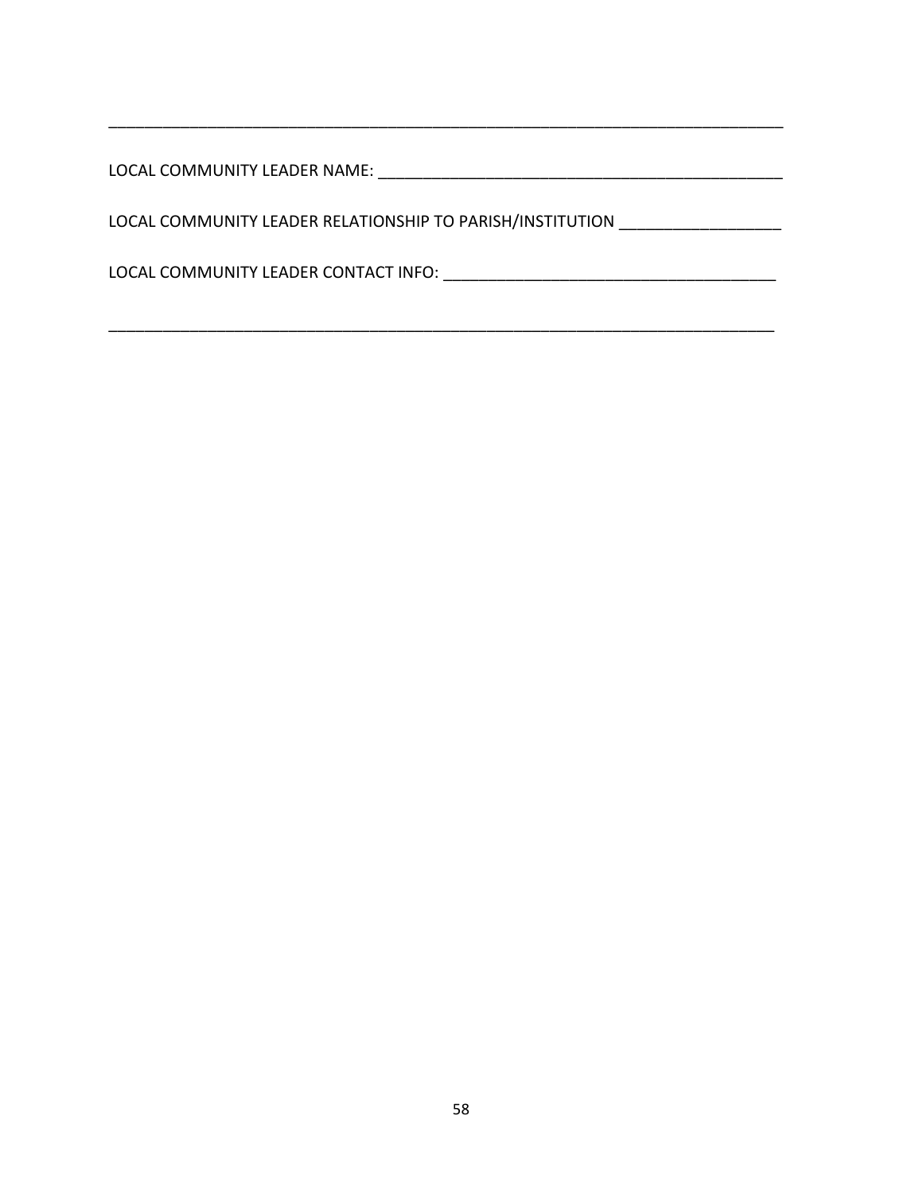_______________________________________________________________________________

LOCAL COMMUNITY LEADER NAME: ______________________________________________

LOCAL COMMUNITY LEADER RELATIONSHIP TO PARISH/INSTITUTION __________________

LOCAL COMMUNITY LEADER CONTACT INFO: ______________________________________

_______________________________________________________________________________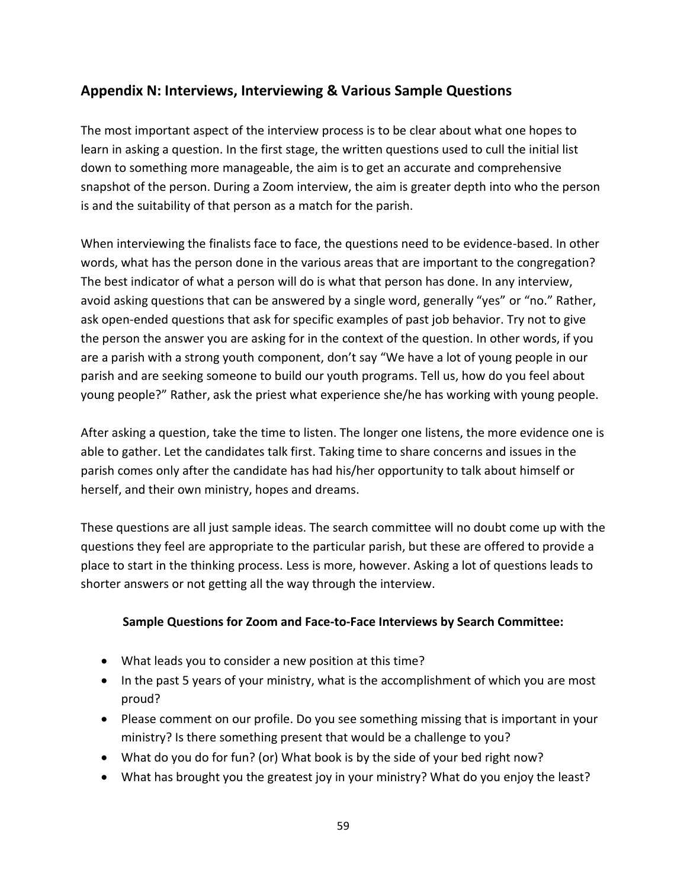## Appendix N: Interviews, Interviewing & Various Sample Questions

The most important aspect of the interview process is to be clear about what one hopes to learn in asking a question. In the first stage, the written questions used to cull the initial list down to something more manageable, the aim is to get an accurate and comprehensive snapshot of the person. During a Zoom interview, the aim is greater depth into who the person is and the suitability of that person as a match for the parish.

When interviewing the finalists face to face, the questions need to be evidence-based. In other words, what has the person done in the various areas that are important to the congregation? The best indicator of what a person will do is what that person has done. In any interview, avoid asking questions that can be answered by a single word, generally "yes" or "no." Rather, ask open-ended questions that ask for specific examples of past job behavior. Try not to give the person the answer you are asking for in the context of the question. In other words, if you are a parish with a strong youth component, don't say "We have a lot of young people in our parish and are seeking someone to build our youth programs. Tell us, how do you feel about young people?" Rather, ask the priest what experience she/he has working with young people.

After asking a question, take the time to listen. The longer one listens, the more evidence one is able to gather. Let the candidates talk first. Taking time to share concerns and issues in the parish comes only after the candidate has had his/her opportunity to talk about himself or herself, and their own ministry, hopes and dreams.

These questions are all just sample ideas. The search committee will no doubt come up with the questions they feel are appropriate to the particular parish, but these are offered to provide a place to start in the thinking process. Less is more, however. Asking a lot of questions leads to shorter answers or not getting all the way through the interview.

**Sample Questions for Zoom and Face-to-Face Interviews by Search Committee:**

- What leads you to consider a new position at this time?
- In the past 5 years of your ministry, what is the accomplishment of which you are most proud?
- Please comment on our profile. Do you see something missing that is important in your ministry? Is there something present that would be a challenge to you?
- What do you do for fun? (or) What book is by the side of your bed right now?
- What has brought you the greatest joy in your ministry? What do you enjoy the least?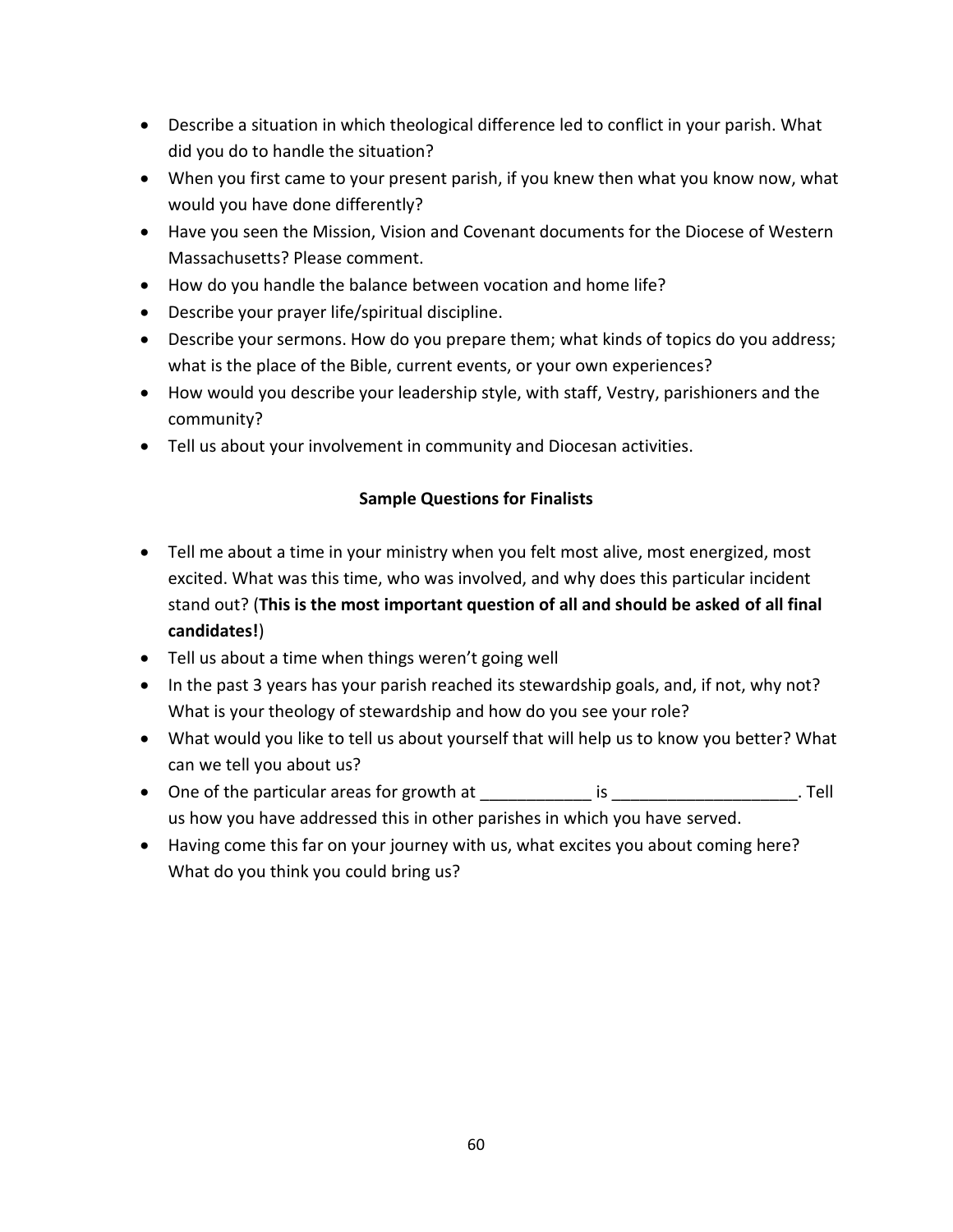- Describe a situation in which theological difference led to conflict in your parish. What did you do to handle the situation?
- When you first came to your present parish, if you knew then what you know now, what would you have done differently?
- Have you seen the Mission, Vision and Covenant documents for the Diocese of Western Massachusetts? Please comment.
- How do you handle the balance between vocation and home life?
- Describe your prayer life/spiritual discipline.
- Describe your sermons. How do you prepare them; what kinds of topics do you address; what is the place of the Bible, current events, or your own experiences?
- How would you describe your leadership style, with staff, Vestry, parishioners and the community?
- Tell us about your involvement in community and Diocesan activities.

**Sample Questions for Finalists**

- Tell me about a time in your ministry when you felt most alive, most energized, most excited. What was this time, who was involved, and why does this particular incident stand out? (**This is the most important question of all and should be asked of all final candidates!**)
- Tell us about a time when things weren't going well
- In the past 3 years has your parish reached its stewardship goals, and, if not, why not? What is your theology of stewardship and how do you see your role?
- What would you like to tell us about yourself that will help us to know you better? What can we tell you about us?
- One of the particular areas for growth at ____________ is ____________________. Tell us how you have addressed this in other parishes in which you have served.
- Having come this far on your journey with us, what excites you about coming here? What do you think you could bring us?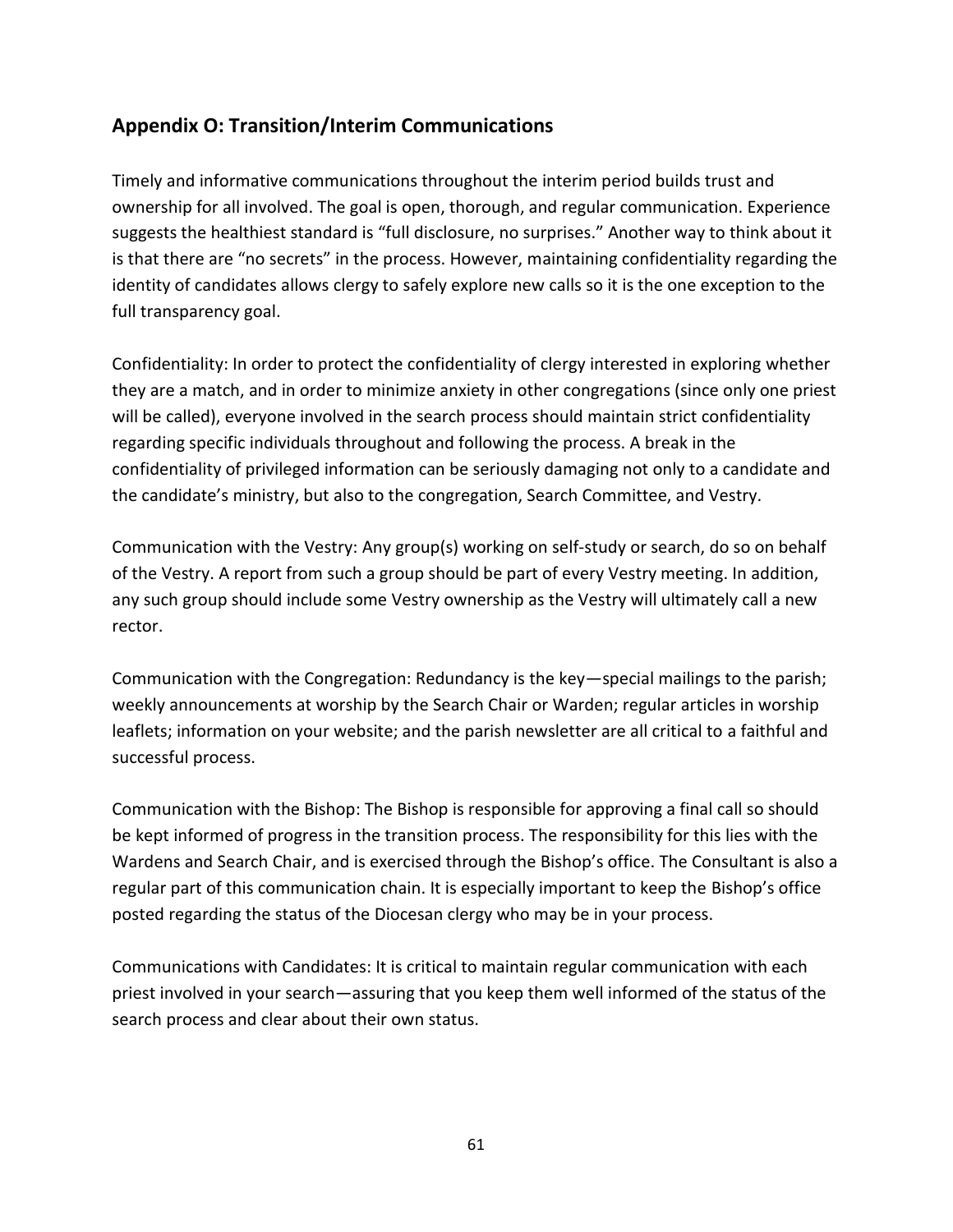## Appendix O: Transition/Interim Communications

Timely and informative communications throughout the interim period builds trust and ownership for all involved. The goal is open, thorough, and regular communication. Experience suggests the healthiest standard is "full disclosure, no surprises." Another way to think about it is that there are "no secrets" in the process. However, maintaining confidentiality regarding the identity of candidates allows clergy to safely explore new calls so it is the one exception to the full transparency goal.

Confidentiality: In order to protect the confidentiality of clergy interested in exploring whether they are a match, and in order to minimize anxiety in other congregations (since only one priest will be called), everyone involved in the search process should maintain strict confidentiality regarding specific individuals throughout and following the process. A break in the confidentiality of privileged information can be seriously damaging not only to a candidate and the candidate's ministry, but also to the congregation, Search Committee, and Vestry.

Communication with the Vestry: Any group(s) working on self-study or search, do so on behalf of the Vestry. A report from such a group should be part of every Vestry meeting. In addition, any such group should include some Vestry ownership as the Vestry will ultimately call a new rector.

Communication with the Congregation: Redundancy is the key—special mailings to the parish; weekly announcements at worship by the Search Chair or Warden; regular articles in worship leaflets; information on your website; and the parish newsletter are all critical to a faithful and successful process.

Communication with the Bishop: The Bishop is responsible for approving a final call so should be kept informed of progress in the transition process. The responsibility for this lies with the Wardens and Search Chair, and is exercised through the Bishop's office. The Consultant is also a regular part of this communication chain. It is especially important to keep the Bishop's office posted regarding the status of the Diocesan clergy who may be in your process.

Communications with Candidates: It is critical to maintain regular communication with each priest involved in your search—assuring that you keep them well informed of the status of the search process and clear about their own status.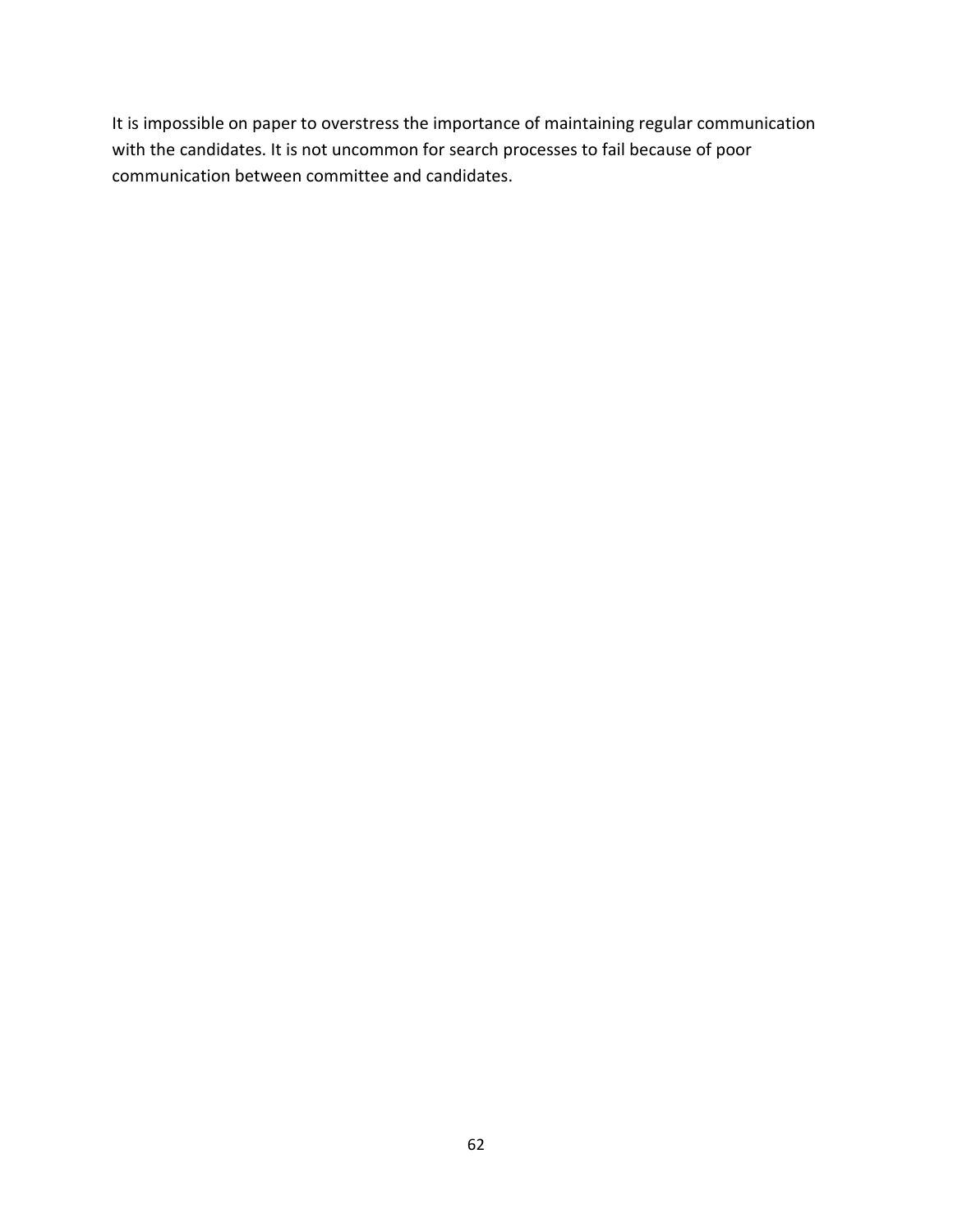It is impossible on paper to overstress the importance of maintaining regular communication with the candidates. It is not uncommon for search processes to fail because of poor communication between committee and candidates.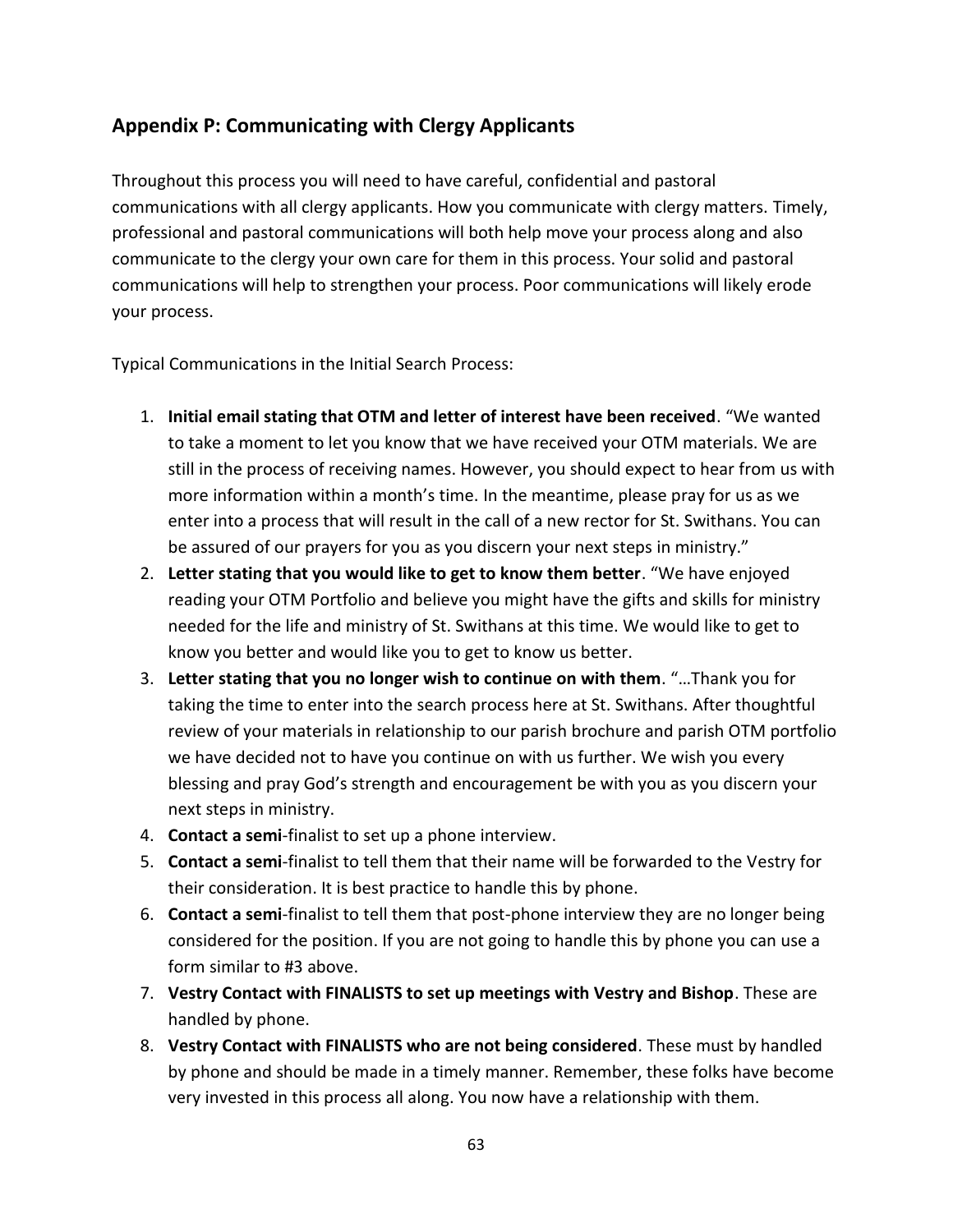## Appendix P: Communicating with Clergy Applicants

Throughout this process you will need to have careful, confidential and pastoral communications with all clergy applicants. How you communicate with clergy matters. Timely, professional and pastoral communications will both help move your process along and also communicate to the clergy your own care for them in this process. Your solid and pastoral communications will help to strengthen your process. Poor communications will likely erode your process.

Typical Communications in the Initial Search Process:

1. **Initial email stating that OTM and letter of interest have been received**. "We wanted to take a moment to let you know that we have received your OTM materials. We are still in the process of receiving names. However, you should expect to hear from us with more information within a month's time. In the meantime, please pray for us as we enter into a process that will result in the call of a new rector for St. Swithans. You can be assured of our prayers for you as you discern your next steps in ministry."
2. **Letter stating that you would like to get to know them better**. "We have enjoyed reading your OTM Portfolio and believe you might have the gifts and skills for ministry needed for the life and ministry of St. Swithans at this time. We would like to get to know you better and would like you to get to know us better.
3. **Letter stating that you no longer wish to continue on with them**. "…Thank you for taking the time to enter into the search process here at St. Swithans. After thoughtful review of your materials in relationship to our parish brochure and parish OTM portfolio we have decided not to have you continue on with us further. We wish you every blessing and pray God's strength and encouragement be with you as you discern your next steps in ministry.
4. **Contact a semi**-finalist to set up a phone interview.
5. **Contact a semi**-finalist to tell them that their name will be forwarded to the Vestry for their consideration. It is best practice to handle this by phone.
6. **Contact a semi**-finalist to tell them that post-phone interview they are no longer being considered for the position. If you are not going to handle this by phone you can use a form similar to #3 above.
7. **Vestry Contact with FINALISTS to set up meetings with Vestry and Bishop**. These are handled by phone.
8. **Vestry Contact with FINALISTS who are not being considered**. These must by handled by phone and should be made in a timely manner. Remember, these folks have become very invested in this process all along. You now have a relationship with them.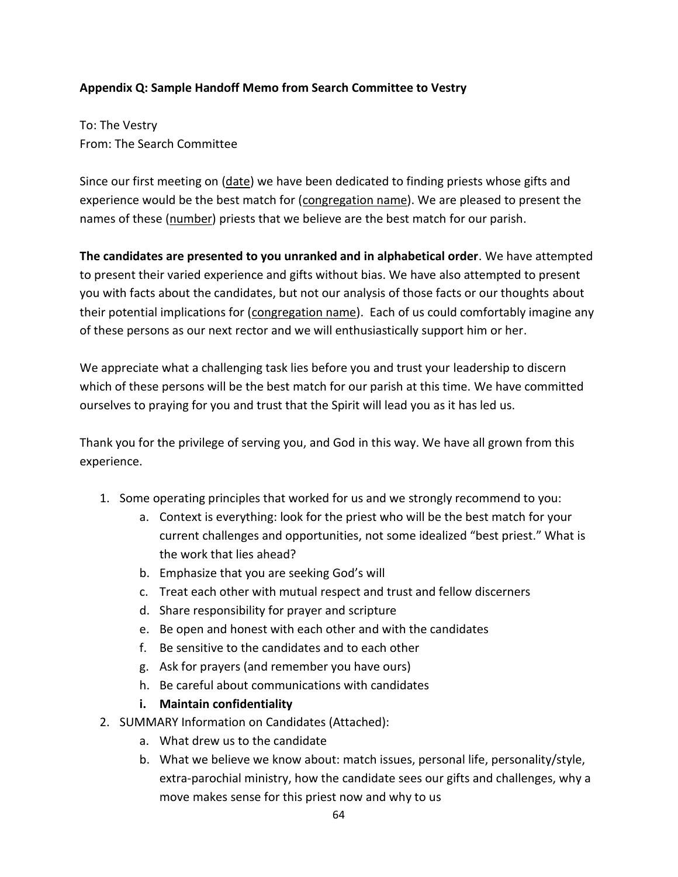**Appendix Q: Sample Handoff Memo from Search Committee to Vestry**

To: The Vestry
From: The Search Committee

Since our first meeting on (date) we have been dedicated to finding priests whose gifts and experience would be the best match for (congregation name). We are pleased to present the names of these (number) priests that we believe are the best match for our parish.

**The candidates are presented to you unranked and in alphabetical order**. We have attempted to present their varied experience and gifts without bias. We have also attempted to present you with facts about the candidates, but not our analysis of those facts or our thoughts about their potential implications for (congregation name). Each of us could comfortably imagine any of these persons as our next rector and we will enthusiastically support him or her.

We appreciate what a challenging task lies before you and trust your leadership to discern which of these persons will be the best match for our parish at this time. We have committed ourselves to praying for you and trust that the Spirit will lead you as it has led us.

Thank you for the privilege of serving you, and God in this way. We have all grown from this experience.

1. Some operating principles that worked for us and we strongly recommend to you:
    a. Context is everything: look for the priest who will be the best match for your current challenges and opportunities, not some idealized "best priest." What is the work that lies ahead?
    b. Emphasize that you are seeking God's will
    c. Treat each other with mutual respect and trust and fellow discerners
    d. Share responsibility for prayer and scripture
    e. Be open and honest with each other and with the candidates
    f. Be sensitive to the candidates and to each other
    g. Ask for prayers (and remember you have ours)
    h. Be careful about communications with candidates
    **i. Maintain confidentiality**
2. SUMMARY Information on Candidates (Attached):
    a. What drew us to the candidate
    b. What we believe we know about: match issues, personal life, personality/style, extra-parochial ministry, how the candidate sees our gifts and challenges, why a move makes sense for this priest now and why to us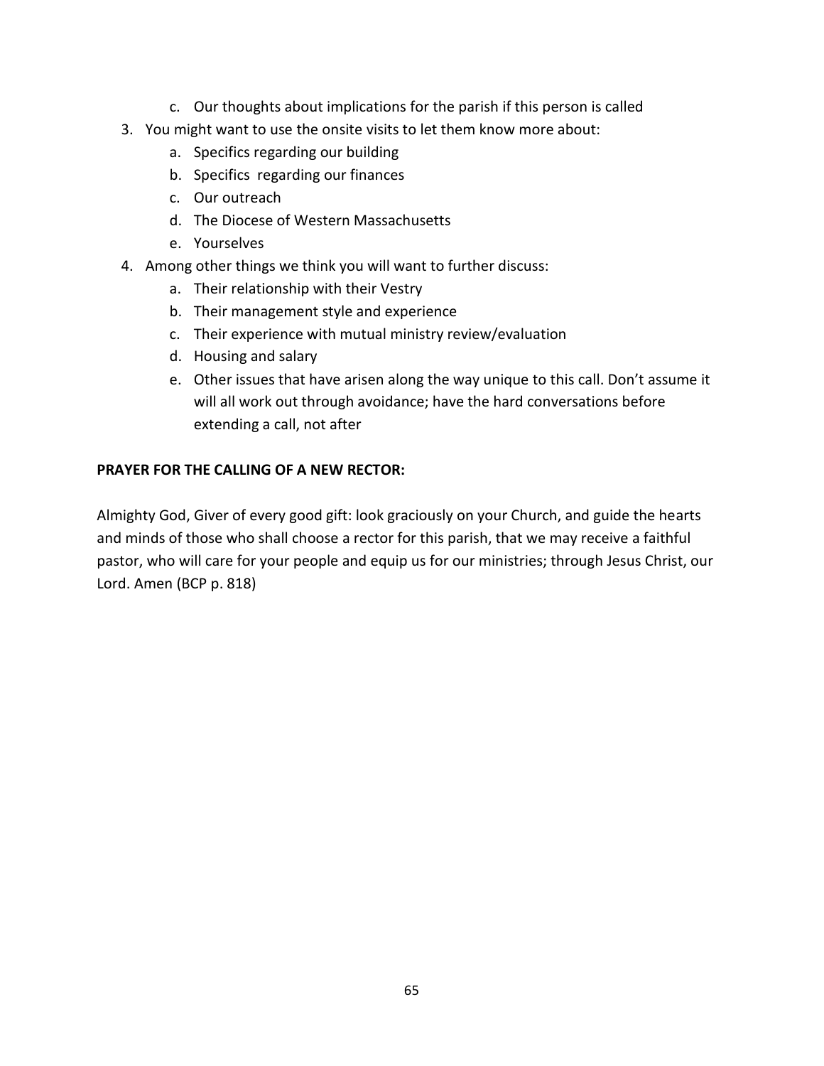c. Our thoughts about implications for the parish if this person is called

3. You might want to use the onsite visits to let them know more about:
   a. Specifics regarding our building
   b. Specifics regarding our finances
   c. Our outreach
   d. The Diocese of Western Massachusetts
   e. Yourselves

4. Among other things we think you will want to further discuss:
   a. Their relationship with their Vestry
   b. Their management style and experience
   c. Their experience with mutual ministry review/evaluation
   d. Housing and salary
   e. Other issues that have arisen along the way unique to this call. Don't assume it will all work out through avoidance; have the hard conversations before extending a call, not after

**PRAYER FOR THE CALLING OF A NEW RECTOR:**

Almighty God, Giver of every good gift: look graciously on your Church, and guide the hearts and minds of those who shall choose a rector for this parish, that we may receive a faithful pastor, who will care for your people and equip us for our ministries; through Jesus Christ, our Lord. Amen (BCP p. 818)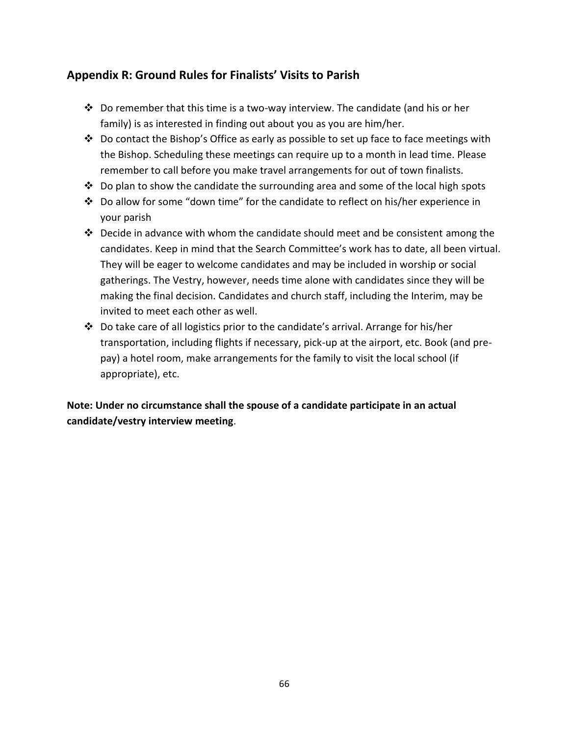## Appendix R: Ground Rules for Finalists' Visits to Parish

- Do remember that this time is a two-way interview. The candidate (and his or her family) is as interested in finding out about you as you are him/her.
- Do contact the Bishop's Office as early as possible to set up face to face meetings with the Bishop. Scheduling these meetings can require up to a month in lead time. Please remember to call before you make travel arrangements for out of town finalists.
- Do plan to show the candidate the surrounding area and some of the local high spots
- Do allow for some "down time" for the candidate to reflect on his/her experience in your parish
- Decide in advance with whom the candidate should meet and be consistent among the candidates. Keep in mind that the Search Committee's work has to date, all been virtual. They will be eager to welcome candidates and may be included in worship or social gatherings. The Vestry, however, needs time alone with candidates since they will be making the final decision. Candidates and church staff, including the Interim, may be invited to meet each other as well.
- Do take care of all logistics prior to the candidate's arrival. Arrange for his/her transportation, including flights if necessary, pick-up at the airport, etc. Book (and pre-pay) a hotel room, make arrangements for the family to visit the local school (if appropriate), etc.

**Note: Under no circumstance shall the spouse of a candidate participate in an actual candidate/vestry interview meeting**.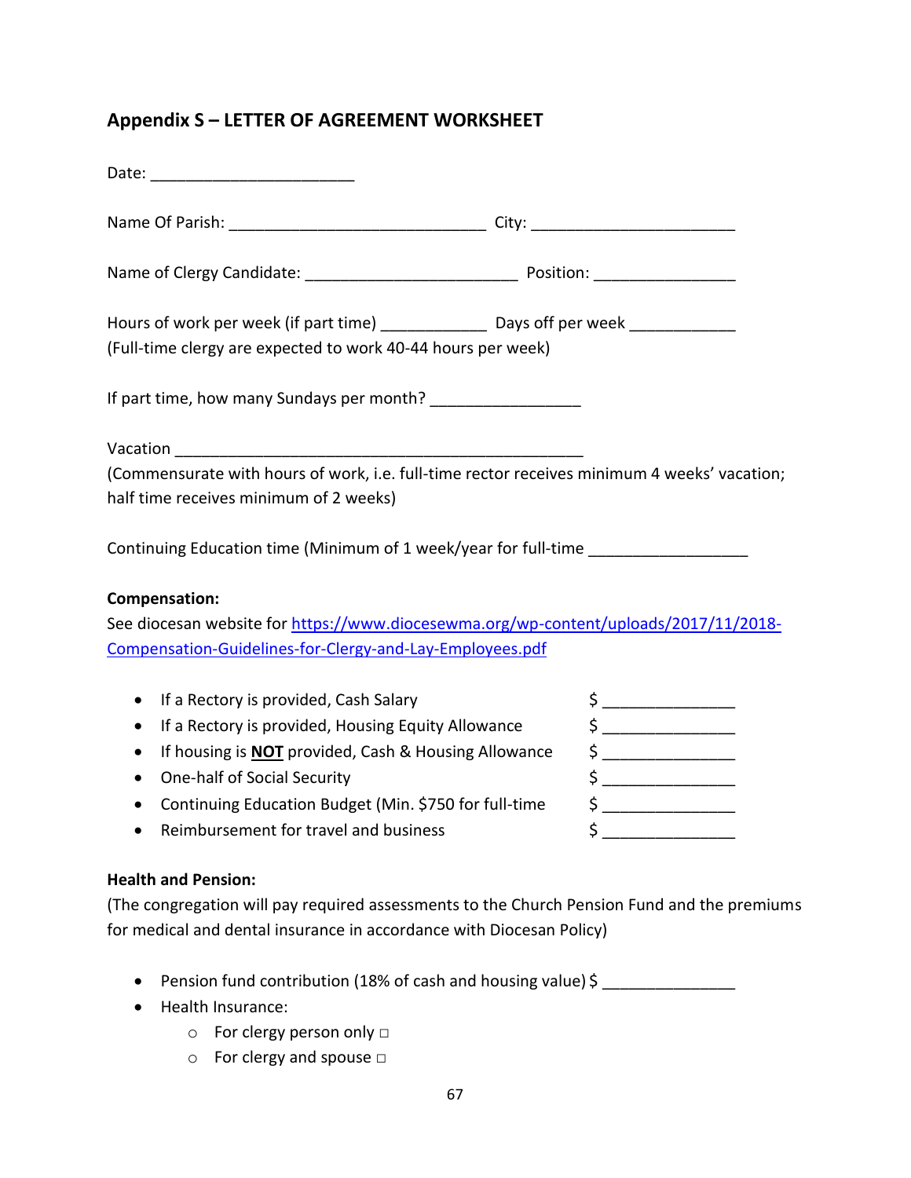## Appendix S – LETTER OF AGREEMENT WORKSHEET

Date: ______________________

Name Of Parish: ____________________________ City: ______________________

Name of Clergy Candidate: _______________________ Position: _______________

Hours of work per week (if part time) ___________ Days off per week ___________
(Full-time clergy are expected to work 40-44 hours per week)

If part time, how many Sundays per month? ________________

Vacation ____________________________________________
(Commensurate with hours of work, i.e. full-time rector receives minimum 4 weeks' vacation; half time receives minimum of 2 weeks)

Continuing Education time (Minimum of 1 week/year for full-time _________________

**Compensation:**

See diocesan website for https://www.diocesewma.org/wp-content/uploads/2017/11/2018-Compensation-Guidelines-for-Clergy-and-Lay-Employees.pdf

- If a Rectory is provided, Cash Salary $ ______________
- If a Rectory is provided, Housing Equity Allowance $ ______________
- If housing is **NOT** provided, Cash & Housing Allowance $ ______________
- One-half of Social Security $ ______________
- Continuing Education Budget (Min. $750 for full-time $ ______________
- Reimbursement for travel and business $ ______________

**Health and Pension:**

(The congregation will pay required assessments to the Church Pension Fund and the premiums for medical and dental insurance in accordance with Diocesan Policy)

- Pension fund contribution (18% of cash and housing value) $ ______________
- Health Insurance:
  - For clergy person only □
  - For clergy and spouse □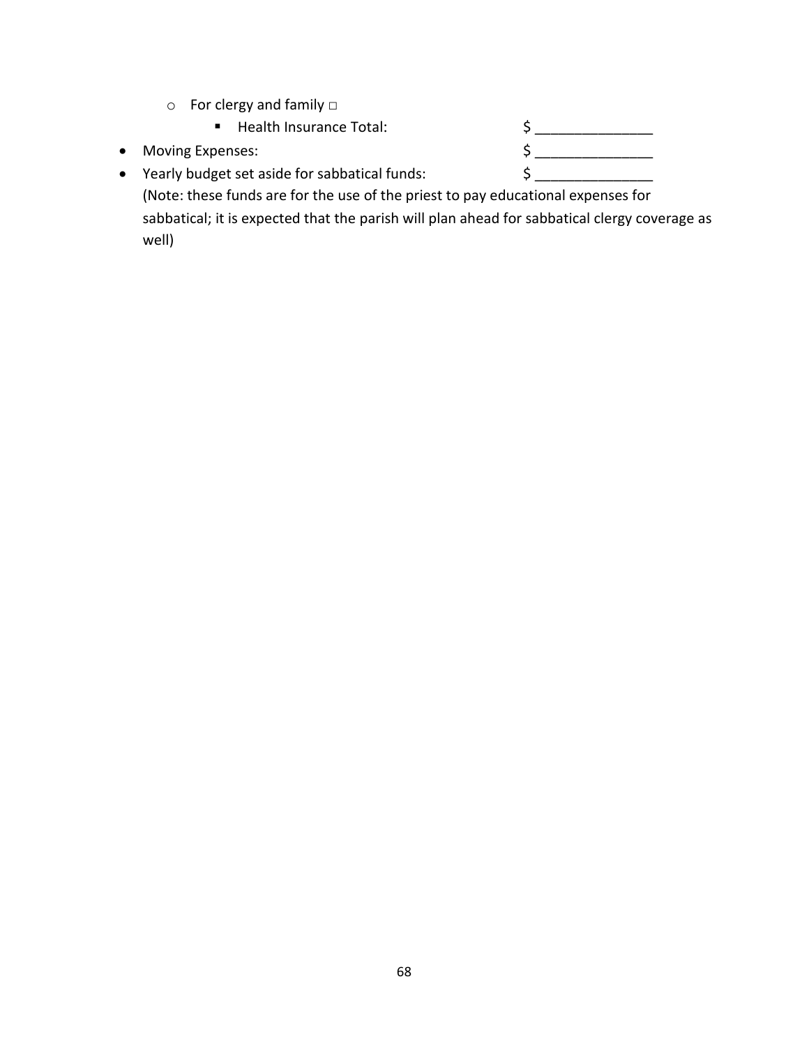- For clergy and family □
        - Health Insurance Total: $ _______________
- Moving Expenses: $ _______________
- Yearly budget set aside for sabbatical funds: $ _______________

  (Note: these funds are for the use of the priest to pay educational expenses for sabbatical; it is expected that the parish will plan ahead for sabbatical clergy coverage as well)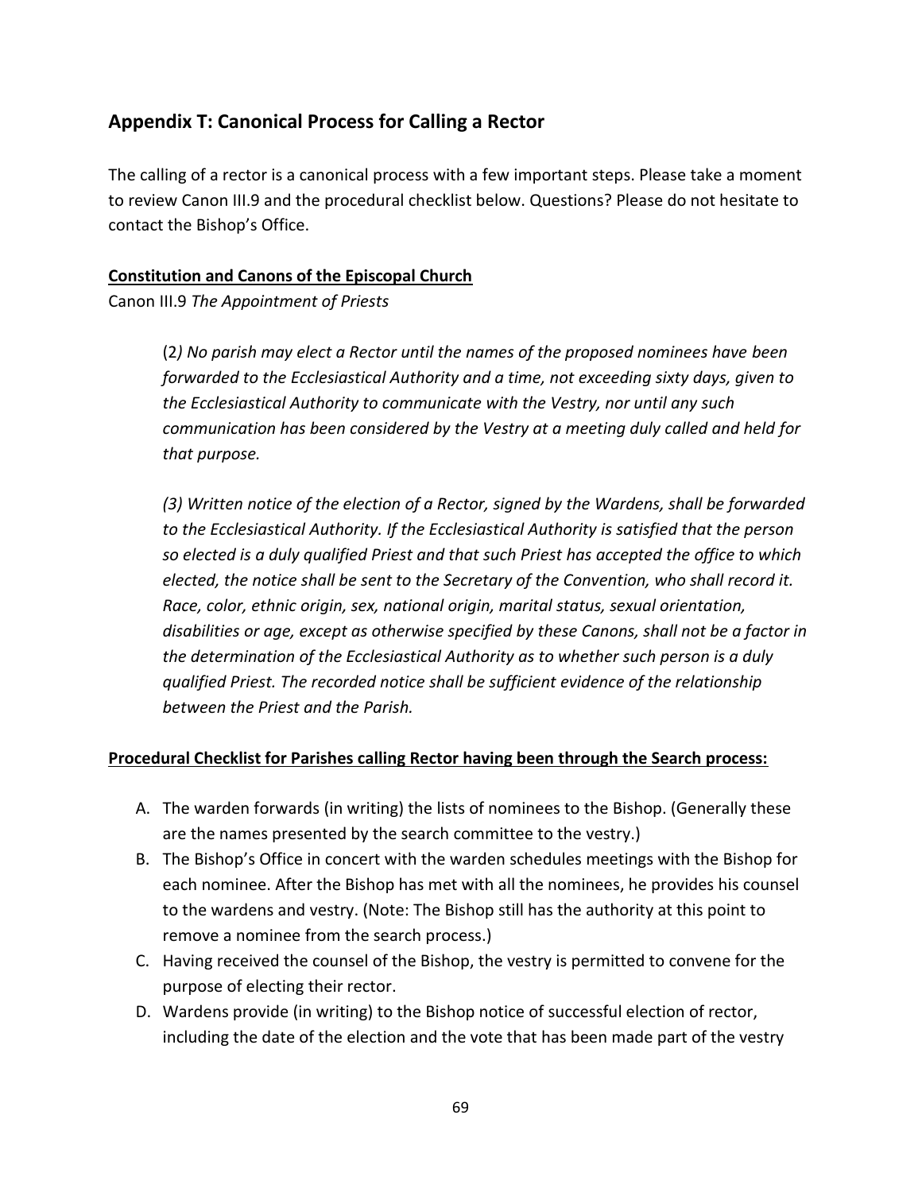## Appendix T: Canonical Process for Calling a Rector

The calling of a rector is a canonical process with a few important steps. Please take a moment to review Canon III.9 and the procedural checklist below. Questions? Please do not hesitate to contact the Bishop's Office.

**Constitution and Canons of the Episcopal Church**

Canon III.9 *The Appointment of Priests*

> (2*) No parish may elect a Rector until the names of the proposed nominees have been forwarded to the Ecclesiastical Authority and a time, not exceeding sixty days, given to the Ecclesiastical Authority to communicate with the Vestry, nor until any such communication has been considered by the Vestry at a meeting duly called and held for that purpose.*
>
> *(3) Written notice of the election of a Rector, signed by the Wardens, shall be forwarded to the Ecclesiastical Authority. If the Ecclesiastical Authority is satisfied that the person so elected is a duly qualified Priest and that such Priest has accepted the office to which elected, the notice shall be sent to the Secretary of the Convention, who shall record it. Race, color, ethnic origin, sex, national origin, marital status, sexual orientation, disabilities or age, except as otherwise specified by these Canons, shall not be a factor in the determination of the Ecclesiastical Authority as to whether such person is a duly qualified Priest. The recorded notice shall be sufficient evidence of the relationship between the Priest and the Parish.*

**Procedural Checklist for Parishes calling Rector having been through the Search process:**

A. The warden forwards (in writing) the lists of nominees to the Bishop. (Generally these are the names presented by the search committee to the vestry.)

B. The Bishop's Office in concert with the warden schedules meetings with the Bishop for each nominee. After the Bishop has met with all the nominees, he provides his counsel to the wardens and vestry. (Note: The Bishop still has the authority at this point to remove a nominee from the search process.)

C. Having received the counsel of the Bishop, the vestry is permitted to convene for the purpose of electing their rector.

D. Wardens provide (in writing) to the Bishop notice of successful election of rector, including the date of the election and the vote that has been made part of the vestry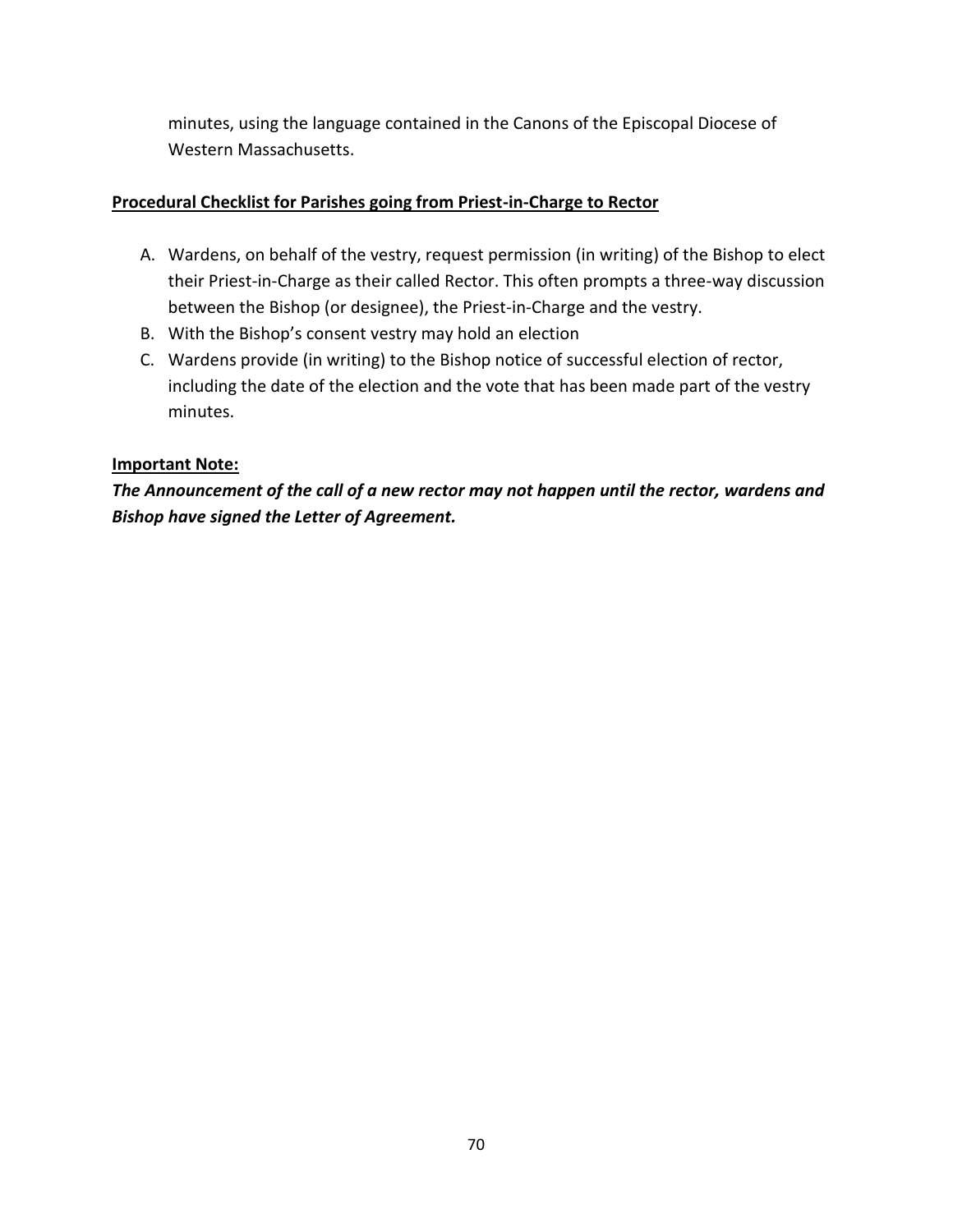minutes, using the language contained in the Canons of the Episcopal Diocese of Western Massachusetts.

**<u>Procedural Checklist for Parishes going from Priest-in-Charge to Rector</u>**

A. Wardens, on behalf of the vestry, request permission (in writing) of the Bishop to elect their Priest-in-Charge as their called Rector. This often prompts a three-way discussion between the Bishop (or designee), the Priest-in-Charge and the vestry.
B. With the Bishop's consent vestry may hold an election
C. Wardens provide (in writing) to the Bishop notice of successful election of rector, including the date of the election and the vote that has been made part of the vestry minutes.

**<u>Important Note:</u>**

***The Announcement of the call of a new rector may not happen until the rector, wardens and Bishop have signed the Letter of Agreement.***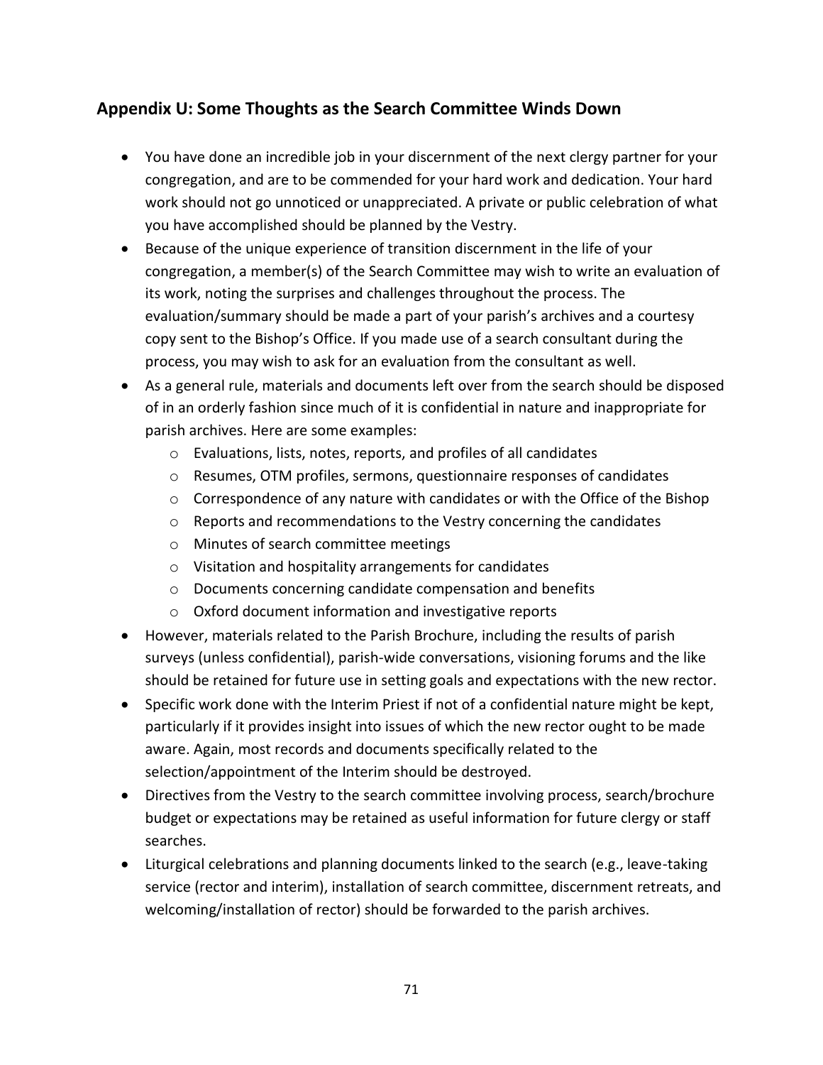## Appendix U: Some Thoughts as the Search Committee Winds Down

- You have done an incredible job in your discernment of the next clergy partner for your congregation, and are to be commended for your hard work and dedication. Your hard work should not go unnoticed or unappreciated. A private or public celebration of what you have accomplished should be planned by the Vestry.
- Because of the unique experience of transition discernment in the life of your congregation, a member(s) of the Search Committee may wish to write an evaluation of its work, noting the surprises and challenges throughout the process. The evaluation/summary should be made a part of your parish's archives and a courtesy copy sent to the Bishop's Office. If you made use of a search consultant during the process, you may wish to ask for an evaluation from the consultant as well.
- As a general rule, materials and documents left over from the search should be disposed of in an orderly fashion since much of it is confidential in nature and inappropriate for parish archives. Here are some examples:
  - Evaluations, lists, notes, reports, and profiles of all candidates
  - Resumes, OTM profiles, sermons, questionnaire responses of candidates
  - Correspondence of any nature with candidates or with the Office of the Bishop
  - Reports and recommendations to the Vestry concerning the candidates
  - Minutes of search committee meetings
  - Visitation and hospitality arrangements for candidates
  - Documents concerning candidate compensation and benefits
  - Oxford document information and investigative reports
- However, materials related to the Parish Brochure, including the results of parish surveys (unless confidential), parish-wide conversations, visioning forums and the like should be retained for future use in setting goals and expectations with the new rector.
- Specific work done with the Interim Priest if not of a confidential nature might be kept, particularly if it provides insight into issues of which the new rector ought to be made aware. Again, most records and documents specifically related to the selection/appointment of the Interim should be destroyed.
- Directives from the Vestry to the search committee involving process, search/brochure budget or expectations may be retained as useful information for future clergy or staff searches.
- Liturgical celebrations and planning documents linked to the search (e.g., leave-taking service (rector and interim), installation of search committee, discernment retreats, and welcoming/installation of rector) should be forwarded to the parish archives.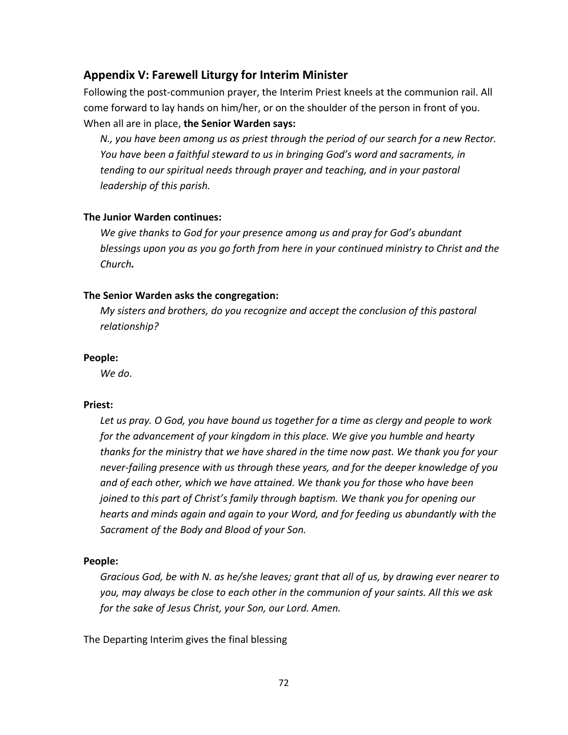## Appendix V: Farewell Liturgy for Interim Minister

Following the post-communion prayer, the Interim Priest kneels at the communion rail. All come forward to lay hands on him/her, or on the shoulder of the person in front of you. When all are in place, **the Senior Warden says:**

*N., you have been among us as priest through the period of our search for a new Rector. You have been a faithful steward to us in bringing God's word and sacraments, in tending to our spiritual needs through prayer and teaching, and in your pastoral leadership of this parish.*

**The Junior Warden continues:**

*We give thanks to God for your presence among us and pray for God's abundant blessings upon you as you go forth from here in your continued ministry to Christ and the Church.*

**The Senior Warden asks the congregation:**

*My sisters and brothers, do you recognize and accept the conclusion of this pastoral relationship?*

**People:**

*We do*.

**Priest:**

*Let us pray. O God, you have bound us together for a time as clergy and people to work for the advancement of your kingdom in this place. We give you humble and hearty thanks for the ministry that we have shared in the time now past. We thank you for your never-failing presence with us through these years, and for the deeper knowledge of you and of each other, which we have attained. We thank you for those who have been joined to this part of Christ's family through baptism. We thank you for opening our hearts and minds again and again to your Word, and for feeding us abundantly with the Sacrament of the Body and Blood of your Son.*

**People:**

*Gracious God, be with N. as he/she leaves; grant that all of us, by drawing ever nearer to you, may always be close to each other in the communion of your saints. All this we ask for the sake of Jesus Christ, your Son, our Lord. Amen.*

The Departing Interim gives the final blessing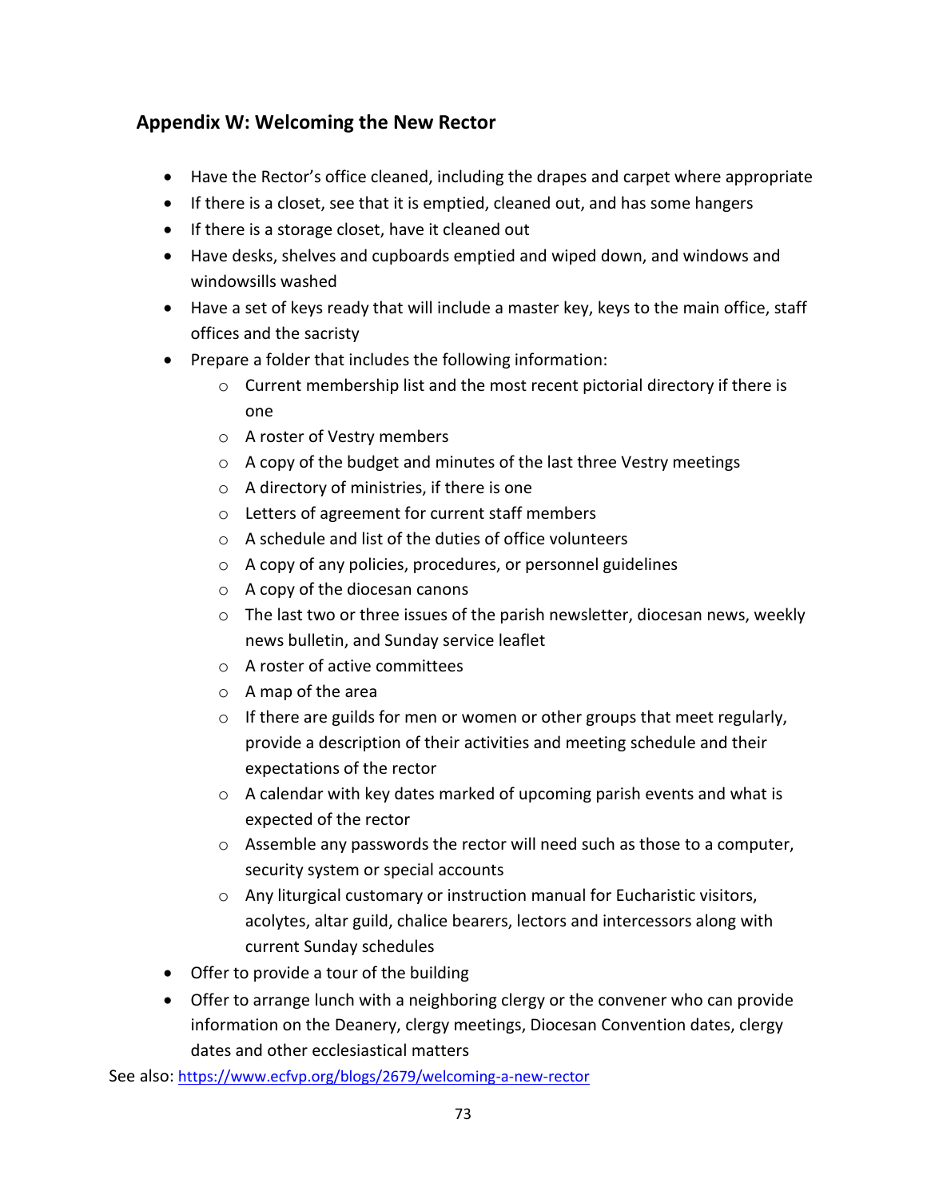## Appendix W: Welcoming the New Rector

- Have the Rector's office cleaned, including the drapes and carpet where appropriate
- If there is a closet, see that it is emptied, cleaned out, and has some hangers
- If there is a storage closet, have it cleaned out
- Have desks, shelves and cupboards emptied and wiped down, and windows and windowsills washed
- Have a set of keys ready that will include a master key, keys to the main office, staff offices and the sacristy
- Prepare a folder that includes the following information:
  - Current membership list and the most recent pictorial directory if there is one
  - A roster of Vestry members
  - A copy of the budget and minutes of the last three Vestry meetings
  - A directory of ministries, if there is one
  - Letters of agreement for current staff members
  - A schedule and list of the duties of office volunteers
  - A copy of any policies, procedures, or personnel guidelines
  - A copy of the diocesan canons
  - The last two or three issues of the parish newsletter, diocesan news, weekly news bulletin, and Sunday service leaflet
  - A roster of active committees
  - A map of the area
  - If there are guilds for men or women or other groups that meet regularly, provide a description of their activities and meeting schedule and their expectations of the rector
  - A calendar with key dates marked of upcoming parish events and what is expected of the rector
  - Assemble any passwords the rector will need such as those to a computer, security system or special accounts
  - Any liturgical customary or instruction manual for Eucharistic visitors, acolytes, altar guild, chalice bearers, lectors and intercessors along with current Sunday schedules
- Offer to provide a tour of the building
- Offer to arrange lunch with a neighboring clergy or the convener who can provide information on the Deanery, clergy meetings, Diocesan Convention dates, clergy dates and other ecclesiastical matters

See also: [https://www.ecfvp.org/blogs/2679/welcoming-a-new-rector](https://www.ecfvp.org/blogs/2679/welcoming-a-new-rector)